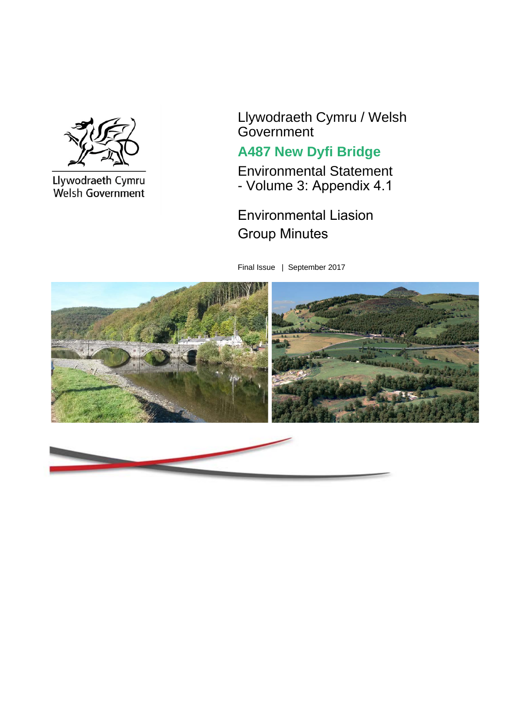Llywodraeth Cymru
Welsh Government

Llywodraeth Cymru / Welsh Government

# A487 New Dyfi Bridge

Environmental Statement
- Volume 3: Appendix 4.1

## Environmental Liasion Group Minutes

Final Issue | September 2017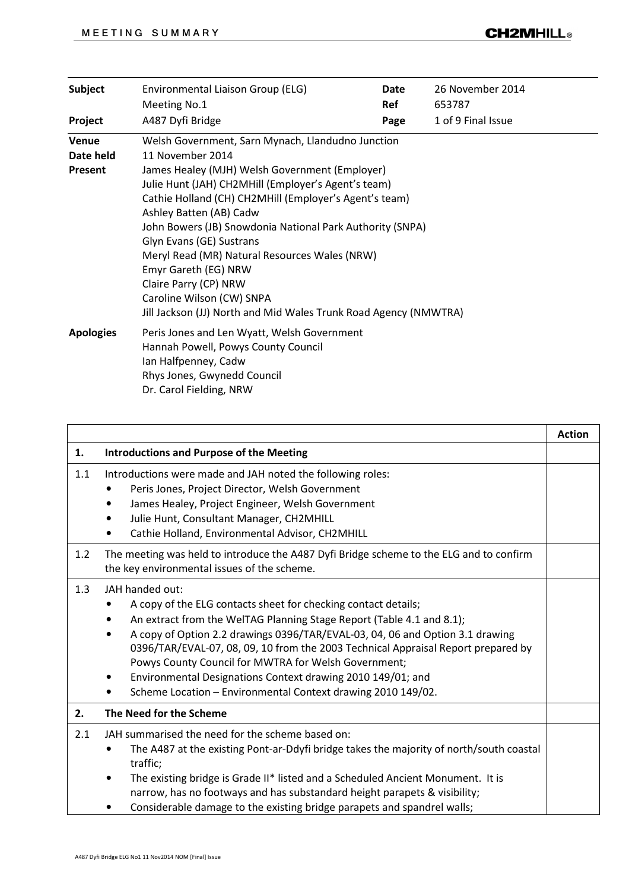| | | |
|---|---|---|
| **Subject** | Environmental Liaison Group (ELG) Meeting No.1 | **Date** 26 November 2014 |
| **Project** | A487 Dyfi Bridge | **Ref** 653787 |
| | | **Page** 1 of 9 Final Issue |
| **Venue** | Welsh Government, Sarn Mynach, Llandudno Junction | |
| **Date held** | 11 November 2014 | |
| **Present** | James Healey (MJH) Welsh Government (Employer)<br>Julie Hunt (JAH) CH2MHill (Employer's Agent's team)<br>Cathie Holland (CH) CH2MHill (Employer's Agent's team)<br>Ashley Batten (AB) Cadw<br>John Bowers (JB) Snowdonia National Park Authority (SNPA)<br>Glyn Evans (GE) Sustrans<br>Meryl Read (MR) Natural Resources Wales (NRW)<br>Emyr Gareth (EG) NRW<br>Claire Parry (CP) NRW<br>Caroline Wilson (CW) SNPA<br>Jill Jackson (JJ) North and Mid Wales Trunk Road Agency (NMWTRA) | |
| **Apologies** | Peris Jones and Len Wyatt, Welsh Government<br>Hannah Powell, Powys County Council<br>Ian Halfpenney, Cadw<br>Rhys Jones, Gwynedd Council<br>Dr. Carol Fielding, NRW | |

| | | Action |
|---|---|---|
| **1.** | **Introductions and Purpose of the Meeting** | |
| 1.1 | Introductions were made and JAH noted the following roles:<br>• Peris Jones, Project Director, Welsh Government<br>• James Healey, Project Engineer, Welsh Government<br>• Julie Hunt, Consultant Manager, CH2MHILL<br>• Cathie Holland, Environmental Advisor, CH2MHILL | |
| 1.2 | The meeting was held to introduce the A487 Dyfi Bridge scheme to the ELG and to confirm the key environmental issues of the scheme. | |
| 1.3 | JAH handed out:<br>• A copy of the ELG contacts sheet for checking contact details;<br>• An extract from the WelTAG Planning Stage Report (Table 4.1 and 8.1);<br>• A copy of Option 2.2 drawings 0396/TAR/EVAL-03, 04, 06 and Option 3.1 drawing 0396/TAR/EVAL-07, 08, 09, 10 from the 2003 Technical Appraisal Report prepared by Powys County Council for MWTRA for Welsh Government;<br>• Environmental Designations Context drawing 2010 149/01; and<br>• Scheme Location – Environmental Context drawing 2010 149/02. | |
| **2.** | **The Need for the Scheme** | |
| 2.1 | JAH summarised the need for the scheme based on:<br>• The A487 at the existing Pont-ar-Ddyfi bridge takes the majority of north/south coastal traffic;<br>• The existing bridge is Grade II* listed and a Scheduled Ancient Monument. It is narrow, has no footways and has substandard height parapets & visibility;<br>• Considerable damage to the existing bridge parapets and spandrel walls; | |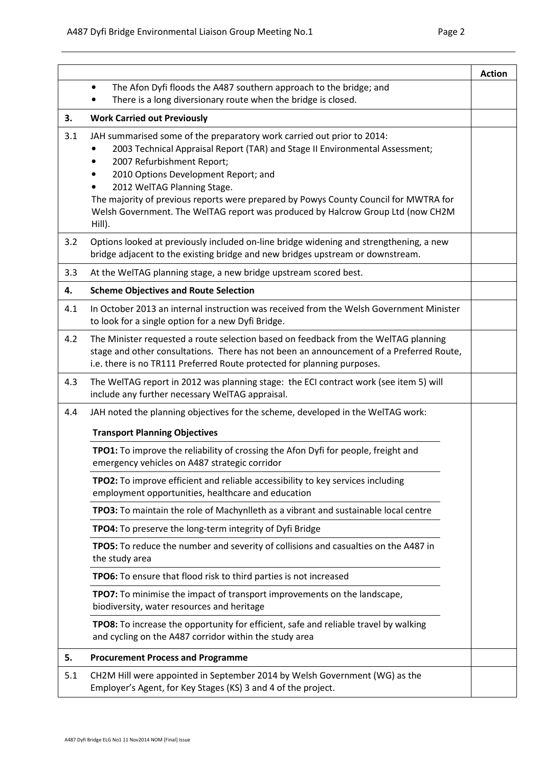| | | Action |
|---|---|---|
| | • The Afon Dyfi floods the A487 southern approach to the bridge; and<br>• There is a long diversionary route when the bridge is closed. | |
| **3.** | **Work Carried out Previously** | |
| 3.1 | JAH summarised some of the preparatory work carried out prior to 2014:<br>• 2003 Technical Appraisal Report (TAR) and Stage II Environmental Assessment;<br>• 2007 Refurbishment Report;<br>• 2010 Options Development Report; and<br>• 2012 WelTAG Planning Stage.<br>The majority of previous reports were prepared by Powys County Council for MWTRA for Welsh Government. The WelTAG report was produced by Halcrow Group Ltd (now CH2M Hill). | |
| 3.2 | Options looked at previously included on-line bridge widening and strengthening, a new bridge adjacent to the existing bridge and new bridges upstream or downstream. | |
| 3.3 | At the WelTAG planning stage, a new bridge upstream scored best. | |
| **4.** | **Scheme Objectives and Route Selection** | |
| 4.1 | In October 2013 an internal instruction was received from the Welsh Government Minister to look for a single option for a new Dyfi Bridge. | |
| 4.2 | The Minister requested a route selection based on feedback from the WelTAG planning stage and other consultations. There has not been an announcement of a Preferred Route, i.e. there is no TR111 Preferred Route protected for planning purposes. | |
| 4.3 | The WelTAG report in 2012 was planning stage: the ECI contract work (see item 5) will include any further necessary WelTAG appraisal. | |
| 4.4 | JAH noted the planning objectives for the scheme, developed in the WelTAG work:<br><br>**Transport Planning Objectives**<br><br>**TPO1:** To improve the reliability of crossing the Afon Dyfi for people, freight and emergency vehicles on A487 strategic corridor<br><br>**TPO2:** To improve efficient and reliable accessibility to key services including employment opportunities, healthcare and education<br><br>**TPO3:** To maintain the role of Machynlleth as a vibrant and sustainable local centre<br><br>**TPO4:** To preserve the long-term integrity of Dyfi Bridge<br><br>**TPO5:** To reduce the number and severity of collisions and casualties on the A487 in the study area<br><br>**TPO6:** To ensure that flood risk to third parties is not increased<br><br>**TPO7:** To minimise the impact of transport improvements on the landscape, biodiversity, water resources and heritage<br><br>**TPO8:** To increase the opportunity for efficient, safe and reliable travel by walking and cycling on the A487 corridor within the study area | |
| **5.** | **Procurement Process and Programme** | |
| 5.1 | CH2M Hill were appointed in September 2014 by Welsh Government (WG) as the Employer's Agent, for Key Stages (KS) 3 and 4 of the project. | |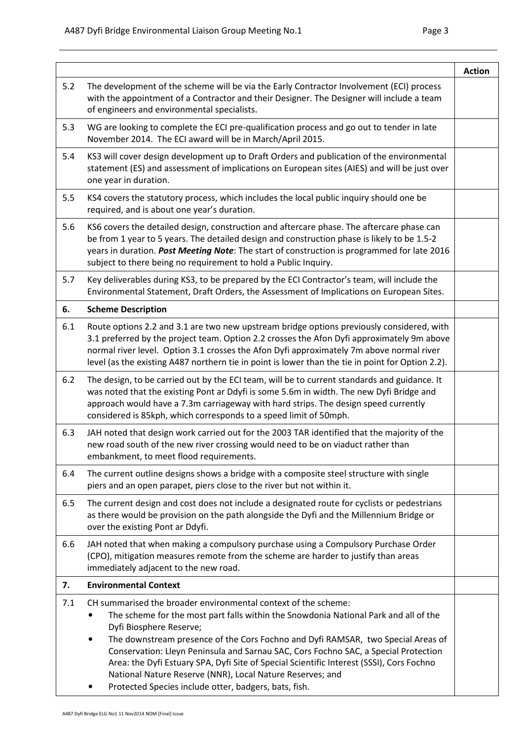| | | Action |
|---|---|---|
| 5.2 | The development of the scheme will be via the Early Contractor Involvement (ECI) process with the appointment of a Contractor and their Designer. The Designer will include a team of engineers and environmental specialists. | |
| 5.3 | WG are looking to complete the ECI pre-qualification process and go out to tender in late November 2014. The ECI award will be in March/April 2015. | |
| 5.4 | KS3 will cover design development up to Draft Orders and publication of the environmental statement (ES) and assessment of implications on European sites (AIES) and will be just over one year in duration. | |
| 5.5 | KS4 covers the statutory process, which includes the local public inquiry should one be required, and is about one year's duration. | |
| 5.6 | KS6 covers the detailed design, construction and aftercare phase. The aftercare phase can be from 1 year to 5 years. The detailed design and construction phase is likely to be 1.5-2 years in duration. ***Post Meeting Note***: The start of construction is programmed for late 2016 subject to there being no requirement to hold a Public Inquiry. | |
| 5.7 | Key deliverables during KS3, to be prepared by the ECI Contractor's team, will include the Environmental Statement, Draft Orders, the Assessment of Implications on European Sites. | |
| **6.** | **Scheme Description** | |
| 6.1 | Route options 2.2 and 3.1 are two new upstream bridge options previously considered, with 3.1 preferred by the project team. Option 2.2 crosses the Afon Dyfi approximately 9m above normal river level. Option 3.1 crosses the Afon Dyfi approximately 7m above normal river level (as the existing A487 northern tie in point is lower than the tie in point for Option 2.2). | |
| 6.2 | The design, to be carried out by the ECI team, will be to current standards and guidance. It was noted that the existing Pont ar Ddyfi is some 5.6m in width. The new Dyfi Bridge and approach would have a 7.3m carriageway with hard strips. The design speed currently considered is 85kph, which corresponds to a speed limit of 50mph. | |
| 6.3 | JAH noted that design work carried out for the 2003 TAR identified that the majority of the new road south of the new river crossing would need to be on viaduct rather than embankment, to meet flood requirements. | |
| 6.4 | The current outline designs shows a bridge with a composite steel structure with single piers and an open parapet, piers close to the river but not within it. | |
| 6.5 | The current design and cost does not include a designated route for cyclists or pedestrians as there would be provision on the path alongside the Dyfi and the Millennium Bridge or over the existing Pont ar Ddyfi. | |
| 6.6 | JAH noted that when making a compulsory purchase using a Compulsory Purchase Order (CPO), mitigation measures remote from the scheme are harder to justify than areas immediately adjacent to the new road. | |
| **7.** | **Environmental Context** | |
| 7.1 | CH summarised the broader environmental context of the scheme:<br>• The scheme for the most part falls within the Snowdonia National Park and all of the Dyfi Biosphere Reserve;<br>• The downstream presence of the Cors Fochno and Dyfi RAMSAR, two Special Areas of Conservation: Lleyn Peninsula and Sarnau SAC, Cors Fochno SAC, a Special Protection Area: the Dyfi Estuary SPA, Dyfi Site of Special Scientific Interest (SSSI), Cors Fochno National Nature Reserve (NNR), Local Nature Reserves; and<br>• Protected Species include otter, badgers, bats, fish. | |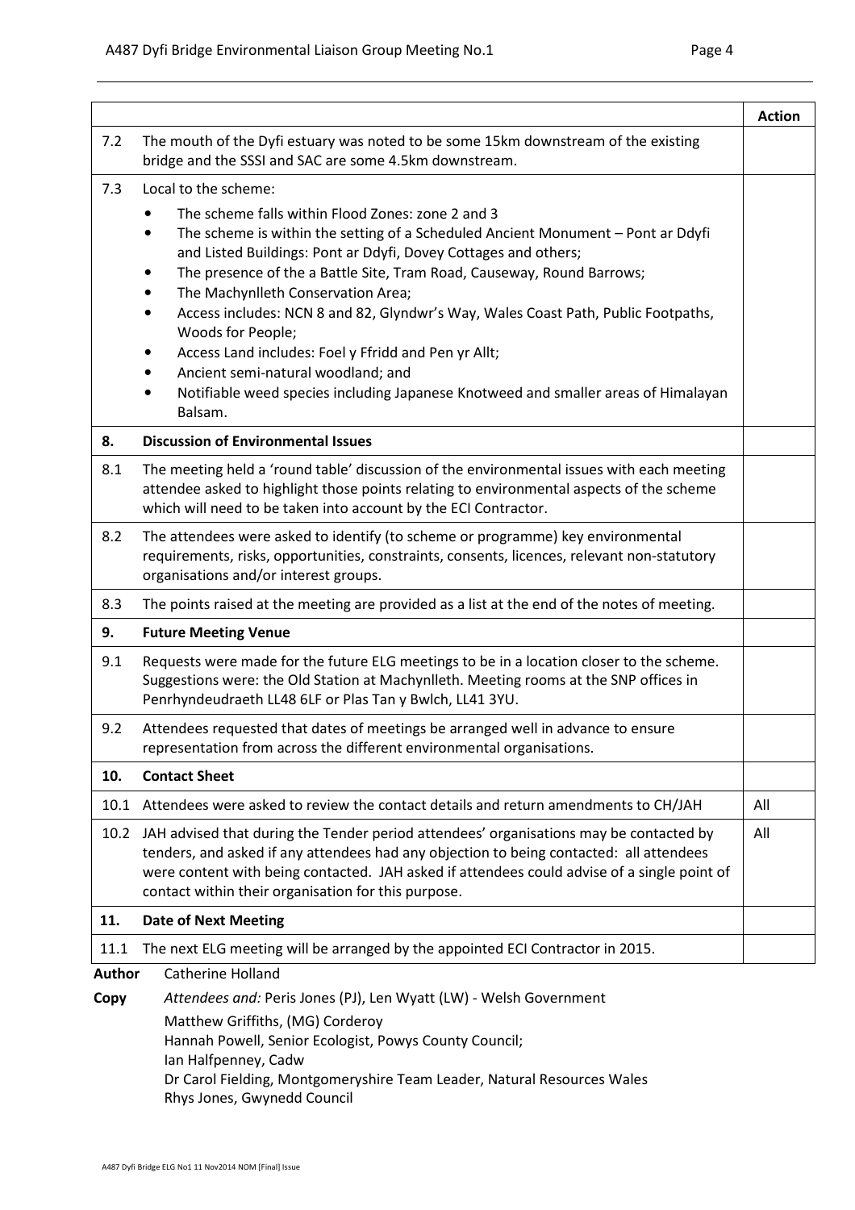| | | Action |
|---|---|---|
| 7.2 | The mouth of the Dyfi estuary was noted to be some 15km downstream of the existing bridge and the SSSI and SAC are some 4.5km downstream. | |
| 7.3 | Local to the scheme:<br>• The scheme falls within Flood Zones: zone 2 and 3<br>• The scheme is within the setting of a Scheduled Ancient Monument – Pont ar Ddyfi and Listed Buildings: Pont ar Ddyfi, Dovey Cottages and others;<br>• The presence of the a Battle Site, Tram Road, Causeway, Round Barrows;<br>• The Machynlleth Conservation Area;<br>• Access includes: NCN 8 and 82, Glyndwr's Way, Wales Coast Path, Public Footpaths, Woods for People;<br>• Access Land includes: Foel y Ffridd and Pen yr Allt;<br>• Ancient semi-natural woodland; and<br>• Notifiable weed species including Japanese Knotweed and smaller areas of Himalayan Balsam. | |
| **8.** | **Discussion of Environmental Issues** | |
| 8.1 | The meeting held a 'round table' discussion of the environmental issues with each meeting attendee asked to highlight those points relating to environmental aspects of the scheme which will need to be taken into account by the ECI Contractor. | |
| 8.2 | The attendees were asked to identify (to scheme or programme) key environmental requirements, risks, opportunities, constraints, consents, licences, relevant non-statutory organisations and/or interest groups. | |
| 8.3 | The points raised at the meeting are provided as a list at the end of the notes of meeting. | |
| **9.** | **Future Meeting Venue** | |
| 9.1 | Requests were made for the future ELG meetings to be in a location closer to the scheme. Suggestions were: the Old Station at Machynlleth. Meeting rooms at the SNP offices in Penrhyndeudraeth LL48 6LF or Plas Tan y Bwlch, LL41 3YU. | |
| 9.2 | Attendees requested that dates of meetings be arranged well in advance to ensure representation from across the different environmental organisations. | |
| **10.** | **Contact Sheet** | |
| 10.1 | Attendees were asked to review the contact details and return amendments to CH/JAH | All |
| 10.2 | JAH advised that during the Tender period attendees' organisations may be contacted by tenders, and asked if any attendees had any objection to being contacted: all attendees were content with being contacted. JAH asked if attendees could advise of a single point of contact within their organisation for this purpose. | All |
| **11.** | **Date of Next Meeting** | |
| 11.1 | The next ELG meeting will be arranged by the appointed ECI Contractor in 2015. | |

**Author** Catherine Holland

**Copy** *Attendees and:* Peris Jones (PJ), Len Wyatt (LW) - Welsh Government
Matthew Griffiths, (MG) Corderoy
Hannah Powell, Senior Ecologist, Powys County Council;
Ian Halfpenney, Cadw
Dr Carol Fielding, Montgomeryshire Team Leader, Natural Resources Wales
Rhys Jones, Gwynedd Council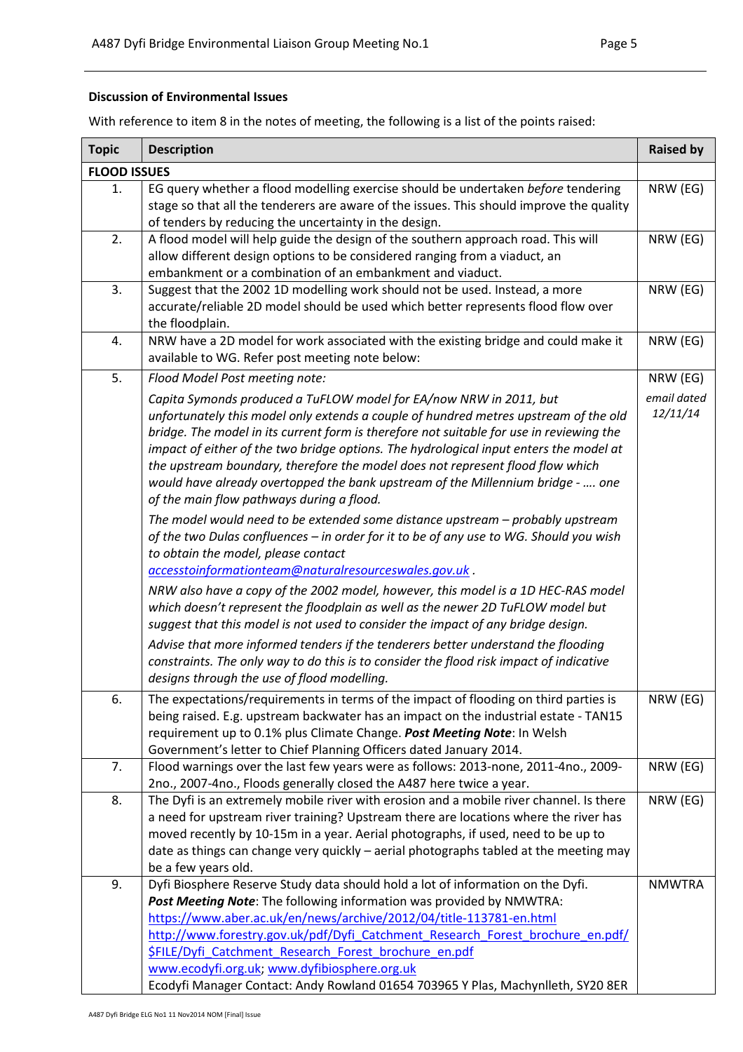**Discussion of Environmental Issues**

With reference to item 8 in the notes of meeting, the following is a list of the points raised:

| Topic | Description | Raised by |
|---|---|---|
| **FLOOD ISSUES** | | |
| 1. | EG query whether a flood modelling exercise should be undertaken *before* tendering stage so that all the tenderers are aware of the issues. This should improve the quality of tenders by reducing the uncertainty in the design. | NRW (EG) |
| 2. | A flood model will help guide the design of the southern approach road. This will allow different design options to be considered ranging from a viaduct, an embankment or a combination of an embankment and viaduct. | NRW (EG) |
| 3. | Suggest that the 2002 1D modelling work should not be used. Instead, a more accurate/reliable 2D model should be used which better represents flood flow over the floodplain. | NRW (EG) |
| 4. | NRW have a 2D model for work associated with the existing bridge and could make it available to WG. Refer post meeting note below: | NRW (EG) |
| 5. | *Flood Model Post meeting note:*<br><br>*Capita Symonds produced a TuFLOW model for EA/now NRW in 2011, but unfortunately this model only extends a couple of hundred metres upstream of the old bridge. The model in its current form is therefore not suitable for use in reviewing the impact of either of the two bridge options. The hydrological input enters the model at the upstream boundary, therefore the model does not represent flood flow which would have already overtopped the bank upstream of the Millennium bridge - …. one of the main flow pathways during a flood.*<br><br>*The model would need to be extended some distance upstream – probably upstream of the two Dulas confluences – in order for it to be of any use to WG. Should you wish to obtain the model, please contact [accesstoinformationteam@naturalresourceswales.gov.uk](mailto:accesstoinformationteam@naturalresourceswales.gov.uk) .*<br><br>*NRW also have a copy of the 2002 model, however, this model is a 1D HEC-RAS model which doesn't represent the floodplain as well as the newer 2D TuFLOW model but suggest that this model is not used to consider the impact of any bridge design.*<br><br>*Advise that more informed tenders if the tenderers better understand the flooding constraints. The only way to do this is to consider the flood risk impact of indicative designs through the use of flood modelling.* | NRW (EG)<br><br>*email dated 12/11/14* |
| 6. | The expectations/requirements in terms of the impact of flooding on third parties is being raised. E.g. upstream backwater has an impact on the industrial estate - TAN15 requirement up to 0.1% plus Climate Change. ***Post Meeting Note***: In Welsh Government's letter to Chief Planning Officers dated January 2014. | NRW (EG) |
| 7. | Flood warnings over the last few years were as follows: 2013-none, 2011-4no., 2009-2no., 2007-4no., Floods generally closed the A487 here twice a year. | NRW (EG) |
| 8. | The Dyfi is an extremely mobile river with erosion and a mobile river channel. Is there a need for upstream river training? Upstream there are locations where the river has moved recently by 10-15m in a year. Aerial photographs, if used, need to be up to date as things can change very quickly – aerial photographs tabled at the meeting may be a few years old. | NRW (EG) |
| 9. | Dyfi Biosphere Reserve Study data should hold a lot of information on the Dyfi.<br>***Post Meeting Note***: The following information was provided by NMWTRA:<br>[https://www.aber.ac.uk/en/news/archive/2012/04/title-113781-en.html](https://www.aber.ac.uk/en/news/archive/2012/04/title-113781-en.html)<br>[http://www.forestry.gov.uk/pdf/Dyfi_Catchment_Research_Forest_brochure_en.pdf/$FILE/Dyfi_Catchment_Research_Forest_brochure_en.pdf](http://www.forestry.gov.uk/pdf/Dyfi_Catchment_Research_Forest_brochure_en.pdf/$FILE/Dyfi_Catchment_Research_Forest_brochure_en.pdf)<br>[www.ecodyfi.org.uk](http://www.ecodyfi.org.uk); [www.dyfibiosphere.org.uk](http://www.dyfibiosphere.org.uk)<br>Ecodyfi Manager Contact: Andy Rowland 01654 703965 Y Plas, Machynlleth, SY20 8ER | NMWTRA |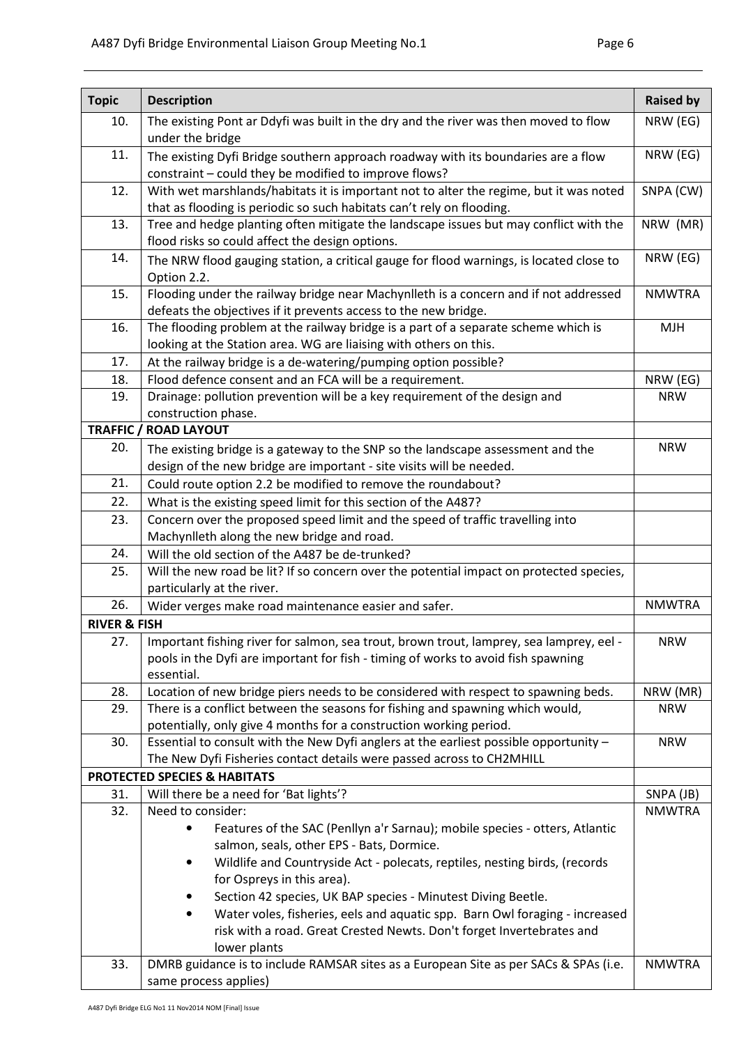| Topic | Description | Raised by |
|---|---|---|
| 10. | The existing Pont ar Ddyfi was built in the dry and the river was then moved to flow under the bridge | NRW (EG) |
| 11. | The existing Dyfi Bridge southern approach roadway with its boundaries are a flow constraint – could they be modified to improve flows? | NRW (EG) |
| 12. | With wet marshlands/habitats it is important not to alter the regime, but it was noted that as flooding is periodic so such habitats can't rely on flooding. | SNPA (CW) |
| 13. | Tree and hedge planting often mitigate the landscape issues but may conflict with the flood risks so could affect the design options. | NRW (MR) |
| 14. | The NRW flood gauging station, a critical gauge for flood warnings, is located close to Option 2.2. | NRW (EG) |
| 15. | Flooding under the railway bridge near Machynlleth is a concern and if not addressed defeats the objectives if it prevents access to the new bridge. | NMWTRA |
| 16. | The flooding problem at the railway bridge is a part of a separate scheme which is looking at the Station area. WG are liaising with others on this. | MJH |
| 17. | At the railway bridge is a de-watering/pumping option possible? | |
| 18. | Flood defence consent and an FCA will be a requirement. | NRW (EG) |
| 19. | Drainage: pollution prevention will be a key requirement of the design and construction phase. | NRW |
| **TRAFFIC / ROAD LAYOUT** | | |
| 20. | The existing bridge is a gateway to the SNP so the landscape assessment and the design of the new bridge are important - site visits will be needed. | NRW |
| 21. | Could route option 2.2 be modified to remove the roundabout? | |
| 22. | What is the existing speed limit for this section of the A487? | |
| 23. | Concern over the proposed speed limit and the speed of traffic travelling into Machynlleth along the new bridge and road. | |
| 24. | Will the old section of the A487 be de-trunked? | |
| 25. | Will the new road be lit? If so concern over the potential impact on protected species, particularly at the river. | |
| 26. | Wider verges make road maintenance easier and safer. | NMWTRA |
| **RIVER & FISH** | | |
| 27. | Important fishing river for salmon, sea trout, brown trout, lamprey, sea lamprey, eel - pools in the Dyfi are important for fish - timing of works to avoid fish spawning essential. | NRW |
| 28. | Location of new bridge piers needs to be considered with respect to spawning beds. | NRW (MR) |
| 29. | There is a conflict between the seasons for fishing and spawning which would, potentially, only give 4 months for a construction working period. | NRW |
| 30. | Essential to consult with the New Dyfi anglers at the earliest possible opportunity – The New Dyfi Fisheries contact details were passed across to CH2MHILL | NRW |
| **PROTECTED SPECIES & HABITATS** | | |
| 31. | Will there be a need for 'Bat lights'? | SNPA (JB) |
| 32. | Need to consider:<br>• Features of the SAC (Penllyn a'r Sarnau); mobile species - otters, Atlantic salmon, seals, other EPS - Bats, Dormice.<br>• Wildlife and Countryside Act - polecats, reptiles, nesting birds, (records for Ospreys in this area).<br>• Section 42 species, UK BAP species - Minutest Diving Beetle.<br>• Water voles, fisheries, eels and aquatic spp. Barn Owl foraging - increased risk with a road. Great Crested Newts. Don't forget Invertebrates and lower plants | NMWTRA |
| 33. | DMRB guidance is to include RAMSAR sites as a European Site as per SACs & SPAs (i.e. same process applies) | NMWTRA |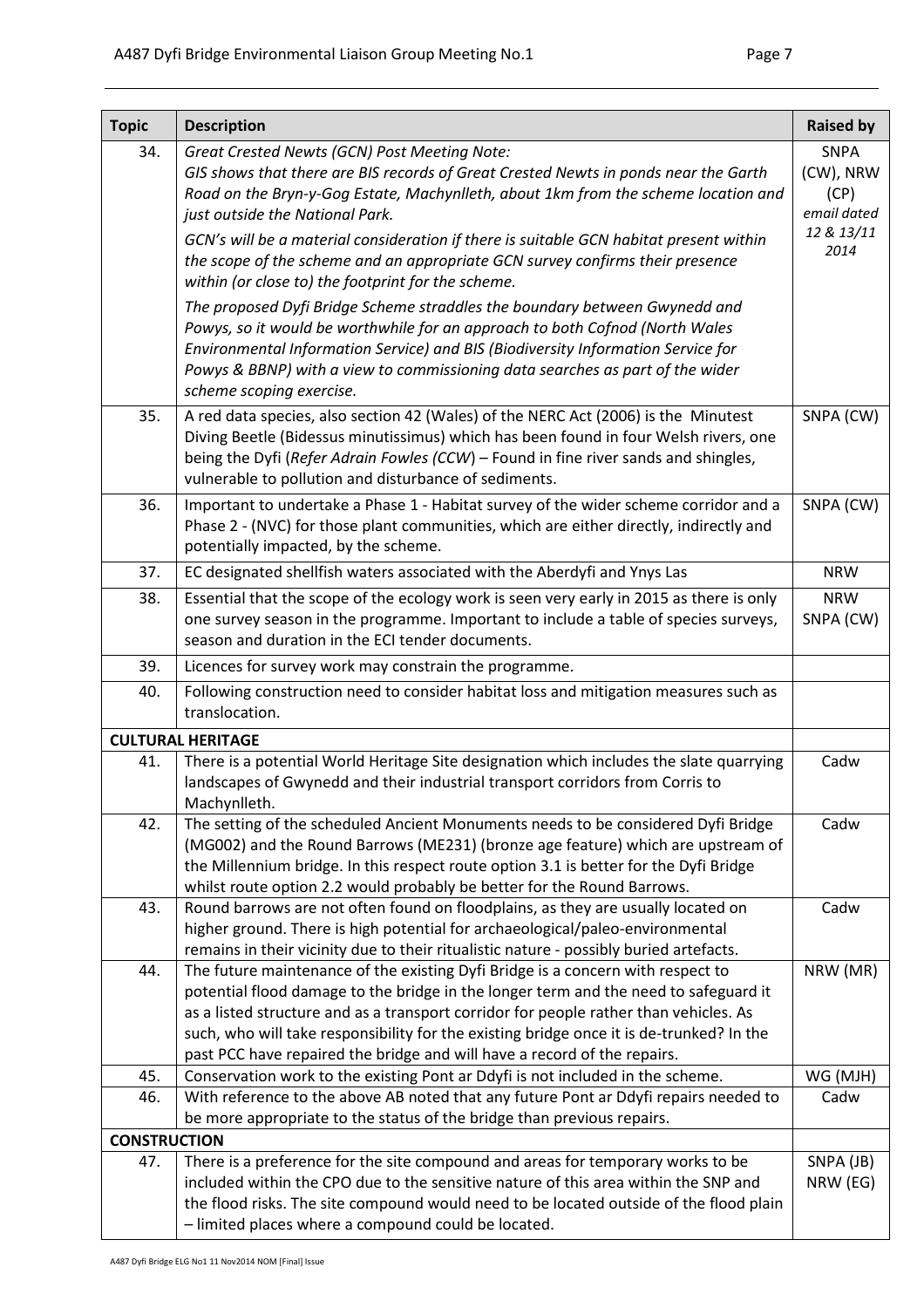| Topic | Description | Raised by |
|---|---|---|
| 34. | *Great Crested Newts (GCN) Post Meeting Note:*<br>*GIS shows that there are BIS records of Great Crested Newts in ponds near the Garth Road on the Bryn-y-Gog Estate, Machynlleth, about 1km from the scheme location and just outside the National Park.*<br>*GCN's will be a material consideration if there is suitable GCN habitat present within the scope of the scheme and an appropriate GCN survey confirms their presence within (or close to) the footprint for the scheme.*<br>*The proposed Dyfi Bridge Scheme straddles the boundary between Gwynedd and Powys, so it would be worthwhile for an approach to both Cofnod (North Wales Environmental Information Service) and BIS (Biodiversity Information Service for Powys & BBNP) with a view to commissioning data searches as part of the wider scheme scoping exercise.* | SNPA (CW), NRW (CP) *email dated 12 & 13/11 2014* |
| 35. | A red data species, also section 42 (Wales) of the NERC Act (2006) is the Minutest Diving Beetle (Bidessus minutissimus) which has been found in four Welsh rivers, one being the Dyfi (*Refer Adrain Fowles (CCW*) – Found in fine river sands and shingles, vulnerable to pollution and disturbance of sediments. | SNPA (CW) |
| 36. | Important to undertake a Phase 1 - Habitat survey of the wider scheme corridor and a Phase 2 - (NVC) for those plant communities, which are either directly, indirectly and potentially impacted, by the scheme. | SNPA (CW) |
| 37. | EC designated shellfish waters associated with the Aberdyfi and Ynys Las | NRW |
| 38. | Essential that the scope of the ecology work is seen very early in 2015 as there is only one survey season in the programme. Important to include a table of species surveys, season and duration in the ECI tender documents. | NRW SNPA (CW) |
| 39. | Licences for survey work may constrain the programme. | |
| 40. | Following construction need to consider habitat loss and mitigation measures such as translocation. | |
| **CULTURAL HERITAGE** | | |
| 41. | There is a potential World Heritage Site designation which includes the slate quarrying landscapes of Gwynedd and their industrial transport corridors from Corris to Machynlleth. | Cadw |
| 42. | The setting of the scheduled Ancient Monuments needs to be considered Dyfi Bridge (MG002) and the Round Barrows (ME231) (bronze age feature) which are upstream of the Millennium bridge. In this respect route option 3.1 is better for the Dyfi Bridge whilst route option 2.2 would probably be better for the Round Barrows. | Cadw |
| 43. | Round barrows are not often found on floodplains, as they are usually located on higher ground. There is high potential for archaeological/paleo-environmental remains in their vicinity due to their ritualistic nature - possibly buried artefacts. | Cadw |
| 44. | The future maintenance of the existing Dyfi Bridge is a concern with respect to potential flood damage to the bridge in the longer term and the need to safeguard it as a listed structure and as a transport corridor for people rather than vehicles. As such, who will take responsibility for the existing bridge once it is de-trunked? In the past PCC have repaired the bridge and will have a record of the repairs. | NRW (MR) |
| 45. | Conservation work to the existing Pont ar Ddyfi is not included in the scheme. | WG (MJH) |
| 46. | With reference to the above AB noted that any future Pont ar Ddyfi repairs needed to be more appropriate to the status of the bridge than previous repairs. | Cadw |
| **CONSTRUCTION** | | |
| 47. | There is a preference for the site compound and areas for temporary works to be included within the CPO due to the sensitive nature of this area within the SNP and the flood risks. The site compound would need to be located outside of the flood plain – limited places where a compound could be located. | SNPA (JB) NRW (EG) |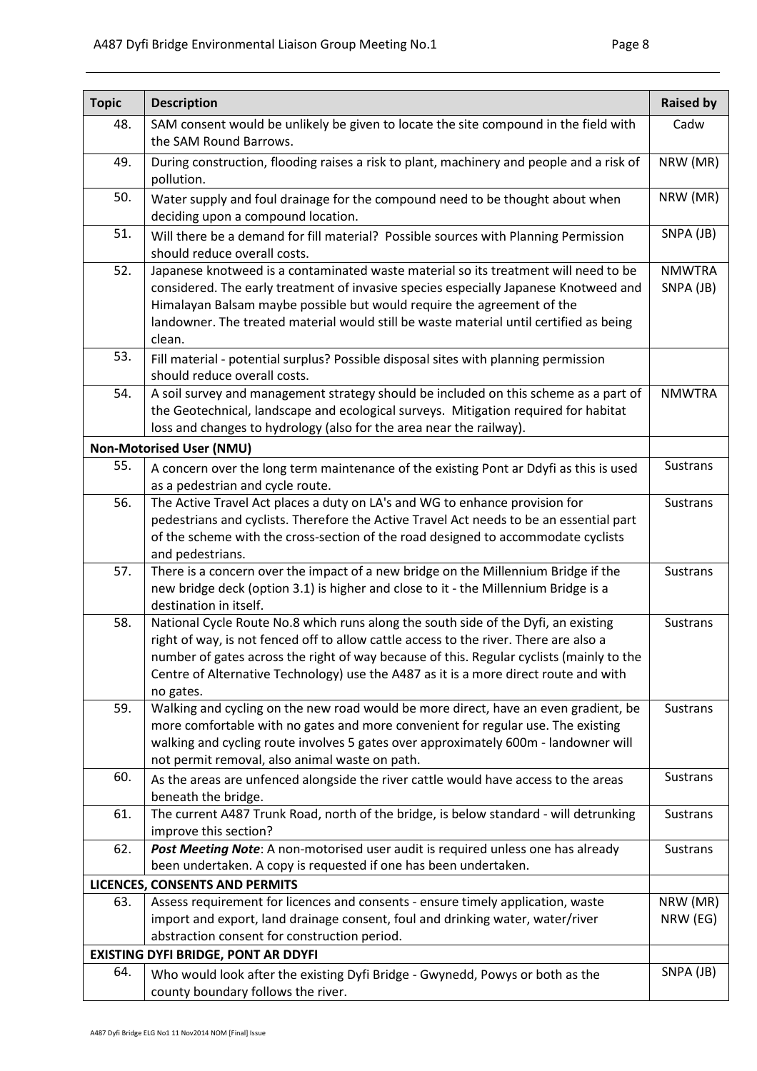| Topic | Description | Raised by |
|---|---|---|
| 48. | SAM consent would be unlikely be given to locate the site compound in the field with the SAM Round Barrows. | Cadw |
| 49. | During construction, flooding raises a risk to plant, machinery and people and a risk of pollution. | NRW (MR) |
| 50. | Water supply and foul drainage for the compound need to be thought about when deciding upon a compound location. | NRW (MR) |
| 51. | Will there be a demand for fill material? Possible sources with Planning Permission should reduce overall costs. | SNPA (JB) |
| 52. | Japanese knotweed is a contaminated waste material so its treatment will need to be considered. The early treatment of invasive species especially Japanese Knotweed and Himalayan Balsam maybe possible but would require the agreement of the landowner. The treated material would still be waste material until certified as being clean. | NMWTRA SNPA (JB) |
| 53. | Fill material - potential surplus? Possible disposal sites with planning permission should reduce overall costs. | |
| 54. | A soil survey and management strategy should be included on this scheme as a part of the Geotechnical, landscape and ecological surveys. Mitigation required for habitat loss and changes to hydrology (also for the area near the railway). | NMWTRA |
| **Non-Motorised User (NMU)** | | |
| 55. | A concern over the long term maintenance of the existing Pont ar Ddyfi as this is used as a pedestrian and cycle route. | Sustrans |
| 56. | The Active Travel Act places a duty on LA's and WG to enhance provision for pedestrians and cyclists. Therefore the Active Travel Act needs to be an essential part of the scheme with the cross-section of the road designed to accommodate cyclists and pedestrians. | Sustrans |
| 57. | There is a concern over the impact of a new bridge on the Millennium Bridge if the new bridge deck (option 3.1) is higher and close to it - the Millennium Bridge is a destination in itself. | Sustrans |
| 58. | National Cycle Route No.8 which runs along the south side of the Dyfi, an existing right of way, is not fenced off to allow cattle access to the river. There are also a number of gates across the right of way because of this. Regular cyclists (mainly to the Centre of Alternative Technology) use the A487 as it is a more direct route and with no gates. | Sustrans |
| 59. | Walking and cycling on the new road would be more direct, have an even gradient, be more comfortable with no gates and more convenient for regular use. The existing walking and cycling route involves 5 gates over approximately 600m - landowner will not permit removal, also animal waste on path. | Sustrans |
| 60. | As the areas are unfenced alongside the river cattle would have access to the areas beneath the bridge. | Sustrans |
| 61. | The current A487 Trunk Road, north of the bridge, is below standard - will detrunking improve this section? | Sustrans |
| 62. | ***Post Meeting Note***: A non-motorised user audit is required unless one has already been undertaken. A copy is requested if one has been undertaken. | Sustrans |
| **LICENCES, CONSENTS AND PERMITS** | | |
| 63. | Assess requirement for licences and consents - ensure timely application, waste import and export, land drainage consent, foul and drinking water, water/river abstraction consent for construction period. | NRW (MR) NRW (EG) |
| **EXISTING DYFI BRIDGE, PONT AR DDYFI** | | |
| 64. | Who would look after the existing Dyfi Bridge - Gwynedd, Powys or both as the county boundary follows the river. | SNPA (JB) |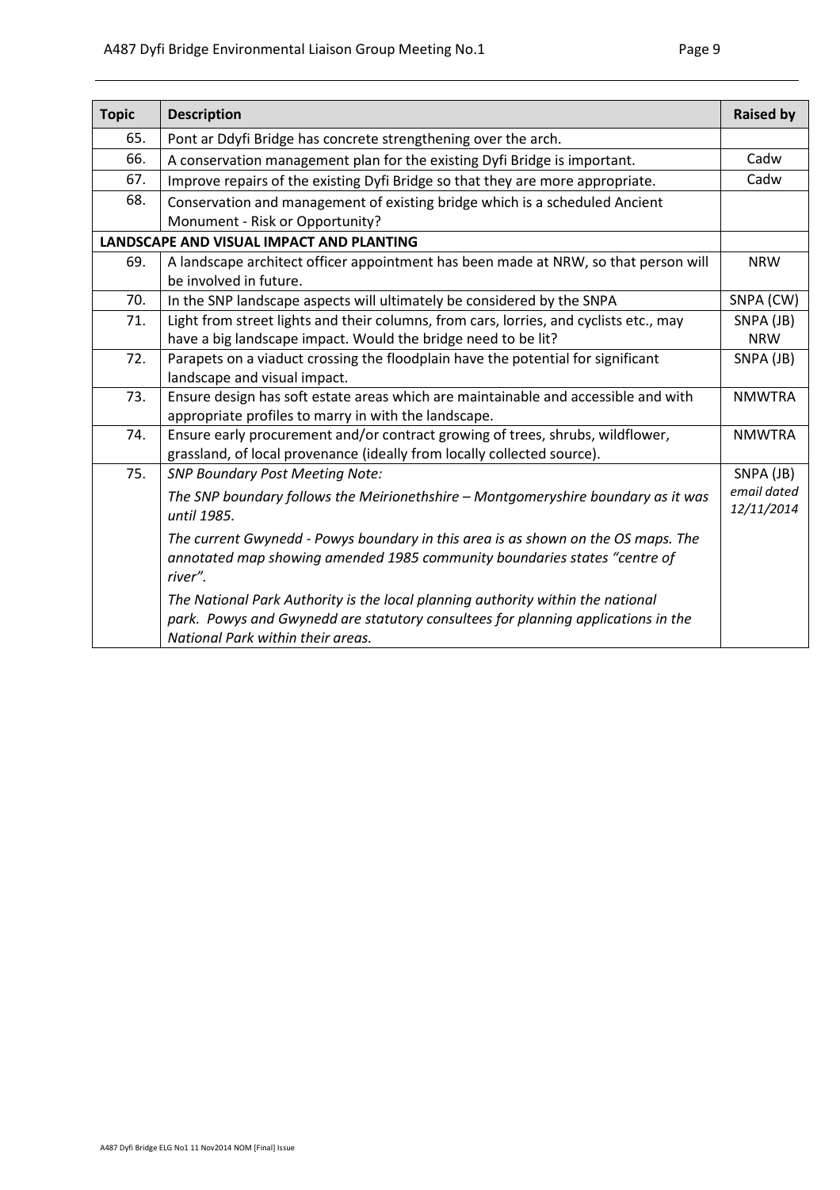| Topic | Description | Raised by |
|---|---|---|
| 65. | Pont ar Ddyfi Bridge has concrete strengthening over the arch. | |
| 66. | A conservation management plan for the existing Dyfi Bridge is important. | Cadw |
| 67. | Improve repairs of the existing Dyfi Bridge so that they are more appropriate. | Cadw |
| 68. | Conservation and management of existing bridge which is a scheduled Ancient Monument - Risk or Opportunity? | |
| **LANDSCAPE AND VISUAL IMPACT AND PLANTING** | | |
| 69. | A landscape architect officer appointment has been made at NRW, so that person will be involved in future. | NRW |
| 70. | In the SNP landscape aspects will ultimately be considered by the SNPA | SNPA (CW) |
| 71. | Light from street lights and their columns, from cars, lorries, and cyclists etc., may have a big landscape impact. Would the bridge need to be lit? | SNPA (JB) NRW |
| 72. | Parapets on a viaduct crossing the floodplain have the potential for significant landscape and visual impact. | SNPA (JB) |
| 73. | Ensure design has soft estate areas which are maintainable and accessible and with appropriate profiles to marry in with the landscape. | NMWTRA |
| 74. | Ensure early procurement and/or contract growing of trees, shrubs, wildflower, grassland, of local provenance (ideally from locally collected source). | NMWTRA |
| 75. | *SNP Boundary Post Meeting Note:* *The SNP boundary follows the Meirionethshire – Montgomeryshire boundary as it was until 1985.* *The current Gwynedd - Powys boundary in this area is as shown on the OS maps. The annotated map showing amended 1985 community boundaries states "centre of river".* *The National Park Authority is the local planning authority within the national park. Powys and Gwynedd are statutory consultees for planning applications in the National Park within their areas.* | SNPA (JB) *email dated 12/11/2014* |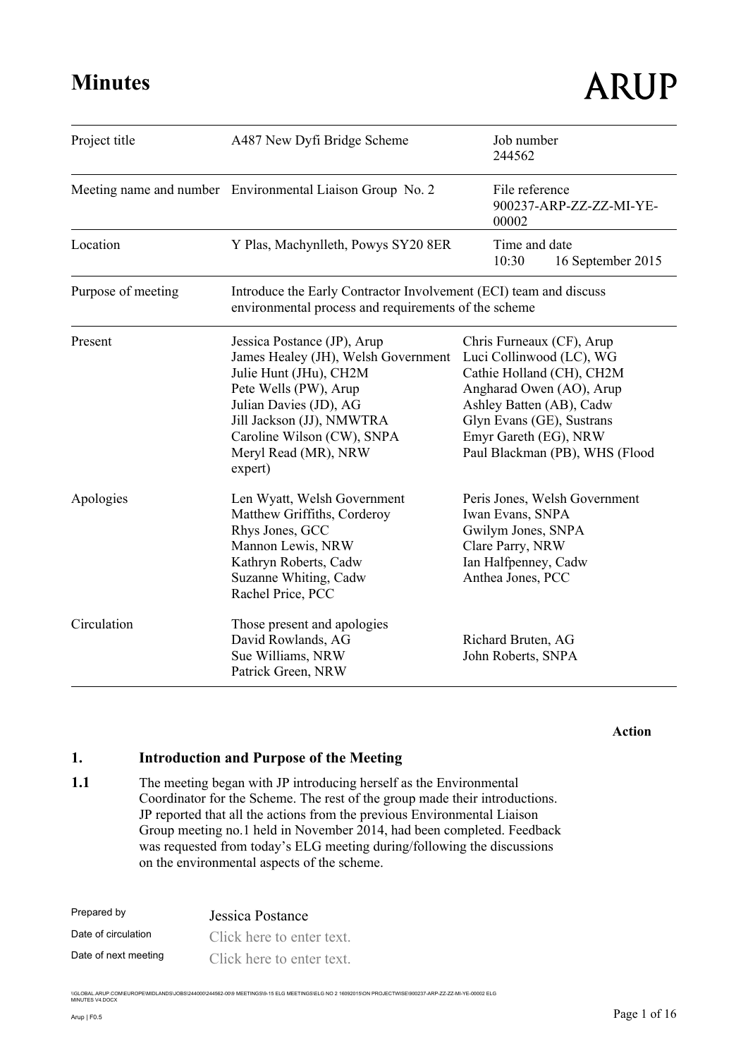# Minutes

ARUP

| | | | |
|---|---|---|---|
| Project title | A487 New Dyfi Bridge Scheme | Job number<br>244562 | |
| Meeting name and number | Environmental Liaison Group No. 2 | File reference<br>900237-ARP-ZZ-ZZ-MI-YE-00002 | |
| Location | Y Plas, Machynlleth, Powys SY20 8ER | Time and date<br>10:30 16 September 2015 | |
| Purpose of meeting | Introduce the Early Contractor Involvement (ECI) team and discuss environmental process and requirements of the scheme | | |
| Present | Jessica Postance (JP), Arup<br>James Healey (JH), Welsh Government<br>Julie Hunt (JHu), CH2M<br>Pete Wells (PW), Arup<br>Julian Davies (JD), AG<br>Jill Jackson (JJ), NMWTRA<br>Caroline Wilson (CW), SNPA<br>Meryl Read (MR), NRW | Chris Furneaux (CF), Arup<br>Luci Collinwood (LC), WG<br>Cathie Holland (CH), CH2M<br>Angharad Owen (AO), Arup<br>Ashley Batten (AB), Cadw<br>Glyn Evans (GE), Sustrans<br>Emyr Gareth (EG), NRW<br>Paul Blackman (PB), WHS (Flood expert) | |
| Apologies | Len Wyatt, Welsh Government<br>Matthew Griffiths, Corderoy<br>Rhys Jones, GCC<br>Mannon Lewis, NRW<br>Kathryn Roberts, Cadw<br>Suzanne Whiting, Cadw<br>Rachel Price, PCC | Peris Jones, Welsh Government<br>Iwan Evans, SNPA<br>Gwilym Jones, SNPA<br>Clare Parry, NRW<br>Ian Halfpenney, Cadw<br>Anthea Jones, PCC | |
| Circulation | Those present and apologies<br>David Rowlands, AG<br>Sue Williams, NRW<br>Patrick Green, NRW | Richard Bruten, AG<br>John Roberts, SNPA | |

**Action**

## 1. Introduction and Purpose of the Meeting

**1.1** The meeting began with JP introducing herself as the Environmental Coordinator for the Scheme. The rest of the group made their introductions. JP reported that all the actions from the previous Environmental Liaison Group meeting no.1 held in November 2014, had been completed. Feedback was requested from today's ELG meeting during/following the discussions on the environmental aspects of the scheme.

| | |
|---|---|
| Prepared by | Jessica Postance |
| Date of circulation | Click here to enter text. |
| Date of next meeting | Click here to enter text. |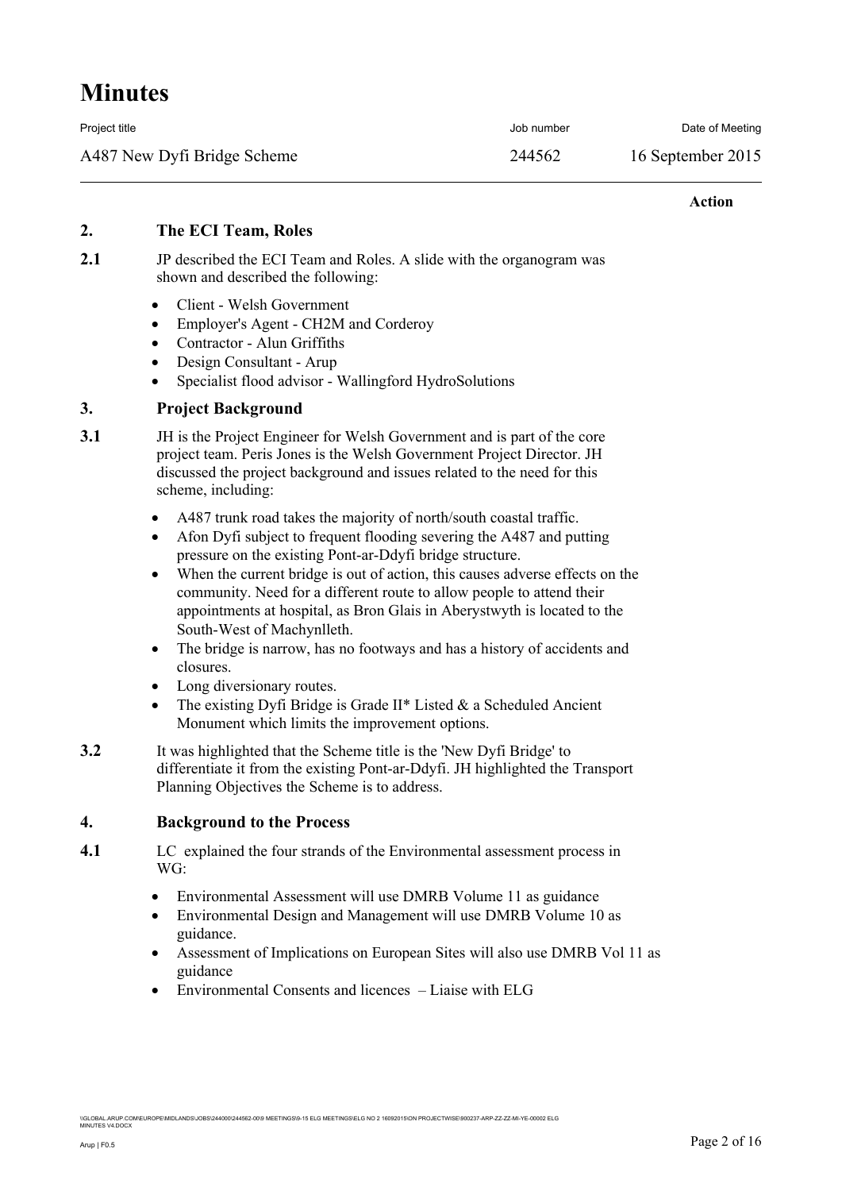# Minutes

| Project title | Job number | Date of Meeting |
|---|---|---|
| A487 New Dyfi Bridge Scheme | 244562 | 16 September 2015 |

**Action**

## 2. The ECI Team, Roles

**2.1** JP described the ECI Team and Roles. A slide with the organogram was shown and described the following:

- Client - Welsh Government
- Employer's Agent - CH2M and Corderoy
- Contractor - Alun Griffiths
- Design Consultant - Arup
- Specialist flood advisor - Wallingford HydroSolutions

## 3. Project Background

**3.1** JH is the Project Engineer for Welsh Government and is part of the core project team. Peris Jones is the Welsh Government Project Director. JH discussed the project background and issues related to the need for this scheme, including:

- A487 trunk road takes the majority of north/south coastal traffic.
- Afon Dyfi subject to frequent flooding severing the A487 and putting pressure on the existing Pont-ar-Ddyfi bridge structure.
- When the current bridge is out of action, this causes adverse effects on the community. Need for a different route to allow people to attend their appointments at hospital, as Bron Glais in Aberystwyth is located to the South-West of Machynlleth.
- The bridge is narrow, has no footways and has a history of accidents and closures.
- Long diversionary routes.
- The existing Dyfi Bridge is Grade II* Listed & a Scheduled Ancient Monument which limits the improvement options.

**3.2** It was highlighted that the Scheme title is the 'New Dyfi Bridge' to differentiate it from the existing Pont-ar-Ddyfi. JH highlighted the Transport Planning Objectives the Scheme is to address.

## 4. Background to the Process

**4.1** LC explained the four strands of the Environmental assessment process in WG:

- Environmental Assessment will use DMRB Volume 11 as guidance
- Environmental Design and Management will use DMRB Volume 10 as guidance.
- Assessment of Implications on European Sites will also use DMRB Vol 11 as guidance
- Environmental Consents and licences – Liaise with ELG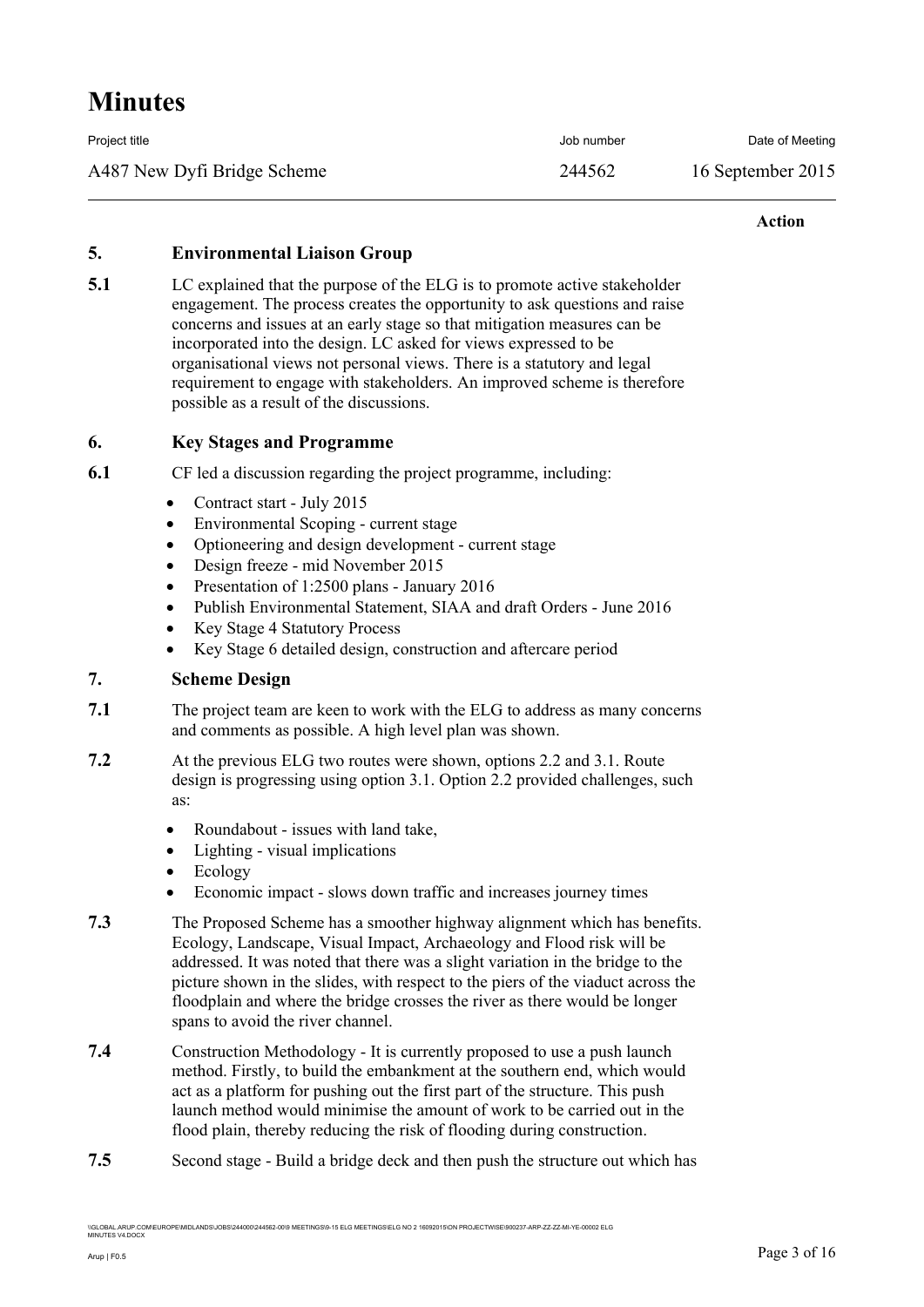# Minutes

| Project title | Job number | Date of Meeting |
|---|---|---|
| A487 New Dyfi Bridge Scheme | 244562 | 16 September 2015 |

**Action**

## 5. Environmental Liaison Group

**5.1** LC explained that the purpose of the ELG is to promote active stakeholder engagement. The process creates the opportunity to ask questions and raise concerns and issues at an early stage so that mitigation measures can be incorporated into the design. LC asked for views expressed to be organisational views not personal views. There is a statutory and legal requirement to engage with stakeholders. An improved scheme is therefore possible as a result of the discussions.

## 6. Key Stages and Programme

**6.1** CF led a discussion regarding the project programme, including:

- Contract start - July 2015
- Environmental Scoping - current stage
- Optioneering and design development - current stage
- Design freeze - mid November 2015
- Presentation of 1:2500 plans - January 2016
- Publish Environmental Statement, SIAA and draft Orders - June 2016
- Key Stage 4 Statutory Process
- Key Stage 6 detailed design, construction and aftercare period

## 7. Scheme Design

**7.1** The project team are keen to work with the ELG to address as many concerns and comments as possible. A high level plan was shown.

**7.2** At the previous ELG two routes were shown, options 2.2 and 3.1. Route design is progressing using option 3.1. Option 2.2 provided challenges, such as:

- Roundabout - issues with land take,
- Lighting - visual implications
- Ecology
- Economic impact - slows down traffic and increases journey times

**7.3** The Proposed Scheme has a smoother highway alignment which has benefits. Ecology, Landscape, Visual Impact, Archaeology and Flood risk will be addressed. It was noted that there was a slight variation in the bridge to the picture shown in the slides, with respect to the piers of the viaduct across the floodplain and where the bridge crosses the river as there would be longer spans to avoid the river channel.

**7.4** Construction Methodology - It is currently proposed to use a push launch method. Firstly, to build the embankment at the southern end, which would act as a platform for pushing out the first part of the structure. This push launch method would minimise the amount of work to be carried out in the flood plain, thereby reducing the risk of flooding during construction.

**7.5** Second stage - Build a bridge deck and then push the structure out which has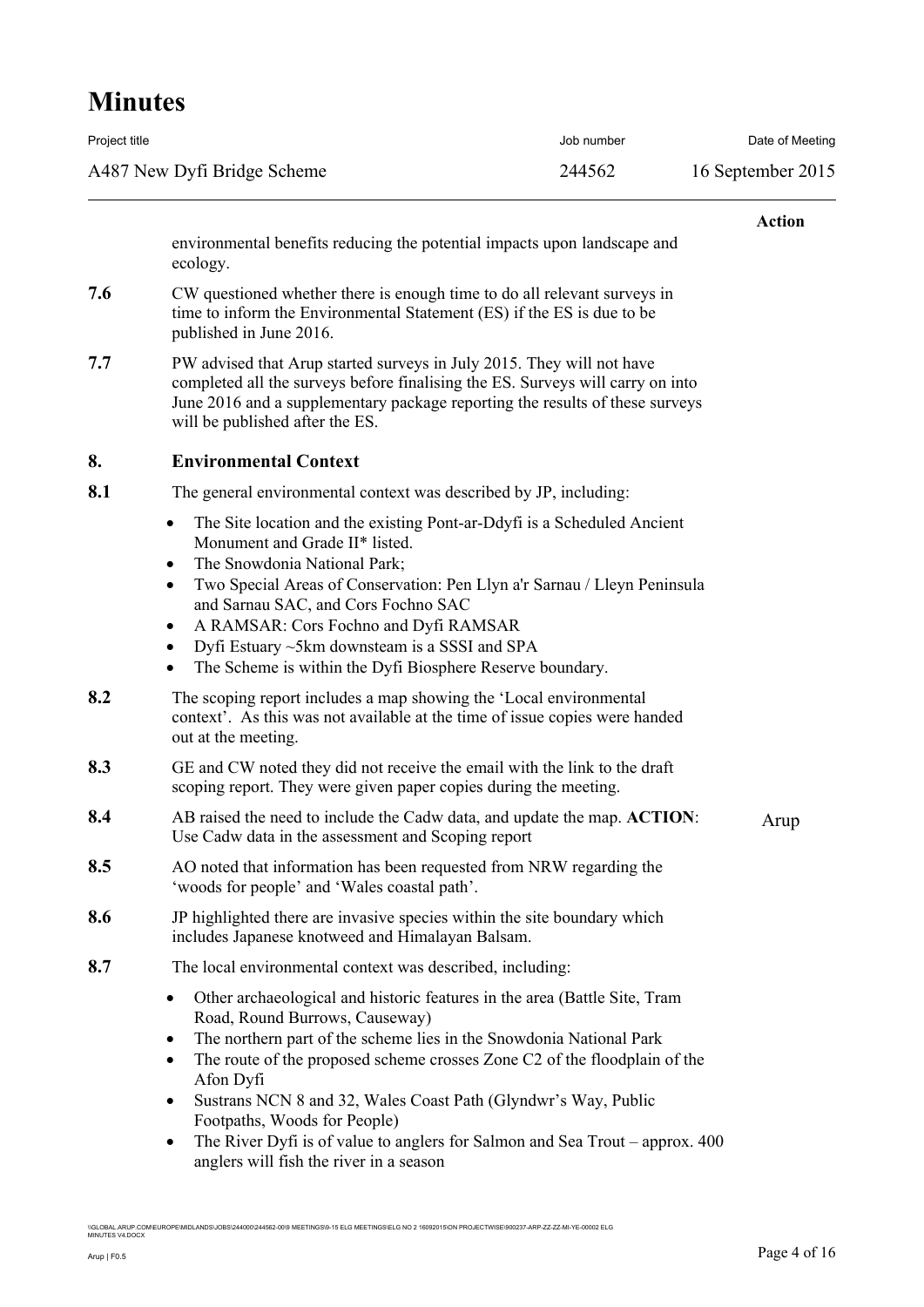| | | Action |
|---|---|---|
| | environmental benefits reducing the potential impacts upon landscape and ecology. | |
| **7.6** | CW questioned whether there is enough time to do all relevant surveys in time to inform the Environmental Statement (ES) if the ES is due to be published in June 2016. | |
| **7.7** | PW advised that Arup started surveys in July 2015. They will not have completed all the surveys before finalising the ES. Surveys will carry on into June 2016 and a supplementary package reporting the results of these surveys will be published after the ES. | |

## 8. Environmental Context

**8.1** The general environmental context was described by JP, including:

- The Site location and the existing Pont-ar-Ddyfi is a Scheduled Ancient Monument and Grade II* listed.
- The Snowdonia National Park;
- Two Special Areas of Conservation: Pen Llyn a'r Sarnau / Lleyn Peninsula and Sarnau SAC, and Cors Fochno SAC
- A RAMSAR: Cors Fochno and Dyfi RAMSAR
- Dyfi Estuary ~5km downsteam is a SSSI and SPA
- The Scheme is within the Dyfi Biosphere Reserve boundary.

**8.2** The scoping report includes a map showing the 'Local environmental context'. As this was not available at the time of issue copies were handed out at the meeting.

**8.3** GE and CW noted they did not receive the email with the link to the draft scoping report. They were given paper copies during the meeting.

**8.4** AB raised the need to include the Cadw data, and update the map. **ACTION**: Use Cadw data in the assessment and Scoping report — *Action: Arup*

**8.5** AO noted that information has been requested from NRW regarding the 'woods for people' and 'Wales coastal path'.

**8.6** JP highlighted there are invasive species within the site boundary which includes Japanese knotweed and Himalayan Balsam.

**8.7** The local environmental context was described, including:

- Other archaeological and historic features in the area (Battle Site, Tram Road, Round Burrows, Causeway)
- The northern part of the scheme lies in the Snowdonia National Park
- The route of the proposed scheme crosses Zone C2 of the floodplain of the Afon Dyfi
- Sustrans NCN 8 and 32, Wales Coast Path (Glyndwr's Way, Public Footpaths, Woods for People)
- The River Dyfi is of value to anglers for Salmon and Sea Trout – approx. 400 anglers will fish the river in a season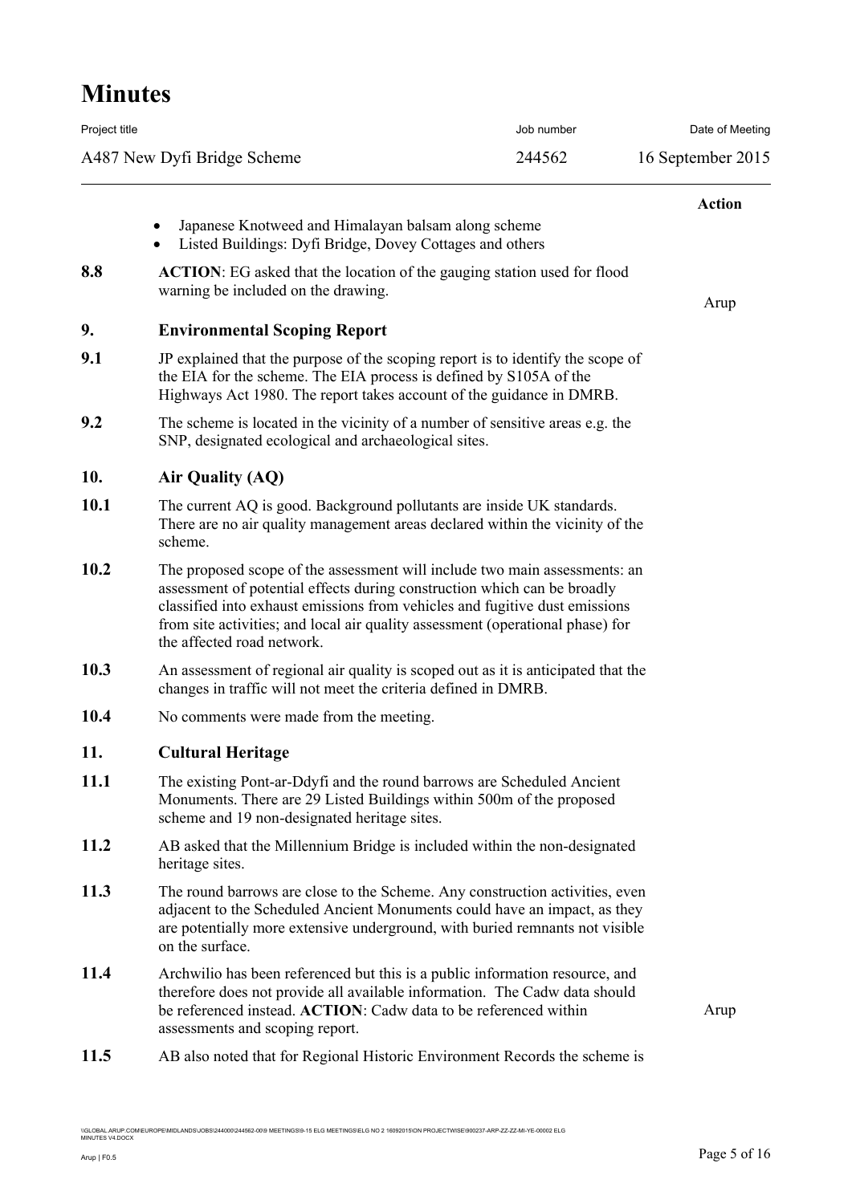| | | Action |
|---|---|---|
| | • Japanese Knotweed and Himalayan balsam along scheme<br>• Listed Buildings: Dyfi Bridge, Dovey Cottages and others | |
| **8.8** | **ACTION**: EG asked that the location of the gauging station used for flood warning be included on the drawing. | Arup |
| **9.** | **Environmental Scoping Report** | |
| **9.1** | JP explained that the purpose of the scoping report is to identify the scope of the EIA for the scheme. The EIA process is defined by S105A of the Highways Act 1980. The report takes account of the guidance in DMRB. | |
| **9.2** | The scheme is located in the vicinity of a number of sensitive areas e.g. the SNP, designated ecological and archaeological sites. | |
| **10.** | **Air Quality (AQ)** | |
| **10.1** | The current AQ is good. Background pollutants are inside UK standards. There are no air quality management areas declared within the vicinity of the scheme. | |
| **10.2** | The proposed scope of the assessment will include two main assessments: an assessment of potential effects during construction which can be broadly classified into exhaust emissions from vehicles and fugitive dust emissions from site activities; and local air quality assessment (operational phase) for the affected road network. | |
| **10.3** | An assessment of regional air quality is scoped out as it is anticipated that the changes in traffic will not meet the criteria defined in DMRB. | |
| **10.4** | No comments were made from the meeting. | |
| **11.** | **Cultural Heritage** | |
| **11.1** | The existing Pont-ar-Ddyfi and the round barrows are Scheduled Ancient Monuments. There are 29 Listed Buildings within 500m of the proposed scheme and 19 non-designated heritage sites. | |
| **11.2** | AB asked that the Millennium Bridge is included within the non-designated heritage sites. | |
| **11.3** | The round barrows are close to the Scheme. Any construction activities, even adjacent to the Scheduled Ancient Monuments could have an impact, as they are potentially more extensive underground, with buried remnants not visible on the surface. | |
| **11.4** | Archwilio has been referenced but this is a public information resource, and therefore does not provide all available information. The Cadw data should be referenced instead. **ACTION**: Cadw data to be referenced within assessments and scoping report. | Arup |
| **11.5** | AB also noted that for Regional Historic Environment Records the scheme is | |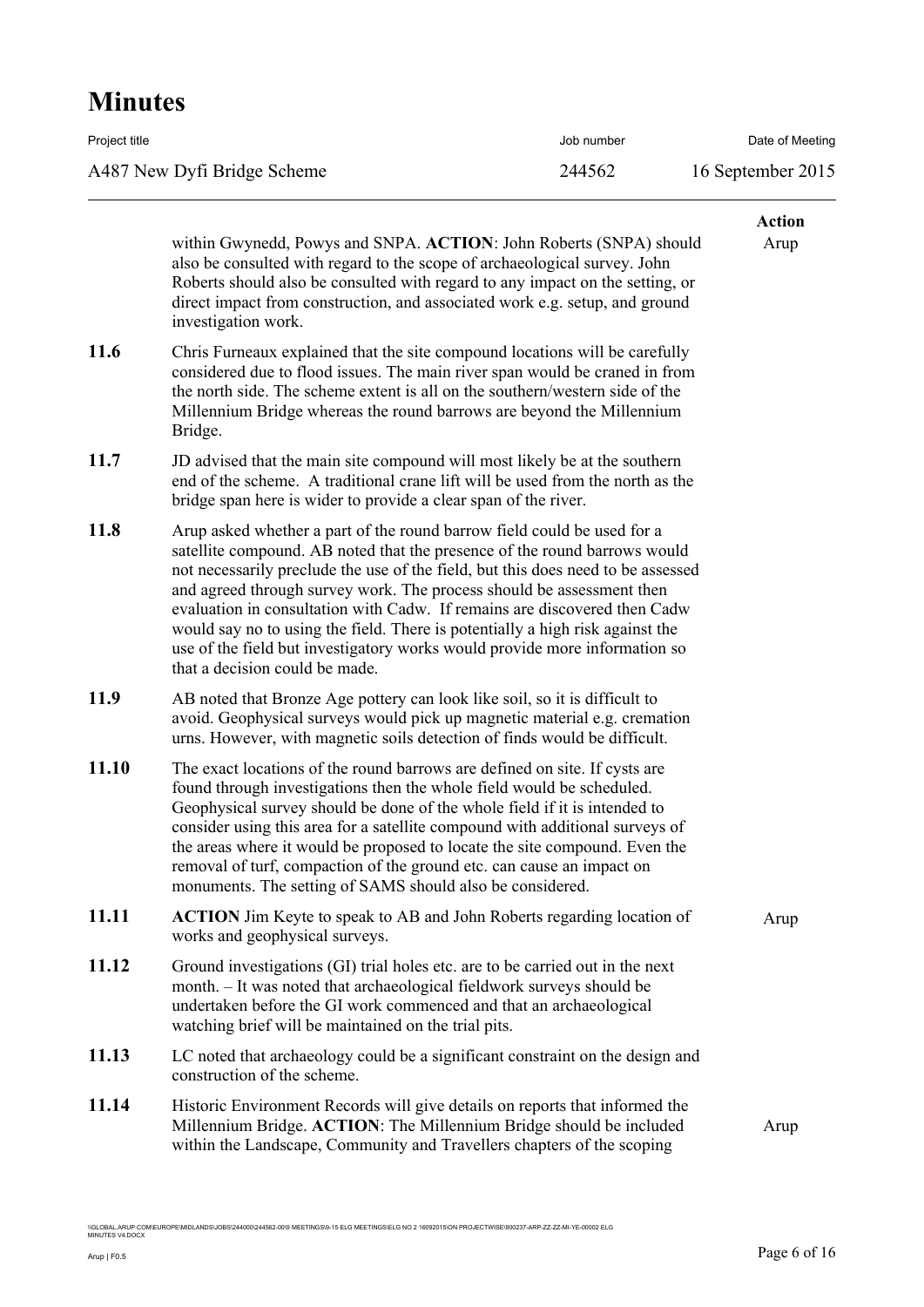# Minutes

| Project title | Job number | Date of Meeting |
|---|---|---|
| A487 New Dyfi Bridge Scheme | 244562 | 16 September 2015 |

| | | Action |
|---|---|---|
| | within Gwynedd, Powys and SNPA. **ACTION**: John Roberts (SNPA) should also be consulted with regard to the scope of archaeological survey. John Roberts should also be consulted with regard to any impact on the setting, or direct impact from construction, and associated work e.g. setup, and ground investigation work. | Arup |
| **11.6** | Chris Furneaux explained that the site compound locations will be carefully considered due to flood issues. The main river span would be craned in from the north side. The scheme extent is all on the southern/western side of the Millennium Bridge whereas the round barrows are beyond the Millennium Bridge. | |
| **11.7** | JD advised that the main site compound will most likely be at the southern end of the scheme. A traditional crane lift will be used from the north as the bridge span here is wider to provide a clear span of the river. | |
| **11.8** | Arup asked whether a part of the round barrow field could be used for a satellite compound. AB noted that the presence of the round barrows would not necessarily preclude the use of the field, but this does need to be assessed and agreed through survey work. The process should be assessment then evaluation in consultation with Cadw. If remains are discovered then Cadw would say no to using the field. There is potentially a high risk against the use of the field but investigatory works would provide more information so that a decision could be made. | |
| **11.9** | AB noted that Bronze Age pottery can look like soil, so it is difficult to avoid. Geophysical surveys would pick up magnetic material e.g. cremation urns. However, with magnetic soils detection of finds would be difficult. | |
| **11.10** | The exact locations of the round barrows are defined on site. If cysts are found through investigations then the whole field would be scheduled. Geophysical survey should be done of the whole field if it is intended to consider using this area for a satellite compound with additional surveys of the areas where it would be proposed to locate the site compound. Even the removal of turf, compaction of the ground etc. can cause an impact on monuments. The setting of SAMS should also be considered. | |
| **11.11** | **ACTION** Jim Keyte to speak to AB and John Roberts regarding location of works and geophysical surveys. | Arup |
| **11.12** | Ground investigations (GI) trial holes etc. are to be carried out in the next month. – It was noted that archaeological fieldwork surveys should be undertaken before the GI work commenced and that an archaeological watching brief will be maintained on the trial pits. | |
| **11.13** | LC noted that archaeology could be a significant constraint on the design and construction of the scheme. | |
| **11.14** | Historic Environment Records will give details on reports that informed the Millennium Bridge. **ACTION**: The Millennium Bridge should be included within the Landscape, Community and Travellers chapters of the scoping | Arup |

\\GLOBAL.ARUP.COM\EUROPE\MIDLANDS\JOBS\244000\244562-00\9 MEETINGS\9-15 ELG MEETINGS\ELG NO 2 16092015\ON PROJECTWISE\900237-ARP-ZZ-ZZ-MI-YE-00002 ELG MINUTES V4.DOCX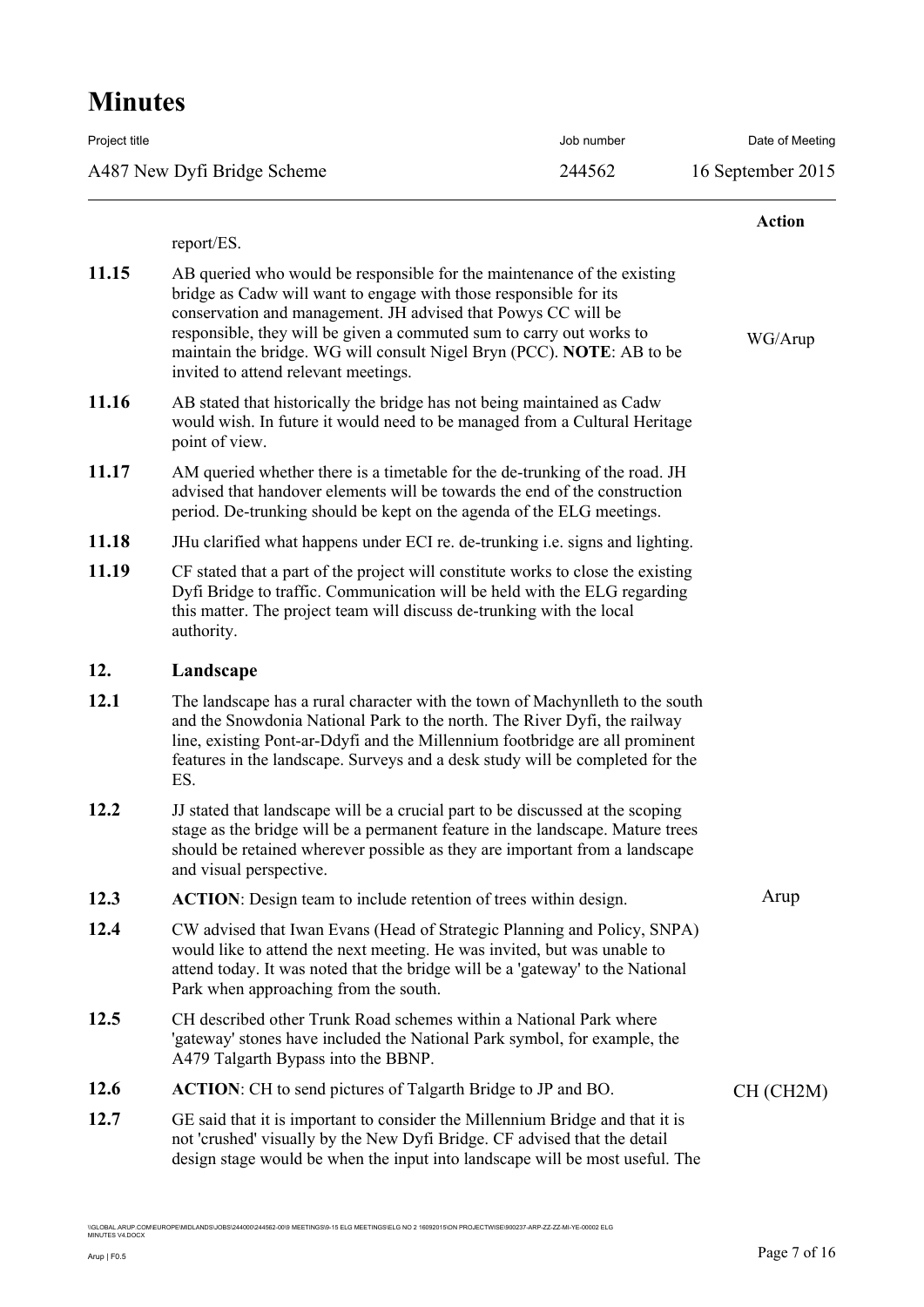| | | Action |
|---|---|---|
| | report/ES. | |
| **11.15** | AB queried who would be responsible for the maintenance of the existing bridge as Cadw will want to engage with those responsible for its conservation and management. JH advised that Powys CC will be responsible, they will be given a commuted sum to carry out works to maintain the bridge. WG will consult Nigel Bryn (PCC). **NOTE**: AB to be invited to attend relevant meetings. | WG/Arup |
| **11.16** | AB stated that historically the bridge has not being maintained as Cadw would wish. In future it would need to be managed from a Cultural Heritage point of view. | |
| **11.17** | AM queried whether there is a timetable for the de-trunking of the road. JH advised that handover elements will be towards the end of the construction period. De-trunking should be kept on the agenda of the ELG meetings. | |
| **11.18** | JHu clarified what happens under ECI re. de-trunking i.e. signs and lighting. | |
| **11.19** | CF stated that a part of the project will constitute works to close the existing Dyfi Bridge to traffic. Communication will be held with the ELG regarding this matter. The project team will discuss de-trunking with the local authority. | |
| **12.** | **Landscape** | |
| **12.1** | The landscape has a rural character with the town of Machynlleth to the south and the Snowdonia National Park to the north. The River Dyfi, the railway line, existing Pont-ar-Ddyfi and the Millennium footbridge are all prominent features in the landscape. Surveys and a desk study will be completed for the ES. | |
| **12.2** | JJ stated that landscape will be a crucial part to be discussed at the scoping stage as the bridge will be a permanent feature in the landscape. Mature trees should be retained wherever possible as they are important from a landscape and visual perspective. | |
| **12.3** | **ACTION**: Design team to include retention of trees within design. | Arup |
| **12.4** | CW advised that Iwan Evans (Head of Strategic Planning and Policy, SNPA) would like to attend the next meeting. He was invited, but was unable to attend today. It was noted that the bridge will be a 'gateway' to the National Park when approaching from the south. | |
| **12.5** | CH described other Trunk Road schemes within a National Park where 'gateway' stones have included the National Park symbol, for example, the A479 Talgarth Bypass into the BBNP. | |
| **12.6** | **ACTION**: CH to send pictures of Talgarth Bridge to JP and BO. | CH (CH2M) |
| **12.7** | GE said that it is important to consider the Millennium Bridge and that it is not 'crushed' visually by the New Dyfi Bridge. CF advised that the detail design stage would be when the input into landscape will be most useful. The | |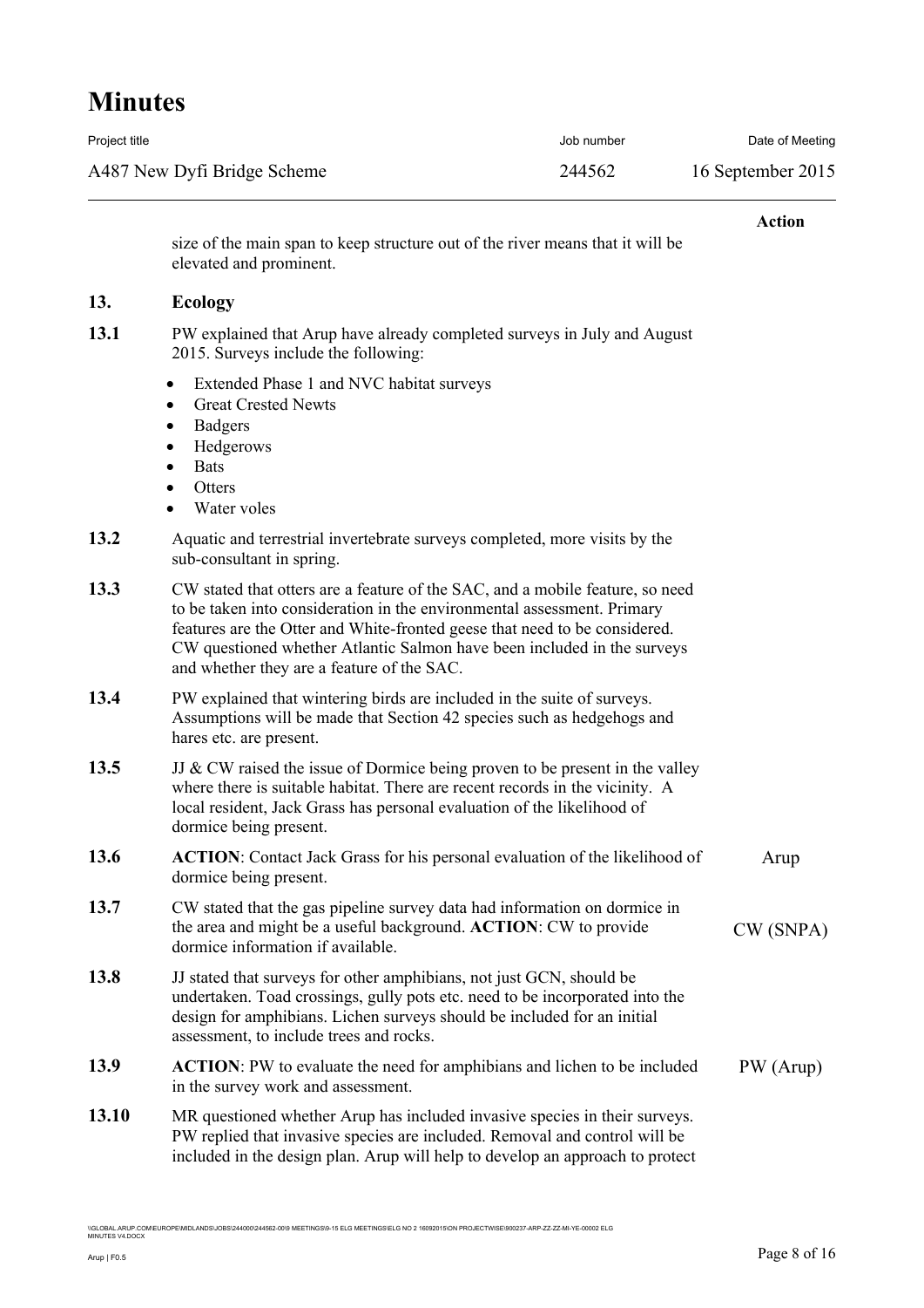| | | Action |
|---|---|---|
| | size of the main span to keep structure out of the river means that it will be elevated and prominent. | |
| **13.** | **Ecology** | |
| **13.1** | PW explained that Arup have already completed surveys in July and August 2015. Surveys include the following:<br>• Extended Phase 1 and NVC habitat surveys<br>• Great Crested Newts<br>• Badgers<br>• Hedgerows<br>• Bats<br>• Otters<br>• Water voles | |
| **13.2** | Aquatic and terrestrial invertebrate surveys completed, more visits by the sub-consultant in spring. | |
| **13.3** | CW stated that otters are a feature of the SAC, and a mobile feature, so need to be taken into consideration in the environmental assessment. Primary features are the Otter and White-fronted geese that need to be considered. CW questioned whether Atlantic Salmon have been included in the surveys and whether they are a feature of the SAC. | |
| **13.4** | PW explained that wintering birds are included in the suite of surveys. Assumptions will be made that Section 42 species such as hedgehogs and hares etc. are present. | |
| **13.5** | JJ & CW raised the issue of Dormice being proven to be present in the valley where there is suitable habitat. There are recent records in the vicinity. A local resident, Jack Grass has personal evaluation of the likelihood of dormice being present. | |
| **13.6** | **ACTION**: Contact Jack Grass for his personal evaluation of the likelihood of dormice being present. | Arup |
| **13.7** | CW stated that the gas pipeline survey data had information on dormice in the area and might be a useful background. **ACTION**: CW to provide dormice information if available. | CW (SNPA) |
| **13.8** | JJ stated that surveys for other amphibians, not just GCN, should be undertaken. Toad crossings, gully pots etc. need to be incorporated into the design for amphibians. Lichen surveys should be included for an initial assessment, to include trees and rocks. | |
| **13.9** | **ACTION**: PW to evaluate the need for amphibians and lichen to be included in the survey work and assessment. | PW (Arup) |
| **13.10** | MR questioned whether Arup has included invasive species in their surveys. PW replied that invasive species are included. Removal and control will be included in the design plan. Arup will help to develop an approach to protect | |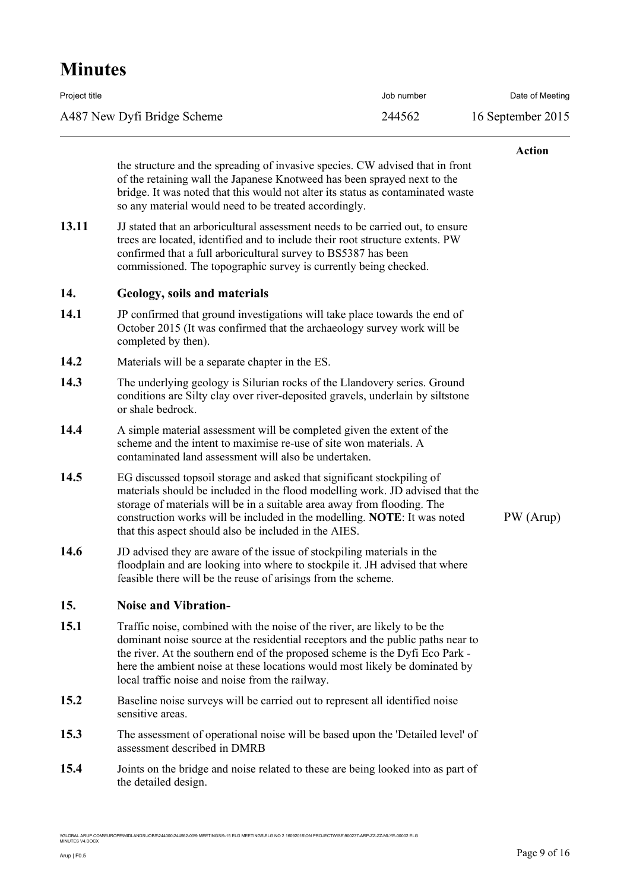| | | Action |
|---|---|---|
| | the structure and the spreading of invasive species. CW advised that in front of the retaining wall the Japanese Knotweed has been sprayed next to the bridge. It was noted that this would not alter its status as contaminated waste so any material would need to be treated accordingly. | |
| **13.11** | JJ stated that an arboricultural assessment needs to be carried out, to ensure trees are located, identified and to include their root structure extents. PW confirmed that a full arboricultural survey to BS5387 has been commissioned. The topographic survey is currently being checked. | |
| **14.** | **Geology, soils and materials** | |
| **14.1** | JP confirmed that ground investigations will take place towards the end of October 2015 (It was confirmed that the archaeology survey work will be completed by then). | |
| **14.2** | Materials will be a separate chapter in the ES. | |
| **14.3** | The underlying geology is Silurian rocks of the Llandovery series. Ground conditions are Silty clay over river-deposited gravels, underlain by siltstone or shale bedrock. | |
| **14.4** | A simple material assessment will be completed given the extent of the scheme and the intent to maximise re-use of site won materials. A contaminated land assessment will also be undertaken. | |
| **14.5** | EG discussed topsoil storage and asked that significant stockpiling of materials should be included in the flood modelling work. JD advised that the storage of materials will be in a suitable area away from flooding. The construction works will be included in the modelling. **NOTE**: It was noted that this aspect should also be included in the AIES. | PW (Arup) |
| **14.6** | JD advised they are aware of the issue of stockpiling materials in the floodplain and are looking into where to stockpile it. JH advised that where feasible there will be the reuse of arisings from the scheme. | |
| **15.** | **Noise and Vibration-** | |
| **15.1** | Traffic noise, combined with the noise of the river, are likely to be the dominant noise source at the residential receptors and the public paths near to the river. At the southern end of the proposed scheme is the Dyfi Eco Park - here the ambient noise at these locations would most likely be dominated by local traffic noise and noise from the railway. | |
| **15.2** | Baseline noise surveys will be carried out to represent all identified noise sensitive areas. | |
| **15.3** | The assessment of operational noise will be based upon the 'Detailed level' of assessment described in DMRB | |
| **15.4** | Joints on the bridge and noise related to these are being looked into as part of the detailed design. | |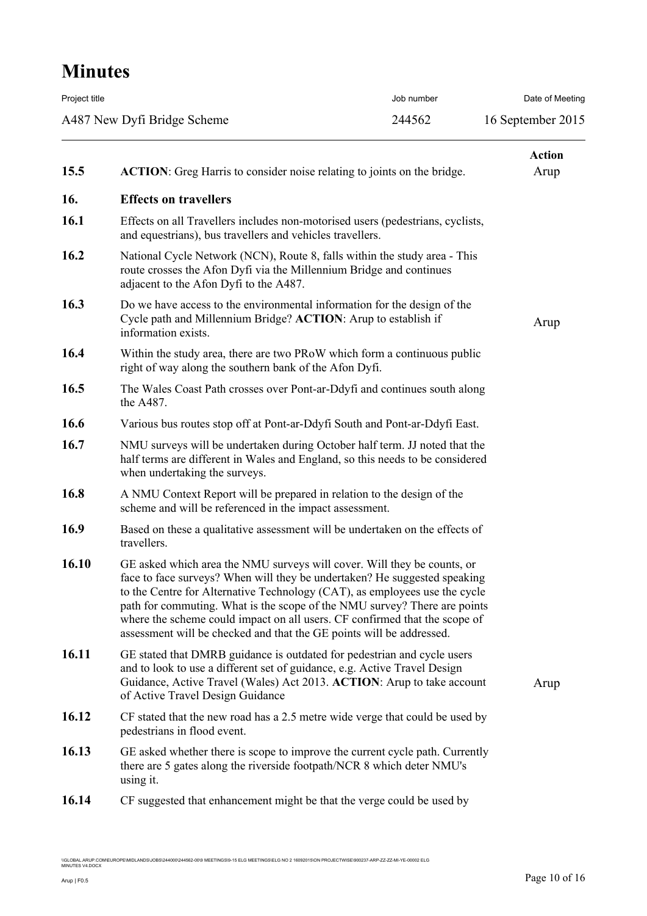| | | Action |
|---|---|---|
| **15.5** | **ACTION**: Greg Harris to consider noise relating to joints on the bridge. | Arup |
| **16.** | **Effects on travellers** | |
| **16.1** | Effects on all Travellers includes non-motorised users (pedestrians, cyclists, and equestrians), bus travellers and vehicles travellers. | |
| **16.2** | National Cycle Network (NCN), Route 8, falls within the study area - This route crosses the Afon Dyfi via the Millennium Bridge and continues adjacent to the Afon Dyfi to the A487. | |
| **16.3** | Do we have access to the environmental information for the design of the Cycle path and Millennium Bridge? **ACTION**: Arup to establish if information exists. | Arup |
| **16.4** | Within the study area, there are two PRoW which form a continuous public right of way along the southern bank of the Afon Dyfi. | |
| **16.5** | The Wales Coast Path crosses over Pont-ar-Ddyfi and continues south along the A487. | |
| **16.6** | Various bus routes stop off at Pont-ar-Ddyfi South and Pont-ar-Ddyfi East. | |
| **16.7** | NMU surveys will be undertaken during October half term. JJ noted that the half terms are different in Wales and England, so this needs to be considered when undertaking the surveys. | |
| **16.8** | A NMU Context Report will be prepared in relation to the design of the scheme and will be referenced in the impact assessment. | |
| **16.9** | Based on these a qualitative assessment will be undertaken on the effects of travellers. | |
| **16.10** | GE asked which area the NMU surveys will cover. Will they be counts, or face to face surveys? When will they be undertaken? He suggested speaking to the Centre for Alternative Technology (CAT), as employees use the cycle path for commuting. What is the scope of the NMU survey? There are points where the scheme could impact on all users. CF confirmed that the scope of assessment will be checked and that the GE points will be addressed. | |
| **16.11** | GE stated that DMRB guidance is outdated for pedestrian and cycle users and to look to use a different set of guidance, e.g. Active Travel Design Guidance, Active Travel (Wales) Act 2013. **ACTION**: Arup to take account of Active Travel Design Guidance | Arup |
| **16.12** | CF stated that the new road has a 2.5 metre wide verge that could be used by pedestrians in flood event. | |
| **16.13** | GE asked whether there is scope to improve the current cycle path. Currently there are 5 gates along the riverside footpath/NCR 8 which deter NMU's using it. | |
| **16.14** | CF suggested that enhancement might be that the verge could be used by | |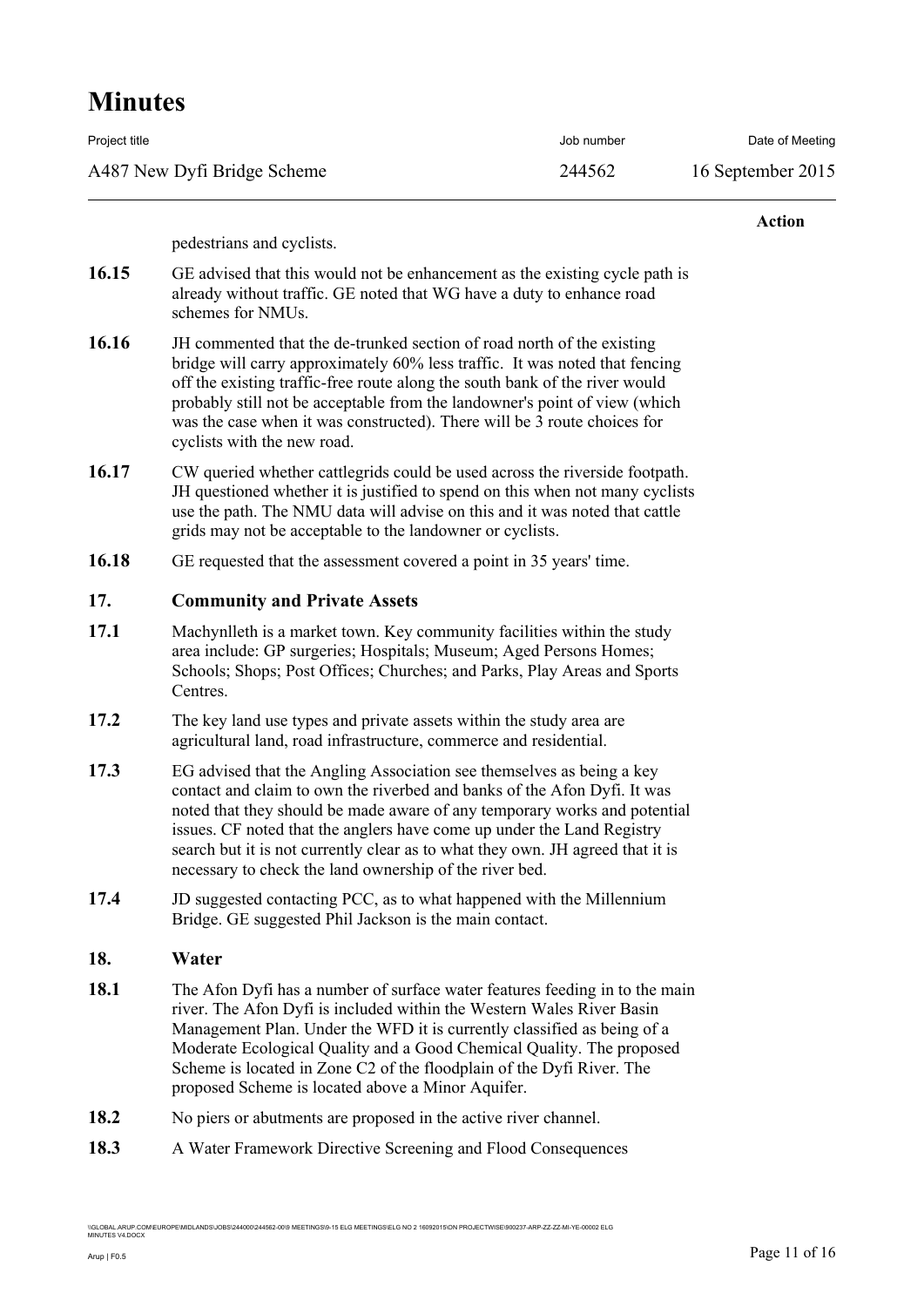pedestrians and cyclists.

**16.15** GE advised that this would not be enhancement as the existing cycle path is already without traffic. GE noted that WG have a duty to enhance road schemes for NMUs.

**16.16** JH commented that the de-trunked section of road north of the existing bridge will carry approximately 60% less traffic. It was noted that fencing off the existing traffic-free route along the south bank of the river would probably still not be acceptable from the landowner's point of view (which was the case when it was constructed). There will be 3 route choices for cyclists with the new road.

**16.17** CW queried whether cattlegrids could be used across the riverside footpath. JH questioned whether it is justified to spend on this when not many cyclists use the path. The NMU data will advise on this and it was noted that cattle grids may not be acceptable to the landowner or cyclists.

**16.18** GE requested that the assessment covered a point in 35 years' time.

## 17. Community and Private Assets

**17.1** Machynlleth is a market town. Key community facilities within the study area include: GP surgeries; Hospitals; Museum; Aged Persons Homes; Schools; Shops; Post Offices; Churches; and Parks, Play Areas and Sports Centres.

**17.2** The key land use types and private assets within the study area are agricultural land, road infrastructure, commerce and residential.

**17.3** EG advised that the Angling Association see themselves as being a key contact and claim to own the riverbed and banks of the Afon Dyfi. It was noted that they should be made aware of any temporary works and potential issues. CF noted that the anglers have come up under the Land Registry search but it is not currently clear as to what they own. JH agreed that it is necessary to check the land ownership of the river bed.

**17.4** JD suggested contacting PCC, as to what happened with the Millennium Bridge. GE suggested Phil Jackson is the main contact.

## 18. Water

**18.1** The Afon Dyfi has a number of surface water features feeding in to the main river. The Afon Dyfi is included within the Western Wales River Basin Management Plan. Under the WFD it is currently classified as being of a Moderate Ecological Quality and a Good Chemical Quality. The proposed Scheme is located in Zone C2 of the floodplain of the Dyfi River. The proposed Scheme is located above a Minor Aquifer.

**18.2** No piers or abutments are proposed in the active river channel.

**18.3** A Water Framework Directive Screening and Flood Consequences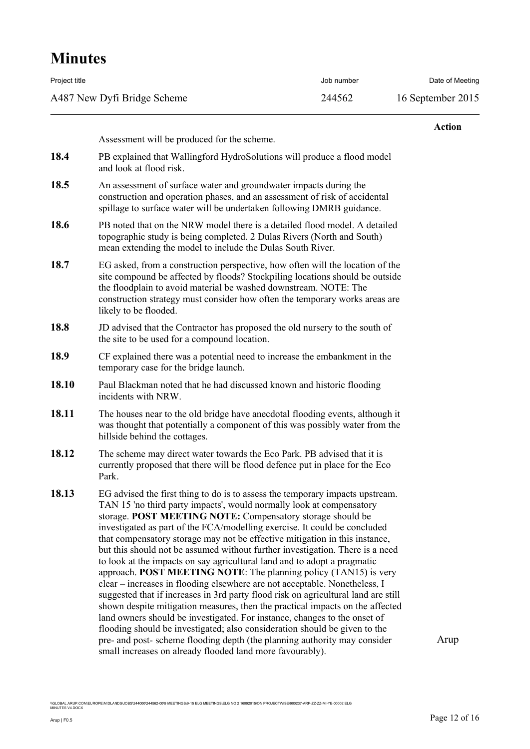# Minutes

| Project title | Job number | Date of Meeting |
|---|---|---|
| A487 New Dyfi Bridge Scheme | 244562 | 16 September 2015 |

| | | Action |
|---|---|---|
| | Assessment will be produced for the scheme. | |
| **18.4** | PB explained that Wallingford HydroSolutions will produce a flood model and look at flood risk. | |
| **18.5** | An assessment of surface water and groundwater impacts during the construction and operation phases, and an assessment of risk of accidental spillage to surface water will be undertaken following DMRB guidance. | |
| **18.6** | PB noted that on the NRW model there is a detailed flood model. A detailed topographic study is being completed. 2 Dulas Rivers (North and South) mean extending the model to include the Dulas South River. | |
| **18.7** | EG asked, from a construction perspective, how often will the location of the site compound be affected by floods? Stockpiling locations should be outside the floodplain to avoid material be washed downstream. NOTE: The construction strategy must consider how often the temporary works areas are likely to be flooded. | |
| **18.8** | JD advised that the Contractor has proposed the old nursery to the south of the site to be used for a compound location. | |
| **18.9** | CF explained there was a potential need to increase the embankment in the temporary case for the bridge launch. | |
| **18.10** | Paul Blackman noted that he had discussed known and historic flooding incidents with NRW. | |
| **18.11** | The houses near to the old bridge have anecdotal flooding events, although it was thought that potentially a component of this was possibly water from the hillside behind the cottages. | |
| **18.12** | The scheme may direct water towards the Eco Park. PB advised that it is currently proposed that there will be flood defence put in place for the Eco Park. | |
| **18.13** | EG advised the first thing to do is to assess the temporary impacts upstream. TAN 15 'no third party impacts', would normally look at compensatory storage. **POST MEETING NOTE:** Compensatory storage should be investigated as part of the FCA/modelling exercise. It could be concluded that compensatory storage may not be effective mitigation in this instance, but this should not be assumed without further investigation. There is a need to look at the impacts on say agricultural land and to adopt a pragmatic approach. **POST MEETING NOTE**: The planning policy (TAN15) is very clear – increases in flooding elsewhere are not acceptable. Nonetheless, I suggested that if increases in 3rd party flood risk on agricultural land are still shown despite mitigation measures, then the practical impacts on the affected land owners should be investigated. For instance, changes to the onset of flooding should be investigated; also consideration should be given to the pre- and post- scheme flooding depth (the planning authority may consider small increases on already flooded land more favourably). | Arup |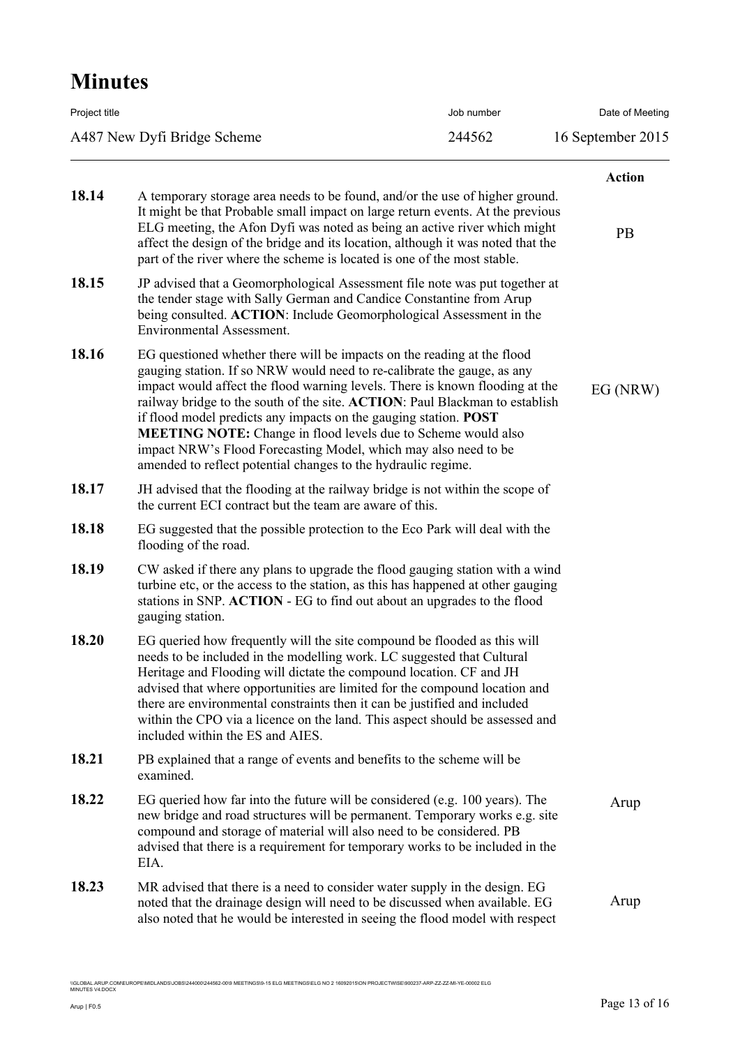# Minutes

| Project title | Job number | Date of Meeting |
|---|---|---|
| A487 New Dyfi Bridge Scheme | 244562 | 16 September 2015 |

| | | Action |
|---|---|---|
| **18.14** | A temporary storage area needs to be found, and/or the use of higher ground. It might be that Probable small impact on large return events. At the previous ELG meeting, the Afon Dyfi was noted as being an active river which might affect the design of the bridge and its location, although it was noted that the part of the river where the scheme is located is one of the most stable. | PB |
| **18.15** | JP advised that a Geomorphological Assessment file note was put together at the tender stage with Sally German and Candice Constantine from Arup being consulted. **ACTION**: Include Geomorphological Assessment in the Environmental Assessment. | |
| **18.16** | EG questioned whether there will be impacts on the reading at the flood gauging station. If so NRW would need to re-calibrate the gauge, as any impact would affect the flood warning levels. There is known flooding at the railway bridge to the south of the site. **ACTION**: Paul Blackman to establish if flood model predicts any impacts on the gauging station. **POST MEETING NOTE:** Change in flood levels due to Scheme would also impact NRW's Flood Forecasting Model, which may also need to be amended to reflect potential changes to the hydraulic regime. | EG (NRW) |
| **18.17** | JH advised that the flooding at the railway bridge is not within the scope of the current ECI contract but the team are aware of this. | |
| **18.18** | EG suggested that the possible protection to the Eco Park will deal with the flooding of the road. | |
| **18.19** | CW asked if there any plans to upgrade the flood gauging station with a wind turbine etc, or the access to the station, as this has happened at other gauging stations in SNP. **ACTION** - EG to find out about an upgrades to the flood gauging station. | |
| **18.20** | EG queried how frequently will the site compound be flooded as this will needs to be included in the modelling work. LC suggested that Cultural Heritage and Flooding will dictate the compound location. CF and JH advised that where opportunities are limited for the compound location and there are environmental constraints then it can be justified and included within the CPO via a licence on the land. This aspect should be assessed and included within the ES and AIES. | |
| **18.21** | PB explained that a range of events and benefits to the scheme will be examined. | |
| **18.22** | EG queried how far into the future will be considered (e.g. 100 years). The new bridge and road structures will be permanent. Temporary works e.g. site compound and storage of material will also need to be considered. PB advised that there is a requirement for temporary works to be included in the EIA. | Arup |
| **18.23** | MR advised that there is a need to consider water supply in the design. EG noted that the drainage design will need to be discussed when available. EG also noted that he would be interested in seeing the flood model with respect | Arup |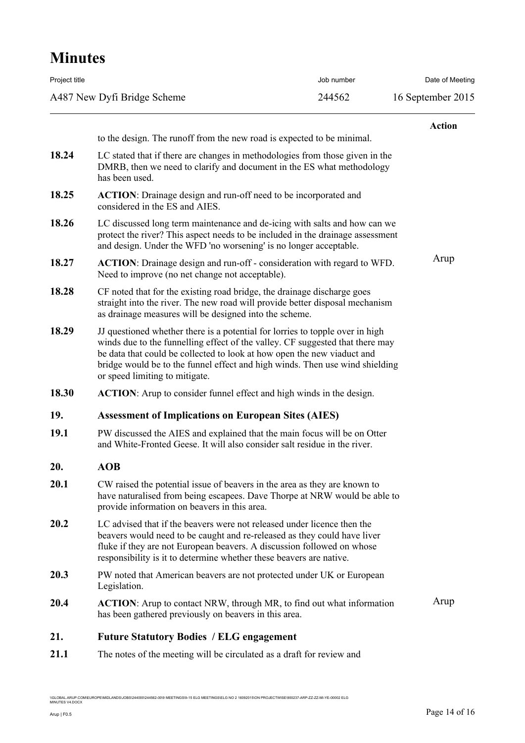| | | Action |
|---|---|---|
| | to the design. The runoff from the new road is expected to be minimal. | |
| **18.24** | LC stated that if there are changes in methodologies from those given in the DMRB, then we need to clarify and document in the ES what methodology has been used. | |
| **18.25** | **ACTION**: Drainage design and run-off need to be incorporated and considered in the ES and AIES. | |
| **18.26** | LC discussed long term maintenance and de-icing with salts and how can we protect the river? This aspect needs to be included in the drainage assessment and design. Under the WFD 'no worsening' is no longer acceptable. | |
| **18.27** | **ACTION**: Drainage design and run-off - consideration with regard to WFD. Need to improve (no net change not acceptable). | Arup |
| **18.28** | CF noted that for the existing road bridge, the drainage discharge goes straight into the river. The new road will provide better disposal mechanism as drainage measures will be designed into the scheme. | |
| **18.29** | JJ questioned whether there is a potential for lorries to topple over in high winds due to the funnelling effect of the valley. CF suggested that there may be data that could be collected to look at how open the new viaduct and bridge would be to the funnel effect and high winds. Then use wind shielding or speed limiting to mitigate. | |
| **18.30** | **ACTION**: Arup to consider funnel effect and high winds in the design. | |
| **19.** | **Assessment of Implications on European Sites (AIES)** | |
| **19.1** | PW discussed the AIES and explained that the main focus will be on Otter and White-Fronted Geese. It will also consider salt residue in the river. | |
| **20.** | **AOB** | |
| **20.1** | CW raised the potential issue of beavers in the area as they are known to have naturalised from being escapees. Dave Thorpe at NRW would be able to provide information on beavers in this area. | |
| **20.2** | LC advised that if the beavers were not released under licence then the beavers would need to be caught and re-released as they could have liver fluke if they are not European beavers. A discussion followed on whose responsibility is it to determine whether these beavers are native. | |
| **20.3** | PW noted that American beavers are not protected under UK or European Legislation. | |
| **20.4** | **ACTION**: Arup to contact NRW, through MR, to find out what information has been gathered previously on beavers in this area. | Arup |
| **21.** | **Future Statutory Bodies / ELG engagement** | |
| **21.1** | The notes of the meeting will be circulated as a draft for review and | |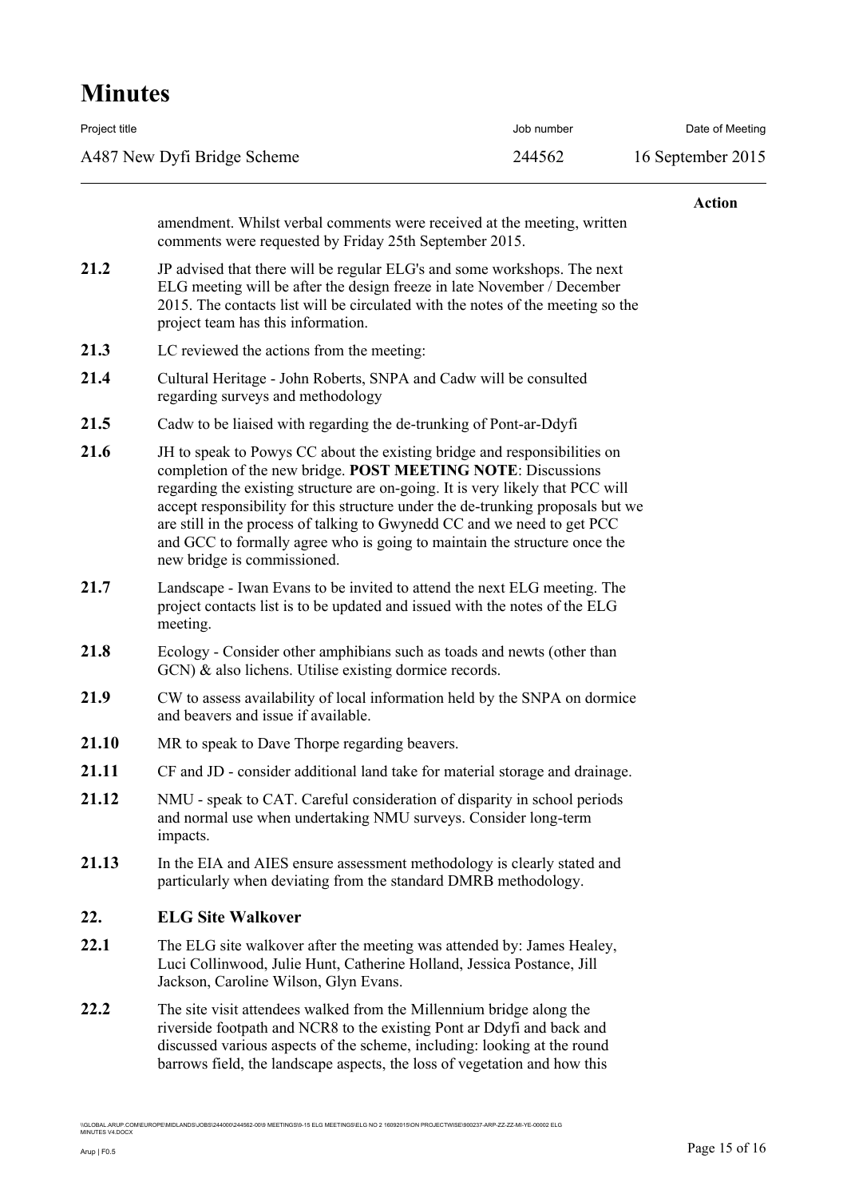amendment. Whilst verbal comments were received at the meeting, written comments were requested by Friday 25th September 2015.

**21.2** JP advised that there will be regular ELG's and some workshops. The next ELG meeting will be after the design freeze in late November / December 2015. The contacts list will be circulated with the notes of the meeting so the project team has this information.

**21.3** LC reviewed the actions from the meeting:

**21.4** Cultural Heritage - John Roberts, SNPA and Cadw will be consulted regarding surveys and methodology

**21.5** Cadw to be liaised with regarding the de-trunking of Pont-ar-Ddyfi

**21.6** JH to speak to Powys CC about the existing bridge and responsibilities on completion of the new bridge. **POST MEETING NOTE**: Discussions regarding the existing structure are on-going. It is very likely that PCC will accept responsibility for this structure under the de-trunking proposals but we are still in the process of talking to Gwynedd CC and we need to get PCC and GCC to formally agree who is going to maintain the structure once the new bridge is commissioned.

**21.7** Landscape - Iwan Evans to be invited to attend the next ELG meeting. The project contacts list is to be updated and issued with the notes of the ELG meeting.

**21.8** Ecology - Consider other amphibians such as toads and newts (other than GCN) & also lichens. Utilise existing dormice records.

**21.9** CW to assess availability of local information held by the SNPA on dormice and beavers and issue if available.

**21.10** MR to speak to Dave Thorpe regarding beavers.

**21.11** CF and JD - consider additional land take for material storage and drainage.

**21.12** NMU - speak to CAT. Careful consideration of disparity in school periods and normal use when undertaking NMU surveys. Consider long-term impacts.

**21.13** In the EIA and AIES ensure assessment methodology is clearly stated and particularly when deviating from the standard DMRB methodology.

## 22. ELG Site Walkover

**22.1** The ELG site walkover after the meeting was attended by: James Healey, Luci Collinwood, Julie Hunt, Catherine Holland, Jessica Postance, Jill Jackson, Caroline Wilson, Glyn Evans.

**22.2** The site visit attendees walked from the Millennium bridge along the riverside footpath and NCR8 to the existing Pont ar Ddyfi and back and discussed various aspects of the scheme, including: looking at the round barrows field, the landscape aspects, the loss of vegetation and how this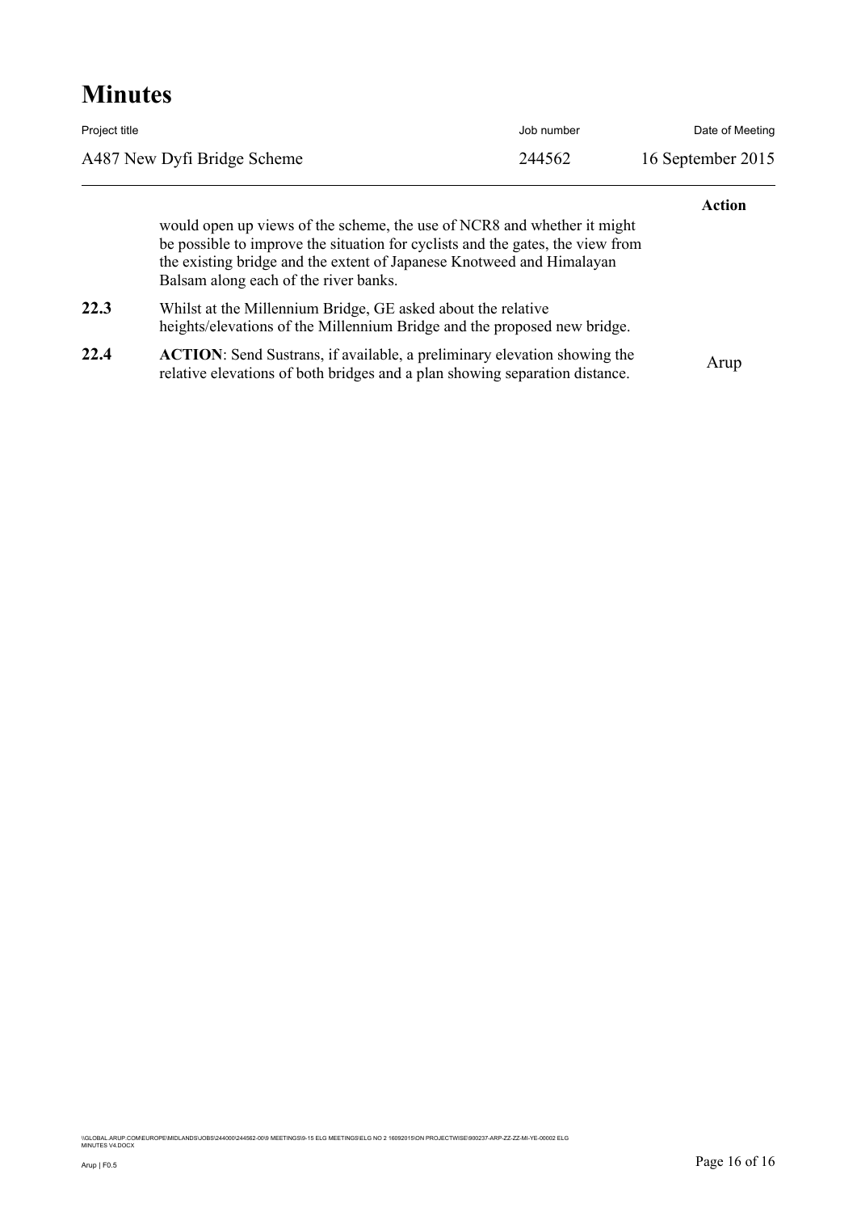| | | Action |
|---|---|---|
| | would open up views of the scheme, the use of NCR8 and whether it might be possible to improve the situation for cyclists and the gates, the view from the existing bridge and the extent of Japanese Knotweed and Himalayan Balsam along each of the river banks. | |
| **22.3** | Whilst at the Millennium Bridge, GE asked about the relative heights/elevations of the Millennium Bridge and the proposed new bridge. | |
| **22.4** | **ACTION**: Send Sustrans, if available, a preliminary elevation showing the relative elevations of both bridges and a plan showing separation distance. | Arup |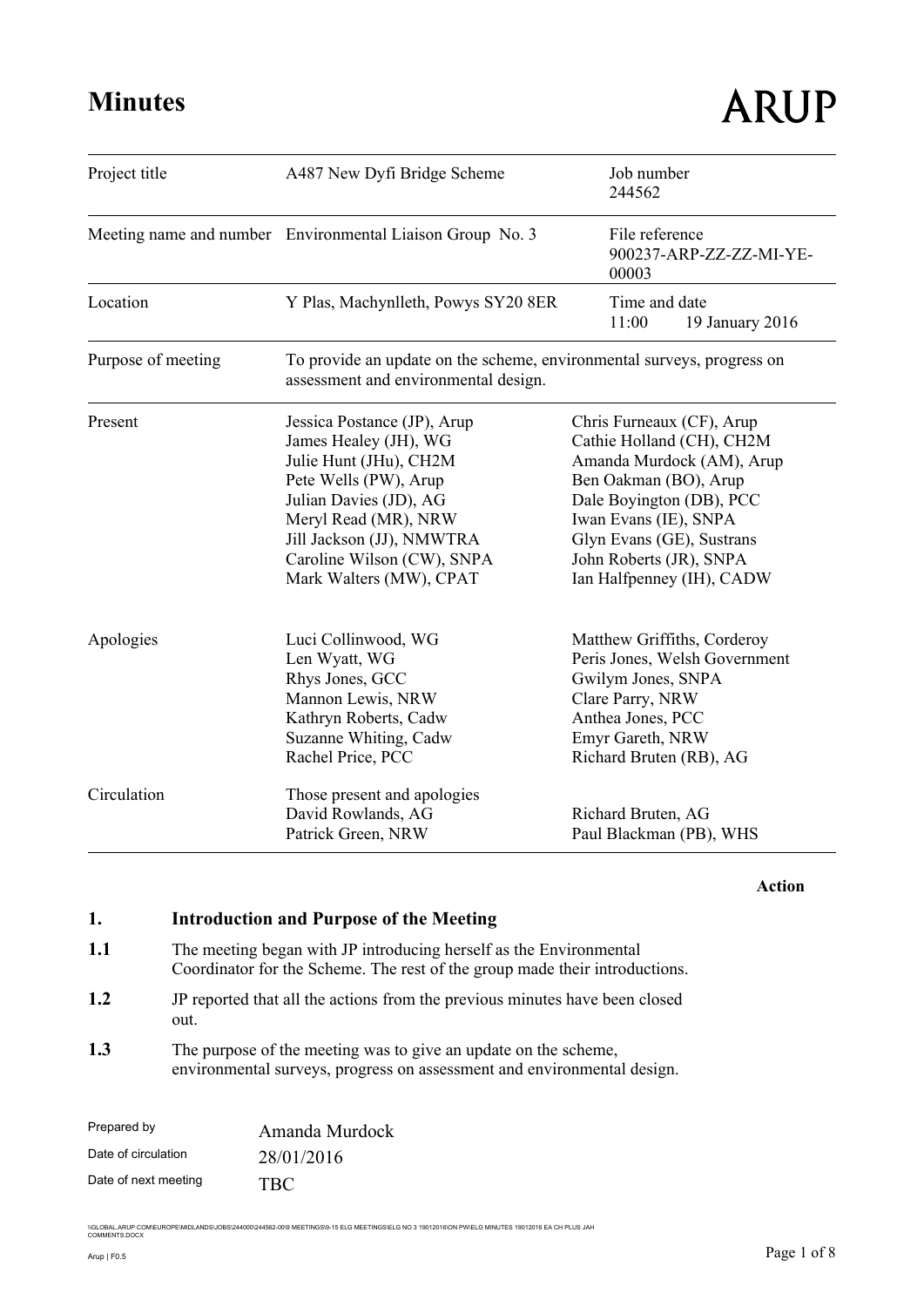# Minutes

ARUP

| | | | |
|---|---|---|---|
| Project title | A487 New Dyfi Bridge Scheme | Job number | 244562 |
| Meeting name and number | Environmental Liaison Group No. 3 | File reference | 900237-ARP-ZZ-ZZ-MI-YE-00003 |
| Location | Y Plas, Machynlleth, Powys SY20 8ER | Time and date | 11:00 19 January 2016 |
| Purpose of meeting | To provide an update on the scheme, environmental surveys, progress on assessment and environmental design. | | |

| | | |
|---|---|---|
| Present | Jessica Postance (JP), Arup | Chris Furneaux (CF), Arup |
| | James Healey (JH), WG | Cathie Holland (CH), CH2M |
| | Julie Hunt (JHu), CH2M | Amanda Murdock (AM), Arup |
| | Pete Wells (PW), Arup | Ben Oakman (BO), Arup |
| | Julian Davies (JD), AG | Dale Boyington (DB), PCC |
| | Meryl Read (MR), NRW | Iwan Evans (IE), SNPA |
| | Jill Jackson (JJ), NMWTRA | Glyn Evans (GE), Sustrans |
| | Caroline Wilson (CW), SNPA | John Roberts (JR), SNPA |
| | Mark Walters (MW), CPAT | Ian Halfpenney (IH), CADW |
| Apologies | Luci Collinwood, WG | Matthew Griffiths, Corderoy |
| | Len Wyatt, WG | Peris Jones, Welsh Government |
| | Rhys Jones, GCC | Gwilym Jones, SNPA |
| | Mannon Lewis, NRW | Clare Parry, NRW |
| | Kathryn Roberts, Cadw | Anthea Jones, PCC |
| | Suzanne Whiting, Cadw | Emyr Gareth, NRW |
| | Rachel Price, PCC | Richard Bruten (RB), AG |
| Circulation | Those present and apologies | |
| | David Rowlands, AG | Richard Bruten, AG |
| | Patrick Green, NRW | Paul Blackman (PB), WHS |

**Action**

## 1. Introduction and Purpose of the Meeting

**1.1** The meeting began with JP introducing herself as the Environmental Coordinator for the Scheme. The rest of the group made their introductions.

**1.2** JP reported that all the actions from the previous minutes have been closed out.

**1.3** The purpose of the meeting was to give an update on the scheme, environmental surveys, progress on assessment and environmental design.

| | |
|---|---|
| Prepared by | Amanda Murdock |
| Date of circulation | 28/01/2016 |
| Date of next meeting | TBC |

\\GLOBAL.ARUP.COM\EUROPE\MIDLANDS\JOBS\244000\244562-00\9 MEETINGS\9-15 ELG MEETINGS\ELG NO 3 19012016\ON PW\ELG MINUTES 19012016 EA CH PLUS JAH COMMENTS.DOCX

Arup | F0.5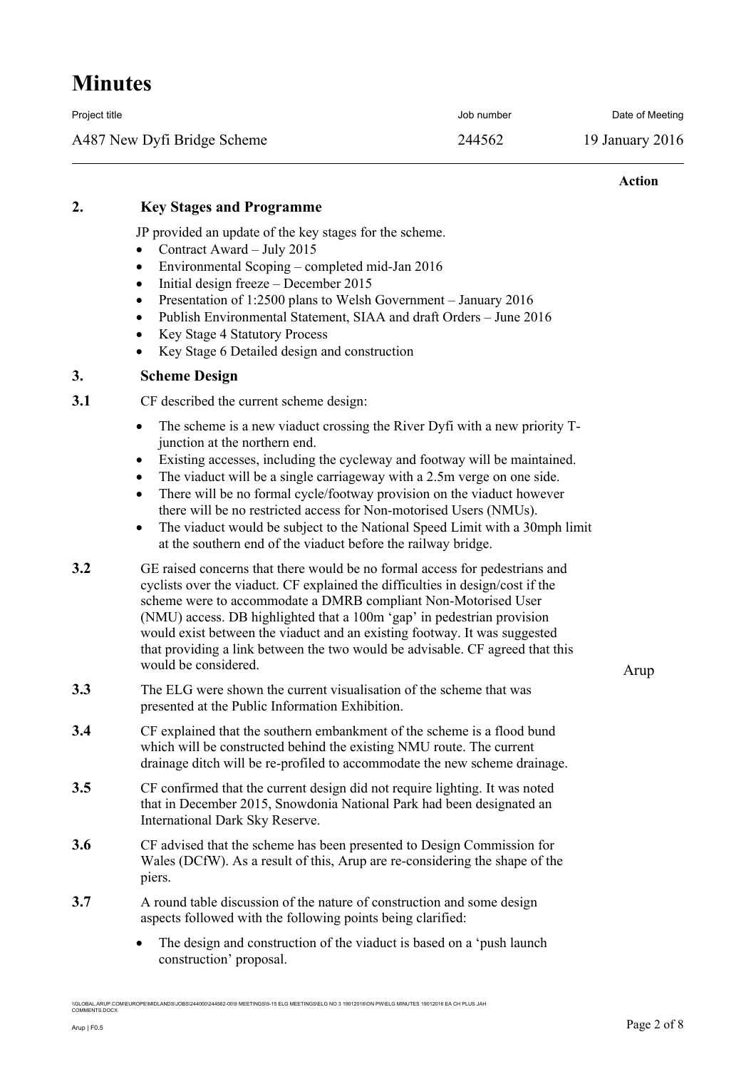# Minutes

| Project title | Job number | Date of Meeting |
|---|---|---|
| A487 New Dyfi Bridge Scheme | 244562 | 19 January 2016 |

**Action**

## 2. Key Stages and Programme

JP provided an update of the key stages for the scheme.

- Contract Award – July 2015
- Environmental Scoping – completed mid-Jan 2016
- Initial design freeze – December 2015
- Presentation of 1:2500 plans to Welsh Government – January 2016
- Publish Environmental Statement, SIAA and draft Orders – June 2016
- Key Stage 4 Statutory Process
- Key Stage 6 Detailed design and construction

## 3. Scheme Design

**3.1** CF described the current scheme design:

- The scheme is a new viaduct crossing the River Dyfi with a new priority T-junction at the northern end.
- Existing accesses, including the cycleway and footway will be maintained.
- The viaduct will be a single carriageway with a 2.5m verge on one side.
- There will be no formal cycle/footway provision on the viaduct however there will be no restricted access for Non-motorised Users (NMUs).
- The viaduct would be subject to the National Speed Limit with a 30mph limit at the southern end of the viaduct before the railway bridge.

**3.2** GE raised concerns that there would be no formal access for pedestrians and cyclists over the viaduct. CF explained the difficulties in design/cost if the scheme were to accommodate a DMRB compliant Non-Motorised User (NMU) access. DB highlighted that a 100m 'gap' in pedestrian provision would exist between the viaduct and an existing footway. It was suggested that providing a link between the two would be advisable. CF agreed that this would be considered. — **Action: Arup**

**3.3** The ELG were shown the current visualisation of the scheme that was presented at the Public Information Exhibition.

**3.4** CF explained that the southern embankment of the scheme is a flood bund which will be constructed behind the existing NMU route. The current drainage ditch will be re-profiled to accommodate the new scheme drainage.

**3.5** CF confirmed that the current design did not require lighting. It was noted that in December 2015, Snowdonia National Park had been designated an International Dark Sky Reserve.

**3.6** CF advised that the scheme has been presented to Design Commission for Wales (DCfW). As a result of this, Arup are re-considering the shape of the piers.

**3.7** A round table discussion of the nature of construction and some design aspects followed with the following points being clarified:

- The design and construction of the viaduct is based on a 'push launch construction' proposal.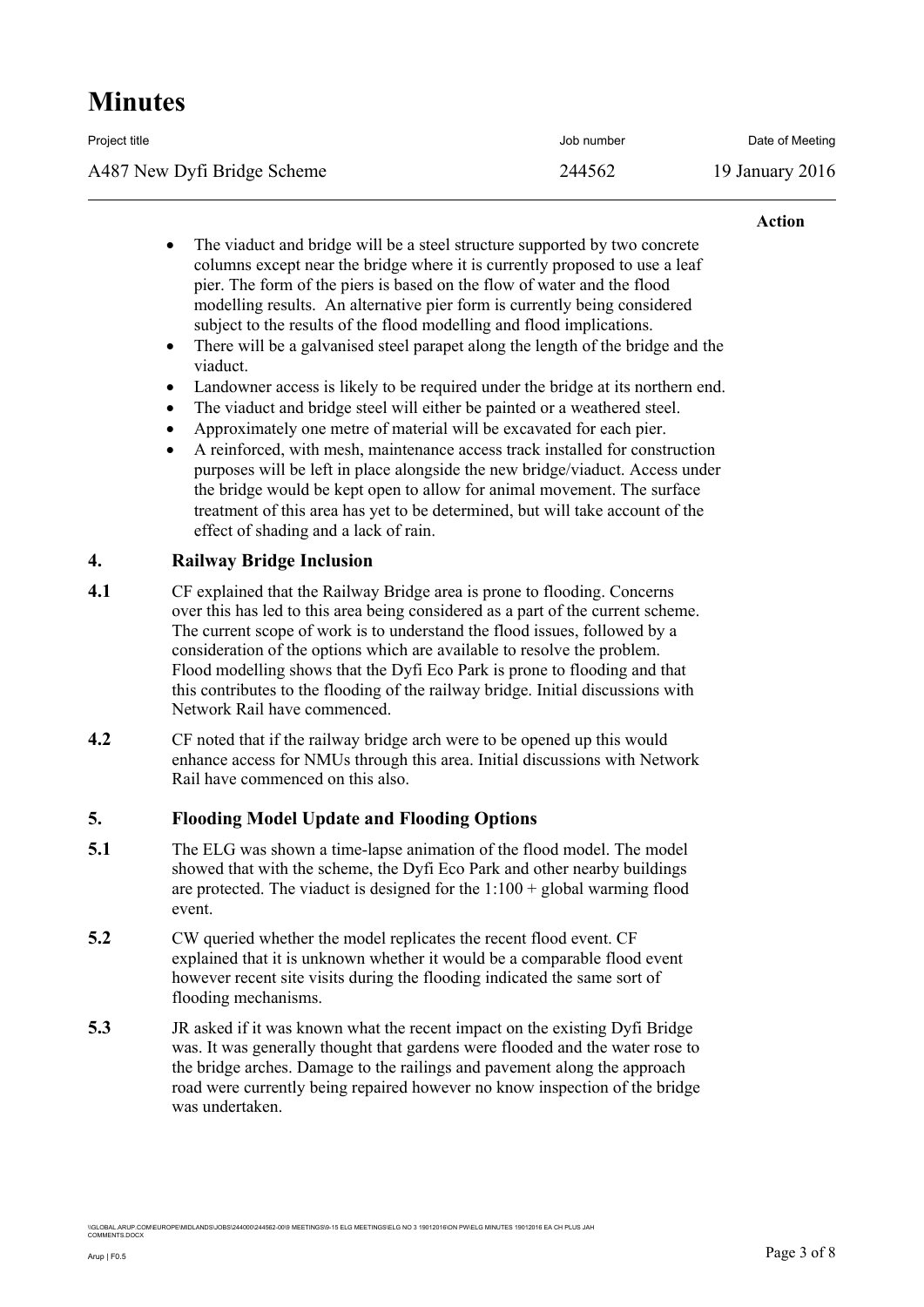**Action**

- The viaduct and bridge will be a steel structure supported by two concrete columns except near the bridge where it is currently proposed to use a leaf pier. The form of the piers is based on the flow of water and the flood modelling results. An alternative pier form is currently being considered subject to the results of the flood modelling and flood implications.
- There will be a galvanised steel parapet along the length of the bridge and the viaduct.
- Landowner access is likely to be required under the bridge at its northern end.
- The viaduct and bridge steel will either be painted or a weathered steel.
- Approximately one metre of material will be excavated for each pier.
- A reinforced, with mesh, maintenance access track installed for construction purposes will be left in place alongside the new bridge/viaduct. Access under the bridge would be kept open to allow for animal movement. The surface treatment of this area has yet to be determined, but will take account of the effect of shading and a lack of rain.

## 4. Railway Bridge Inclusion

**4.1** CF explained that the Railway Bridge area is prone to flooding. Concerns over this has led to this area being considered as a part of the current scheme. The current scope of work is to understand the flood issues, followed by a consideration of the options which are available to resolve the problem. Flood modelling shows that the Dyfi Eco Park is prone to flooding and that this contributes to the flooding of the railway bridge. Initial discussions with Network Rail have commenced.

**4.2** CF noted that if the railway bridge arch were to be opened up this would enhance access for NMUs through this area. Initial discussions with Network Rail have commenced on this also.

## 5. Flooding Model Update and Flooding Options

**5.1** The ELG was shown a time-lapse animation of the flood model. The model showed that with the scheme, the Dyfi Eco Park and other nearby buildings are protected. The viaduct is designed for the 1:100 + global warming flood event.

**5.2** CW queried whether the model replicates the recent flood event. CF explained that it is unknown whether it would be a comparable flood event however recent site visits during the flooding indicated the same sort of flooding mechanisms.

**5.3** JR asked if it was known what the recent impact on the existing Dyfi Bridge was. It was generally thought that gardens were flooded and the water rose to the bridge arches. Damage to the railings and pavement along the approach road were currently being repaired however no know inspection of the bridge was undertaken.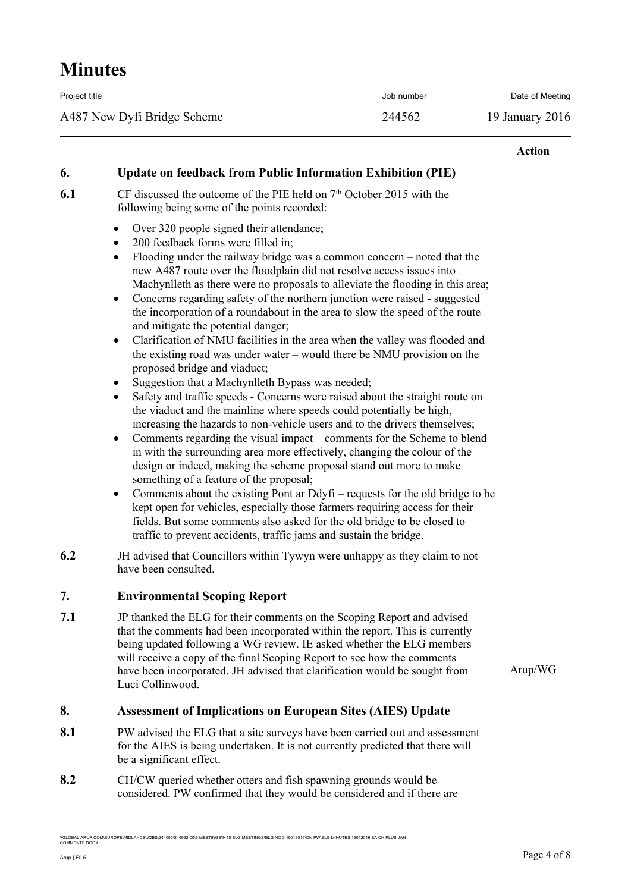**Action**

## 6. Update on feedback from Public Information Exhibition (PIE)

**6.1** CF discussed the outcome of the PIE held on 7th October 2015 with the following being some of the points recorded:

- Over 320 people signed their attendance;
- 200 feedback forms were filled in;
- Flooding under the railway bridge was a common concern – noted that the new A487 route over the floodplain did not resolve access issues into Machynlleth as there were no proposals to alleviate the flooding in this area;
- Concerns regarding safety of the northern junction were raised - suggested the incorporation of a roundabout in the area to slow the speed of the route and mitigate the potential danger;
- Clarification of NMU facilities in the area when the valley was flooded and the existing road was under water – would there be NMU provision on the proposed bridge and viaduct;
- Suggestion that a Machynlleth Bypass was needed;
- Safety and traffic speeds - Concerns were raised about the straight route on the viaduct and the mainline where speeds could potentially be high, increasing the hazards to non-vehicle users and to the drivers themselves;
- Comments regarding the visual impact – comments for the Scheme to blend in with the surrounding area more effectively, changing the colour of the design or indeed, making the scheme proposal stand out more to make something of a feature of the proposal;
- Comments about the existing Pont ar Ddyfi – requests for the old bridge to be kept open for vehicles, especially those farmers requiring access for their fields. But some comments also asked for the old bridge to be closed to traffic to prevent accidents, traffic jams and sustain the bridge.

**6.2** JH advised that Councillors within Tywyn were unhappy as they claim to not have been consulted.

## 7. Environmental Scoping Report

**7.1** JP thanked the ELG for their comments on the Scoping Report and advised that the comments had been incorporated within the report. This is currently being updated following a WG review. IE asked whether the ELG members will receive a copy of the final Scoping Report to see how the comments have been incorporated. JH advised that clarification would be sought from Luci Collinwood. — **Arup/WG**

## 8. Assessment of Implications on European Sites (AIES) Update

**8.1** PW advised the ELG that a site surveys have been carried out and assessment for the AIES is being undertaken. It is not currently predicted that there will be a significant effect.

**8.2** CH/CW queried whether otters and fish spawning grounds would be considered. PW confirmed that they would be considered and if there are

\\GLOBAL.ARUP.COM\EUROPE\MIDLANDS\JOBS\244000\244562-00\9 MEETINGS\9-15 ELG MEETINGS\ELG NO 3 19012016\ON PW\ELG MINUTES 19012016 EA CH PLUS JAH COMMENTS.DOCX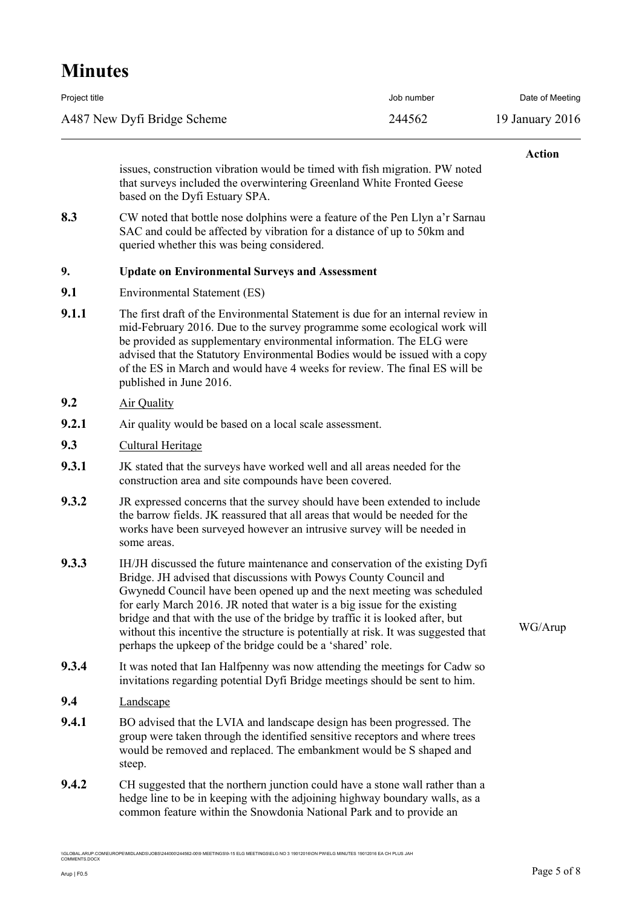| | | Action |
|---|---|---|
| | issues, construction vibration would be timed with fish migration. PW noted that surveys included the overwintering Greenland White Fronted Geese based on the Dyfi Estuary SPA. | |
| **8.3** | CW noted that bottle nose dolphins were a feature of the Pen Llyn a'r Sarnau SAC and could be affected by vibration for a distance of up to 50km and queried whether this was being considered. | |
| **9.** | **Update on Environmental Surveys and Assessment** | |
| **9.1** | Environmental Statement (ES) | |
| **9.1.1** | The first draft of the Environmental Statement is due for an internal review in mid-February 2016. Due to the survey programme some ecological work will be provided as supplementary environmental information. The ELG were advised that the Statutory Environmental Bodies would be issued with a copy of the ES in March and would have 4 weeks for review. The final ES will be published in June 2016. | |
| **9.2** | Air Quality | |
| **9.2.1** | Air quality would be based on a local scale assessment. | |
| **9.3** | Cultural Heritage | |
| **9.3.1** | JK stated that the surveys have worked well and all areas needed for the construction area and site compounds have been covered. | |
| **9.3.2** | JR expressed concerns that the survey should have been extended to include the barrow fields. JK reassured that all areas that would be needed for the works have been surveyed however an intrusive survey will be needed in some areas. | |
| **9.3.3** | IH/JH discussed the future maintenance and conservation of the existing Dyfi Bridge. JH advised that discussions with Powys County Council and Gwynedd Council have been opened up and the next meeting was scheduled for early March 2016. JR noted that water is a big issue for the existing bridge and that with the use of the bridge by traffic it is looked after, but without this incentive the structure is potentially at risk. It was suggested that perhaps the upkeep of the bridge could be a 'shared' role. | WG/Arup |
| **9.3.4** | It was noted that Ian Halfpenny was now attending the meetings for Cadw so invitations regarding potential Dyfi Bridge meetings should be sent to him. | |
| **9.4** | Landscape | |
| **9.4.1** | BO advised that the LVIA and landscape design has been progressed. The group were taken through the identified sensitive receptors and where trees would be removed and replaced. The embankment would be S shaped and steep. | |
| **9.4.2** | CH suggested that the northern junction could have a stone wall rather than a hedge line to be in keeping with the adjoining highway boundary walls, as a common feature within the Snowdonia National Park and to provide an | |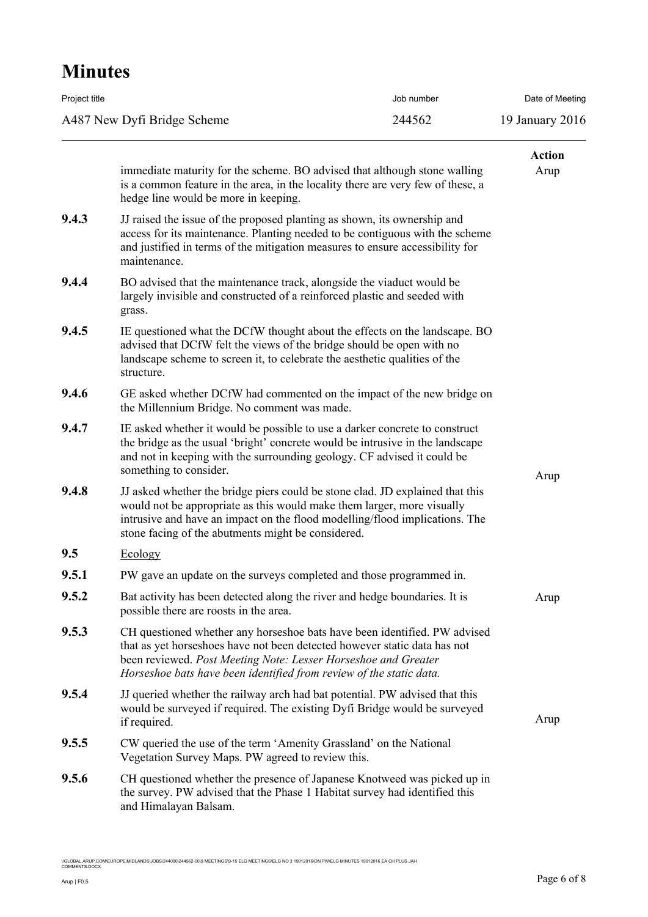| | | Action |
|---|---|---|
| | immediate maturity for the scheme. BO advised that although stone walling is a common feature in the area, in the locality there are very few of these, a hedge line would be more in keeping. | Arup |
| **9.4.3** | JJ raised the issue of the proposed planting as shown, its ownership and access for its maintenance. Planting needed to be contiguous with the scheme and justified in terms of the mitigation measures to ensure accessibility for maintenance. | |
| **9.4.4** | BO advised that the maintenance track, alongside the viaduct would be largely invisible and constructed of a reinforced plastic and seeded with grass. | |
| **9.4.5** | IE questioned what the DCfW thought about the effects on the landscape. BO advised that DCfW felt the views of the bridge should be open with no landscape scheme to screen it, to celebrate the aesthetic qualities of the structure. | |
| **9.4.6** | GE asked whether DCfW had commented on the impact of the new bridge on the Millennium Bridge. No comment was made. | |
| **9.4.7** | IE asked whether it would be possible to use a darker concrete to construct the bridge as the usual 'bright' concrete would be intrusive in the landscape and not in keeping with the surrounding geology. CF advised it could be something to consider. | Arup |
| **9.4.8** | JJ asked whether the bridge piers could be stone clad. JD explained that this would not be appropriate as this would make them larger, more visually intrusive and have an impact on the flood modelling/flood implications. The stone facing of the abutments might be considered. | |
| **9.5** | <u>Ecology</u> | |
| **9.5.1** | PW gave an update on the surveys completed and those programmed in. | |
| **9.5.2** | Bat activity has been detected along the river and hedge boundaries. It is possible there are roosts in the area. | Arup |
| **9.5.3** | CH questioned whether any horseshoe bats have been identified. PW advised that as yet horseshoes have not been detected however static data has not been reviewed. *Post Meeting Note: Lesser Horseshoe and Greater Horseshoe bats have been identified from review of the static data.* | |
| **9.5.4** | JJ queried whether the railway arch had bat potential. PW advised that this would be surveyed if required. The existing Dyfi Bridge would be surveyed if required. | Arup |
| **9.5.5** | CW queried the use of the term 'Amenity Grassland' on the National Vegetation Survey Maps. PW agreed to review this. | |
| **9.5.6** | CH questioned whether the presence of Japanese Knotweed was picked up in the survey. PW advised that the Phase 1 Habitat survey had identified this and Himalayan Balsam. | |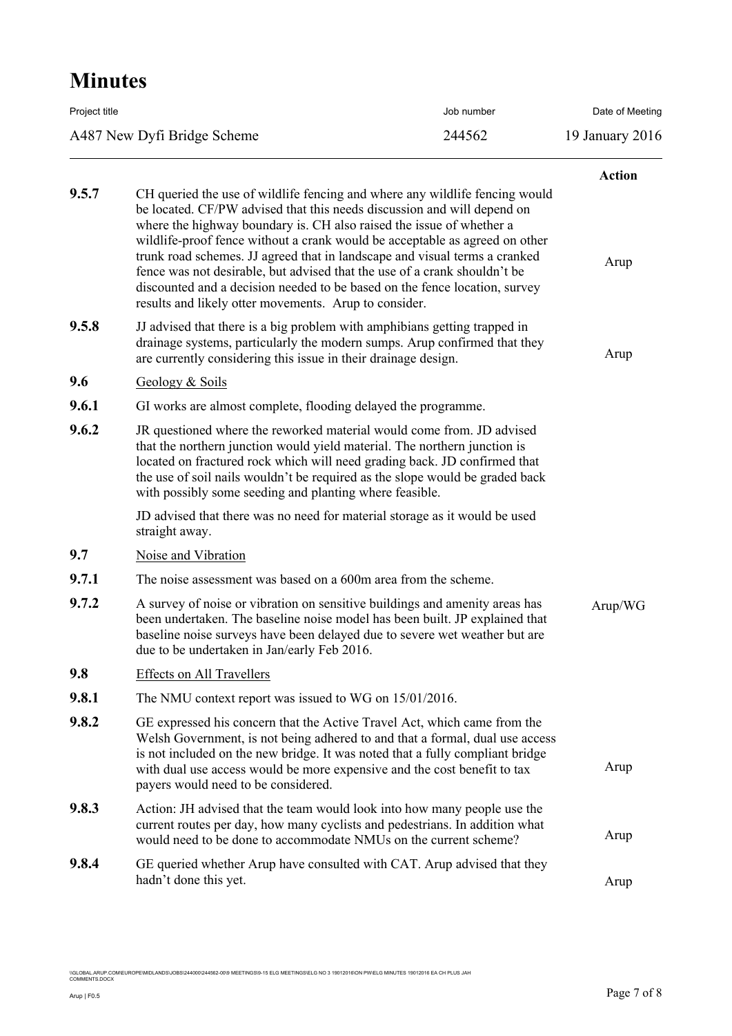# Minutes

| Project title | Job number | Date of Meeting |
|---|---|---|
| A487 New Dyfi Bridge Scheme | 244562 | 19 January 2016 |

| | | Action |
|---|---|---|
| **9.5.7** | CH queried the use of wildlife fencing and where any wildlife fencing would be located. CF/PW advised that this needs discussion and will depend on where the highway boundary is. CH also raised the issue of whether a wildlife-proof fence without a crank would be acceptable as agreed on other trunk road schemes. JJ agreed that in landscape and visual terms a cranked fence was not desirable, but advised that the use of a crank shouldn't be discounted and a decision needed to be based on the fence location, survey results and likely otter movements. Arup to consider. | Arup |
| **9.5.8** | JJ advised that there is a big problem with amphibians getting trapped in drainage systems, particularly the modern sumps. Arup confirmed that they are currently considering this issue in their drainage design. | Arup |
| **9.6** | Geology & Soils | |
| **9.6.1** | GI works are almost complete, flooding delayed the programme. | |
| **9.6.2** | JR questioned where the reworked material would come from. JD advised that the northern junction would yield material. The northern junction is located on fractured rock which will need grading back. JD confirmed that the use of soil nails wouldn't be required as the slope would be graded back with possibly some seeding and planting where feasible.<br><br>JD advised that there was no need for material storage as it would be used straight away. | |
| **9.7** | Noise and Vibration | |
| **9.7.1** | The noise assessment was based on a 600m area from the scheme. | |
| **9.7.2** | A survey of noise or vibration on sensitive buildings and amenity areas has been undertaken. The baseline noise model has been built. JP explained that baseline noise surveys have been delayed due to severe wet weather but are due to be undertaken in Jan/early Feb 2016. | Arup/WG |
| **9.8** | Effects on All Travellers | |
| **9.8.1** | The NMU context report was issued to WG on 15/01/2016. | |
| **9.8.2** | GE expressed his concern that the Active Travel Act, which came from the Welsh Government, is not being adhered to and that a formal, dual use access is not included on the new bridge. It was noted that a fully compliant bridge with dual use access would be more expensive and the cost benefit to tax payers would need to be considered. | Arup |
| **9.8.3** | Action: JH advised that the team would look into how many people use the current routes per day, how many cyclists and pedestrians. In addition what would need to be done to accommodate NMUs on the current scheme? | Arup |
| **9.8.4** | GE queried whether Arup have consulted with CAT. Arup advised that they hadn't done this yet. | Arup |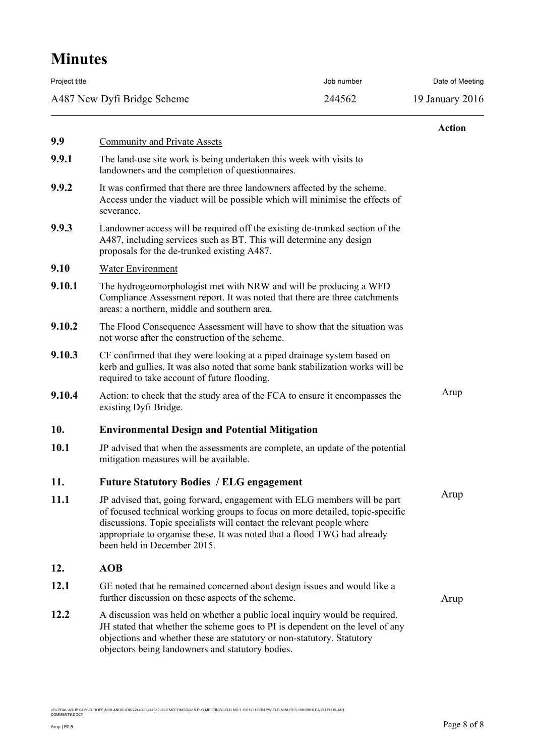# Minutes

| Project title | Job number | Date of Meeting |
|---|---|---|
| A487 New Dyfi Bridge Scheme | 244562 | 19 January 2016 |

| | | Action |
|---|---|---|
| **9.9** | Community and Private Assets | |
| **9.9.1** | The land-use site work is being undertaken this week with visits to landowners and the completion of questionnaires. | |
| **9.9.2** | It was confirmed that there are three landowners affected by the scheme. Access under the viaduct will be possible which will minimise the effects of severance. | |
| **9.9.3** | Landowner access will be required off the existing de-trunked section of the A487, including services such as BT. This will determine any design proposals for the de-trunked existing A487. | |
| **9.10** | Water Environment | |
| **9.10.1** | The hydrogeomorphologist met with NRW and will be producing a WFD Compliance Assessment report. It was noted that there are three catchments areas: a northern, middle and southern area. | |
| **9.10.2** | The Flood Consequence Assessment will have to show that the situation was not worse after the construction of the scheme. | |
| **9.10.3** | CF confirmed that they were looking at a piped drainage system based on kerb and gullies. It was also noted that some bank stabilization works will be required to take account of future flooding. | |
| **9.10.4** | Action: to check that the study area of the FCA to ensure it encompasses the existing Dyfi Bridge. | Arup |
| **10.** | **Environmental Design and Potential Mitigation** | |
| **10.1** | JP advised that when the assessments are complete, an update of the potential mitigation measures will be available. | |
| **11.** | **Future Statutory Bodies / ELG engagement** | |
| **11.1** | JP advised that, going forward, engagement with ELG members will be part of focused technical working groups to focus on more detailed, topic-specific discussions. Topic specialists will contact the relevant people where appropriate to organise these. It was noted that a flood TWG had already been held in December 2015. | Arup |
| **12.** | **AOB** | |
| **12.1** | GE noted that he remained concerned about design issues and would like a further discussion on these aspects of the scheme. | Arup |
| **12.2** | A discussion was held on whether a public local inquiry would be required. JH stated that whether the scheme goes to PI is dependent on the level of any objections and whether these are statutory or non-statutory. Statutory objectors being landowners and statutory bodies. | |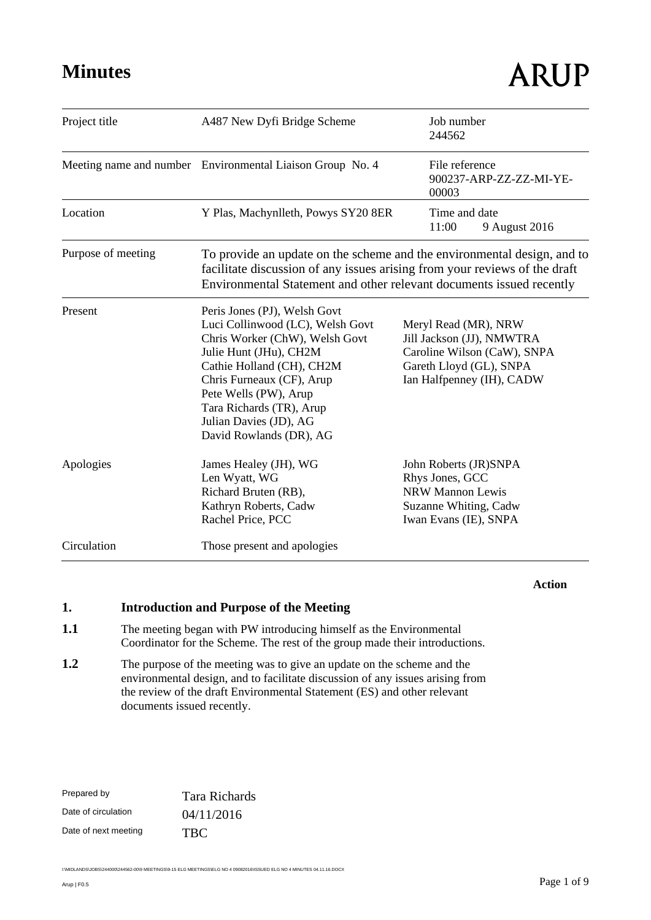# Minutes

ARUP

| | | | |
|---|---|---|---|
| Project title | A487 New Dyfi Bridge Scheme | Job number 244562 | |
| Meeting name and number | Environmental Liaison Group No. 4 | File reference 900237-ARP-ZZ-ZZ-MI-YE-00003 | |
| Location | Y Plas, Machynlleth, Powys SY20 8ER | Time and date 11:00 9 August 2016 | |
| Purpose of meeting | To provide an update on the scheme and the environmental design, and to facilitate discussion of any issues arising from your reviews of the draft Environmental Statement and other relevant documents issued recently | | |
| Present | Peris Jones (PJ), Welsh Govt<br>Luci Collinwood (LC), Welsh Govt<br>Chris Worker (ChW), Welsh Govt<br>Julie Hunt (JHu), CH2M<br>Cathie Holland (CH), CH2M<br>Chris Furneaux (CF), Arup<br>Pete Wells (PW), Arup<br>Tara Richards (TR), Arup<br>Julian Davies (JD), AG<br>David Rowlands (DR), AG | Meryl Read (MR), NRW<br>Jill Jackson (JJ), NMWTRA<br>Caroline Wilson (CaW), SNPA<br>Gareth Lloyd (GL), SNPA<br>Ian Halfpenney (IH), CADW | |
| Apologies | James Healey (JH), WG<br>Len Wyatt, WG<br>Richard Bruten (RB),<br>Kathryn Roberts, Cadw<br>Rachel Price, PCC | John Roberts (JR)SNPA<br>Rhys Jones, GCC<br>NRW Mannon Lewis<br>Suzanne Whiting, Cadw<br>Iwan Evans (IE), SNPA | |
| Circulation | Those present and apologies | | |

**Action**

## 1. Introduction and Purpose of the Meeting

**1.1** The meeting began with PW introducing himself as the Environmental Coordinator for the Scheme. The rest of the group made their introductions.

**1.2** The purpose of the meeting was to give an update on the scheme and the environmental design, and to facilitate discussion of any issues arising from the review of the draft Environmental Statement (ES) and other relevant documents issued recently.

| | |
|---|---|
| Prepared by | Tara Richards |
| Date of circulation | 04/11/2016 |
| Date of next meeting | TBC |

I:\MIDLANDS\JOBS\244000\244562-00\9 MEETINGS\9-15 ELG MEETINGS\ELG NO 4 09082016\ISSUED ELG NO 4 MINUTES 04.11.16.DOCX

Arup | F0.5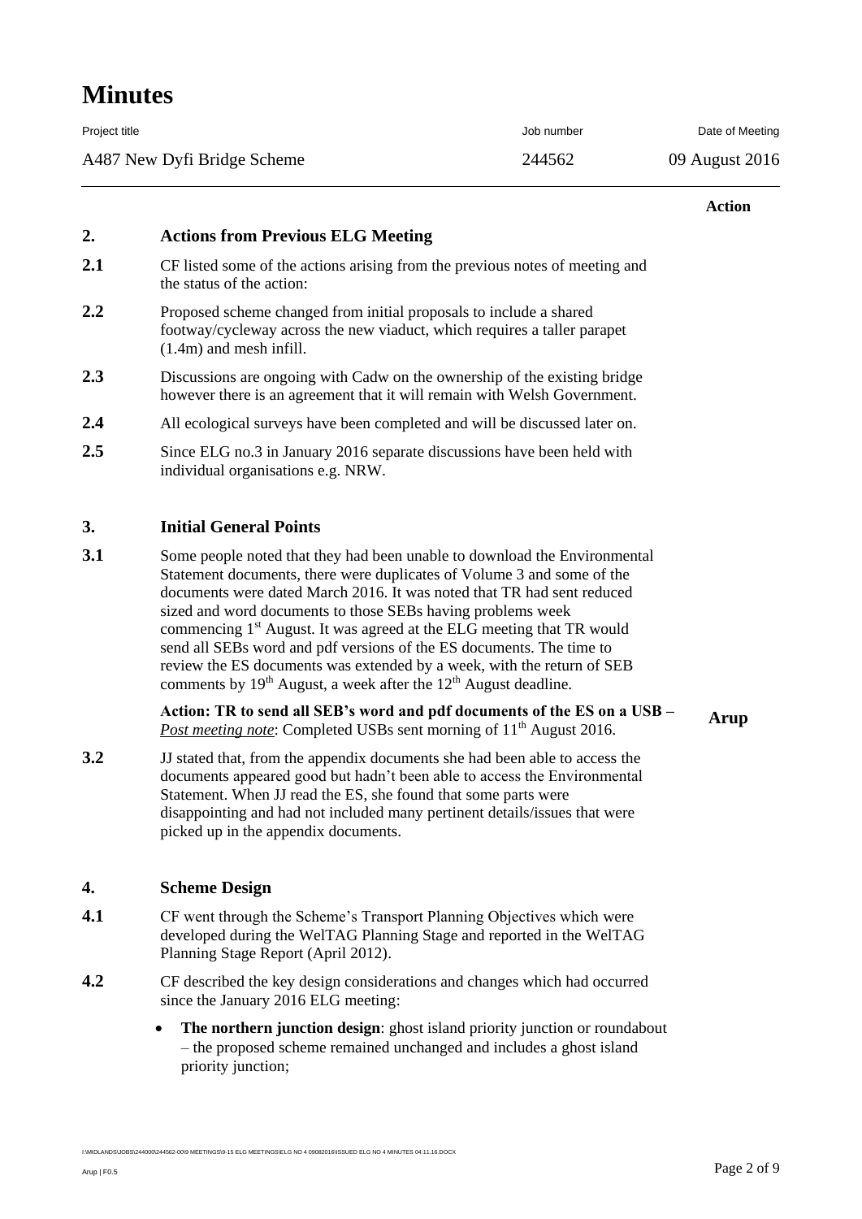# Minutes

| Project title | Job number | Date of Meeting |
|---|---|---|
| A487 New Dyfi Bridge Scheme | 244562 | 09 August 2016 |

**Action**

## 2. Actions from Previous ELG Meeting

**2.1** CF listed some of the actions arising from the previous notes of meeting and the status of the action:

**2.2** Proposed scheme changed from initial proposals to include a shared footway/cycleway across the new viaduct, which requires a taller parapet (1.4m) and mesh infill.

**2.3** Discussions are ongoing with Cadw on the ownership of the existing bridge however there is an agreement that it will remain with Welsh Government.

**2.4** All ecological surveys have been completed and will be discussed later on.

**2.5** Since ELG no.3 in January 2016 separate discussions have been held with individual organisations e.g. NRW.

## 3. Initial General Points

**3.1** Some people noted that they had been unable to download the Environmental Statement documents, there were duplicates of Volume 3 and some of the documents were dated March 2016. It was noted that TR had sent reduced sized and word documents to those SEBs having problems week commencing 1st August. It was agreed at the ELG meeting that TR would send all SEBs word and pdf versions of the ES documents. The time to review the ES documents was extended by a week, with the return of SEB comments by 19th August, a week after the 12th August deadline.

**Action: TR to send all SEB's word and pdf documents of the ES on a USB –** *Post meeting note*: Completed USBs sent morning of 11th August 2016. — **Arup**

**3.2** JJ stated that, from the appendix documents she had been able to access the documents appeared good but hadn't been able to access the Environmental Statement. When JJ read the ES, she found that some parts were disappointing and had not included many pertinent details/issues that were picked up in the appendix documents.

## 4. Scheme Design

**4.1** CF went through the Scheme's Transport Planning Objectives which were developed during the WelTAG Planning Stage and reported in the WelTAG Planning Stage Report (April 2012).

**4.2** CF described the key design considerations and changes which had occurred since the January 2016 ELG meeting:

- **The northern junction design**: ghost island priority junction or roundabout – the proposed scheme remained unchanged and includes a ghost island priority junction;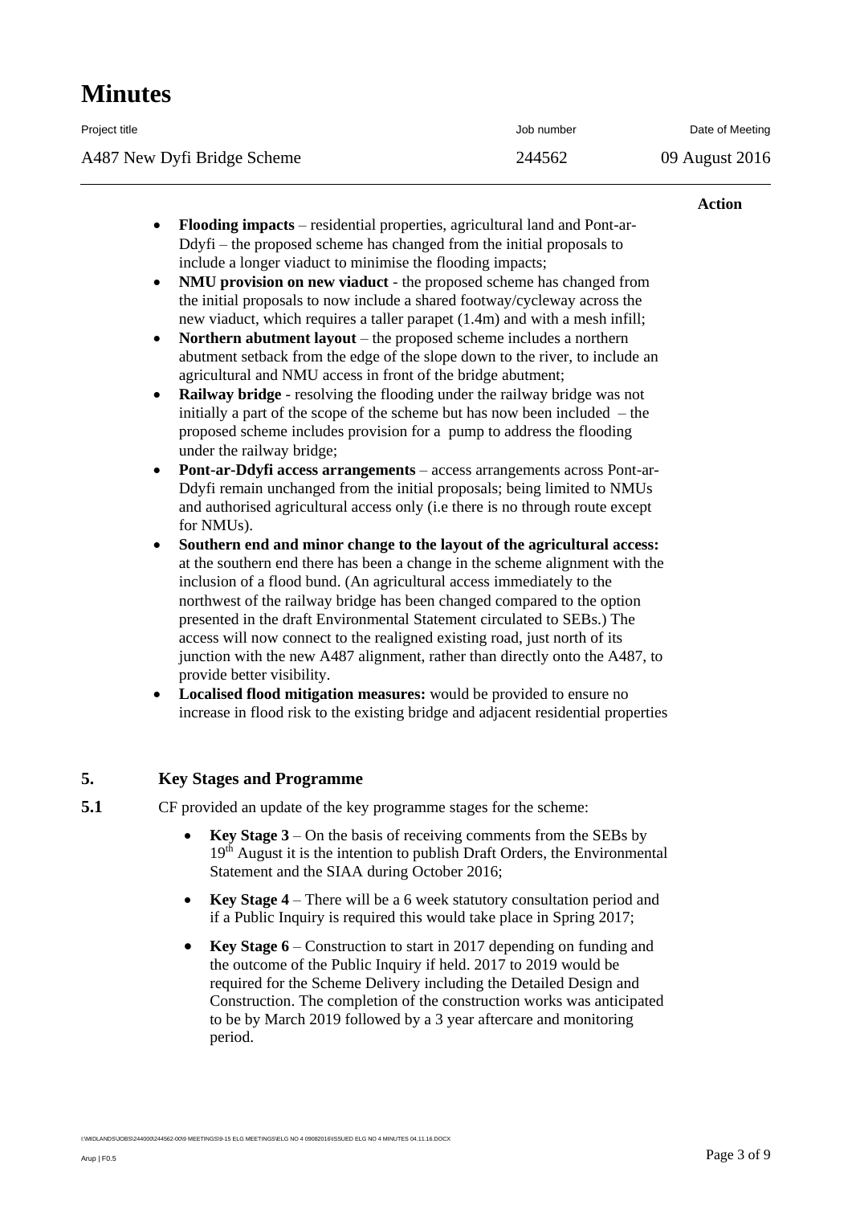**Action**

- **Flooding impacts** – residential properties, agricultural land and Pont-ar-Ddyfi – the proposed scheme has changed from the initial proposals to include a longer viaduct to minimise the flooding impacts;
- **NMU provision on new viaduct** - the proposed scheme has changed from the initial proposals to now include a shared footway/cycleway across the new viaduct, which requires a taller parapet (1.4m) and with a mesh infill;
- **Northern abutment layout** – the proposed scheme includes a northern abutment setback from the edge of the slope down to the river, to include an agricultural and NMU access in front of the bridge abutment;
- **Railway bridge** - resolving the flooding under the railway bridge was not initially a part of the scope of the scheme but has now been included – the proposed scheme includes provision for a pump to address the flooding under the railway bridge;
- **Pont-ar-Ddyfi access arrangements** – access arrangements across Pont-ar-Ddyfi remain unchanged from the initial proposals; being limited to NMUs and authorised agricultural access only (i.e there is no through route except for NMUs).
- **Southern end and minor change to the layout of the agricultural access:** at the southern end there has been a change in the scheme alignment with the inclusion of a flood bund. (An agricultural access immediately to the northwest of the railway bridge has been changed compared to the option presented in the draft Environmental Statement circulated to SEBs.) The access will now connect to the realigned existing road, just north of its junction with the new A487 alignment, rather than directly onto the A487, to provide better visibility.
- **Localised flood mitigation measures:** would be provided to ensure no increase in flood risk to the existing bridge and adjacent residential properties

## 5. Key Stages and Programme

**5.1** CF provided an update of the key programme stages for the scheme:

- **Key Stage 3** – On the basis of receiving comments from the SEBs by 19th August it is the intention to publish Draft Orders, the Environmental Statement and the SIAA during October 2016;
- **Key Stage 4** – There will be a 6 week statutory consultation period and if a Public Inquiry is required this would take place in Spring 2017;
- **Key Stage 6** – Construction to start in 2017 depending on funding and the outcome of the Public Inquiry if held. 2017 to 2019 would be required for the Scheme Delivery including the Detailed Design and Construction. The completion of the construction works was anticipated to be by March 2019 followed by a 3 year aftercare and monitoring period.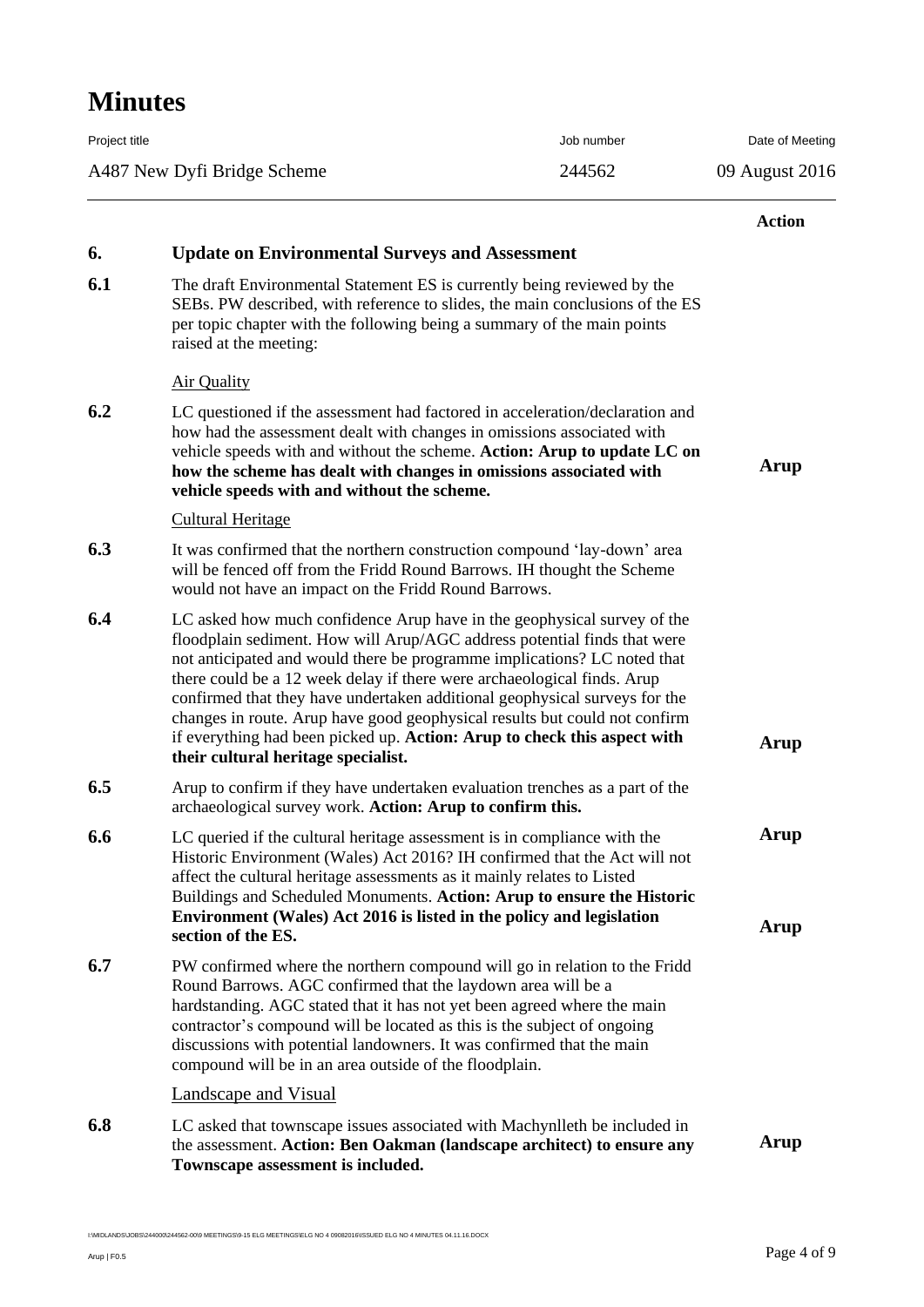# Minutes

| Project title | Job number | Date of Meeting |
|---|---|---|
| A487 New Dyfi Bridge Scheme | 244562 | 09 August 2016 |

| | | Action |
|---|---|---|
| **6.** | **Update on Environmental Surveys and Assessment** | |
| **6.1** | The draft Environmental Statement ES is currently being reviewed by the SEBs. PW described, with reference to slides, the main conclusions of the ES per topic chapter with the following being a summary of the main points raised at the meeting: | |
| | Air Quality | |
| **6.2** | LC questioned if the assessment had factored in acceleration/declaration and how had the assessment dealt with changes in omissions associated with vehicle speeds with and without the scheme. **Action: Arup to update LC on how the scheme has dealt with changes in omissions associated with vehicle speeds with and without the scheme.** | **Arup** |
| | Cultural Heritage | |
| **6.3** | It was confirmed that the northern construction compound 'lay-down' area will be fenced off from the Fridd Round Barrows. IH thought the Scheme would not have an impact on the Fridd Round Barrows. | |
| **6.4** | LC asked how much confidence Arup have in the geophysical survey of the floodplain sediment. How will Arup/AGC address potential finds that were not anticipated and would there be programme implications? LC noted that there could be a 12 week delay if there were archaeological finds. Arup confirmed that they have undertaken additional geophysical surveys for the changes in route. Arup have good geophysical results but could not confirm if everything had been picked up. **Action: Arup to check this aspect with their cultural heritage specialist.** | **Arup** |
| **6.5** | Arup to confirm if they have undertaken evaluation trenches as a part of the archaeological survey work. **Action: Arup to confirm this.** | **Arup** |
| **6.6** | LC queried if the cultural heritage assessment is in compliance with the Historic Environment (Wales) Act 2016? IH confirmed that the Act will not affect the cultural heritage assessments as it mainly relates to Listed Buildings and Scheduled Monuments. **Action: Arup to ensure the Historic Environment (Wales) Act 2016 is listed in the policy and legislation section of the ES.** | **Arup** |
| **6.7** | PW confirmed where the northern compound will go in relation to the Fridd Round Barrows. AGC confirmed that the laydown area will be a hardstanding. AGC stated that it has not yet been agreed where the main contractor's compound will be located as this is the subject of ongoing discussions with potential landowners. It was confirmed that the main compound will be in an area outside of the floodplain. | |
| | Landscape and Visual | |
| **6.8** | LC asked that townscape issues associated with Machynlleth be included in the assessment. **Action: Ben Oakman (landscape architect) to ensure any Townscape assessment is included.** | **Arup** |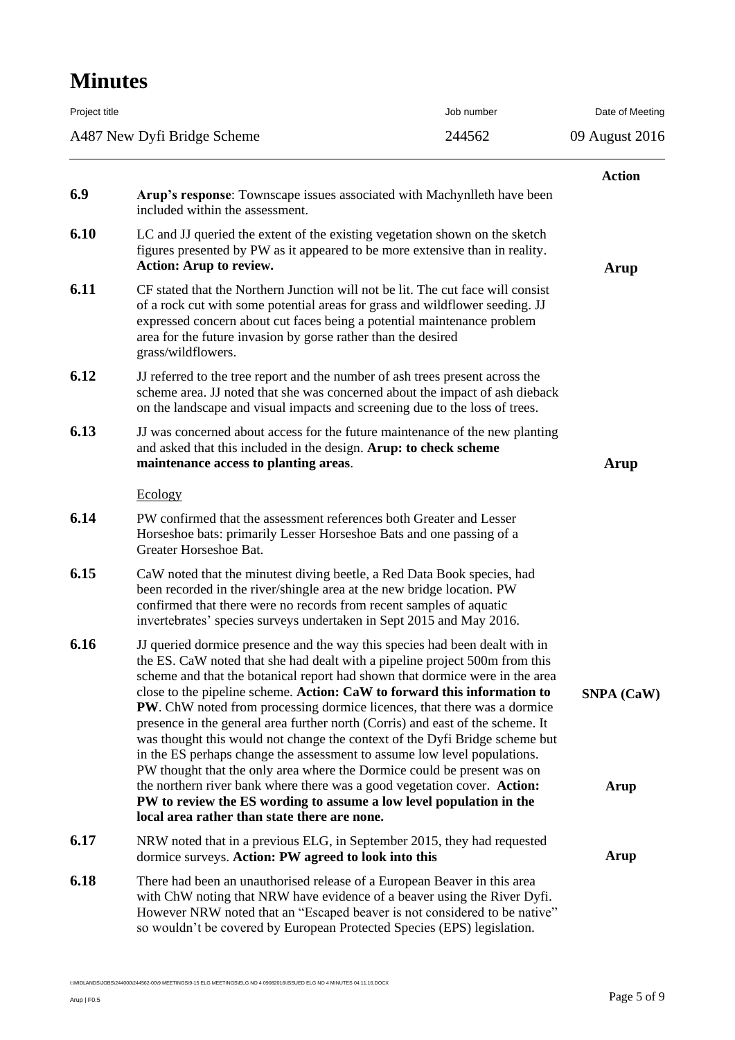# Minutes

| Project title | Job number | Date of Meeting |
|---|---|---|
| A487 New Dyfi Bridge Scheme | 244562 | 09 August 2016 |

| | | Action |
|---|---|---|
| **6.9** | **Arup's response**: Townscape issues associated with Machynlleth have been included within the assessment. | |
| **6.10** | LC and JJ queried the extent of the existing vegetation shown on the sketch figures presented by PW as it appeared to be more extensive than in reality. **Action: Arup to review.** | **Arup** |
| **6.11** | CF stated that the Northern Junction will not be lit. The cut face will consist of a rock cut with some potential areas for grass and wildflower seeding. JJ expressed concern about cut faces being a potential maintenance problem area for the future invasion by gorse rather than the desired grass/wildflowers. | |
| **6.12** | JJ referred to the tree report and the number of ash trees present across the scheme area. JJ noted that she was concerned about the impact of ash dieback on the landscape and visual impacts and screening due to the loss of trees. | |
| **6.13** | JJ was concerned about access for the future maintenance of the new planting and asked that this included in the design. **Arup: to check scheme maintenance access to planting areas**. | **Arup** |
| | Ecology | |
| **6.14** | PW confirmed that the assessment references both Greater and Lesser Horseshoe bats: primarily Lesser Horseshoe Bats and one passing of a Greater Horseshoe Bat. | |
| **6.15** | CaW noted that the minutest diving beetle, a Red Data Book species, had been recorded in the river/shingle area at the new bridge location. PW confirmed that there were no records from recent samples of aquatic invertebrates' species surveys undertaken in Sept 2015 and May 2016. | |
| **6.16** | JJ queried dormice presence and the way this species had been dealt with in the ES. CaW noted that she had dealt with a pipeline project 500m from this scheme and that the botanical report had shown that dormice were in the area close to the pipeline scheme. **Action: CaW to forward this information to PW**. ChW noted from processing dormice licences, that there was a dormice presence in the general area further north (Corris) and east of the scheme. It was thought this would not change the context of the Dyfi Bridge scheme but in the ES perhaps change the assessment to assume low level populations. PW thought that the only area where the Dormice could be present was on the northern river bank where there was a good vegetation cover. **Action: PW to review the ES wording to assume a low level population in the local area rather than state there are none.** | **SNPA (CaW)**<br><br>**Arup** |
| **6.17** | NRW noted that in a previous ELG, in September 2015, they had requested dormice surveys. **Action: PW agreed to look into this** | **Arup** |
| **6.18** | There had been an unauthorised release of a European Beaver in this area with ChW noting that NRW have evidence of a beaver using the River Dyfi. However NRW noted that an "Escaped beaver is not considered to be native" so wouldn't be covered by European Protected Species (EPS) legislation. | |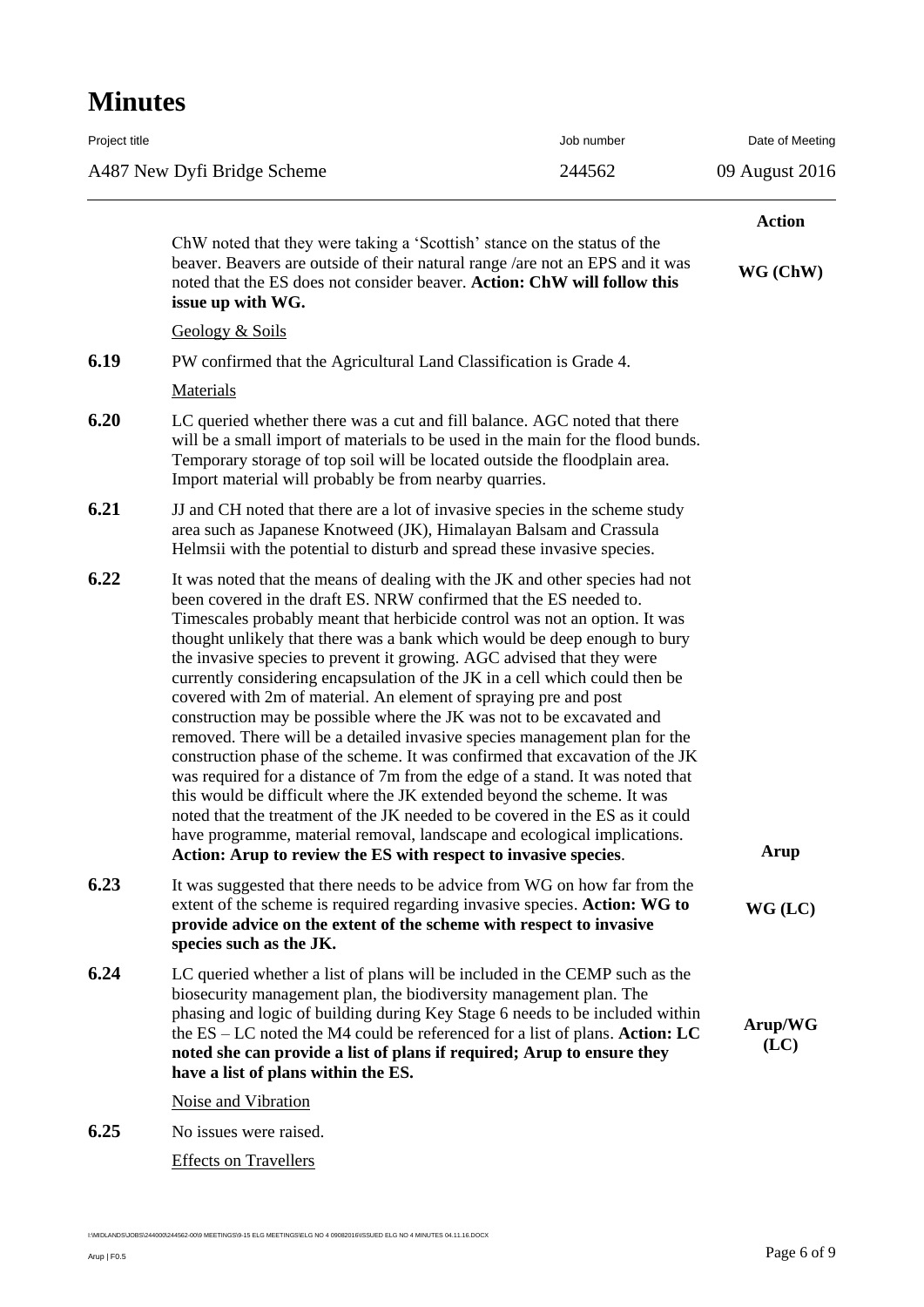# Minutes

| Project title | Job number | Date of Meeting |
|---|---|---|
| A487 New Dyfi Bridge Scheme | 244562 | 09 August 2016 |

| | | Action |
|---|---|---|
| | ChW noted that they were taking a 'Scottish' stance on the status of the beaver. Beavers are outside of their natural range /are not an EPS and it was noted that the ES does not consider beaver. **Action: ChW will follow this issue up with WG.** | **WG (ChW)** |
| | <u>Geology & Soils</u> | |
| **6.19** | PW confirmed that the Agricultural Land Classification is Grade 4. | |
| | <u>Materials</u> | |
| **6.20** | LC queried whether there was a cut and fill balance. AGC noted that there will be a small import of materials to be used in the main for the flood bunds. Temporary storage of top soil will be located outside the floodplain area. Import material will probably be from nearby quarries. | |
| **6.21** | JJ and CH noted that there are a lot of invasive species in the scheme study area such as Japanese Knotweed (JK), Himalayan Balsam and Crassula Helmsii with the potential to disturb and spread these invasive species. | |
| **6.22** | It was noted that the means of dealing with the JK and other species had not been covered in the draft ES. NRW confirmed that the ES needed to. Timescales probably meant that herbicide control was not an option. It was thought unlikely that there was a bank which would be deep enough to bury the invasive species to prevent it growing. AGC advised that they were currently considering encapsulation of the JK in a cell which could then be covered with 2m of material. An element of spraying pre and post construction may be possible where the JK was not to be excavated and removed. There will be a detailed invasive species management plan for the construction phase of the scheme. It was confirmed that excavation of the JK was required for a distance of 7m from the edge of a stand. It was noted that this would be difficult where the JK extended beyond the scheme. It was noted that the treatment of the JK needed to be covered in the ES as it could have programme, material removal, landscape and ecological implications. **Action: Arup to review the ES with respect to invasive species**. | **Arup** |
| **6.23** | It was suggested that there needs to be advice from WG on how far from the extent of the scheme is required regarding invasive species. **Action: WG to provide advice on the extent of the scheme with respect to invasive species such as the JK.** | **WG (LC)** |
| **6.24** | LC queried whether a list of plans will be included in the CEMP such as the biosecurity management plan, the biodiversity management plan. The phasing and logic of building during Key Stage 6 needs to be included within the ES – LC noted the M4 could be referenced for a list of plans. **Action: LC noted she can provide a list of plans if required; Arup to ensure they have a list of plans within the ES.** | **Arup/WG (LC)** |
| | <u>Noise and Vibration</u> | |
| **6.25** | No issues were raised. | |
| | <u>Effects on Travellers</u> | |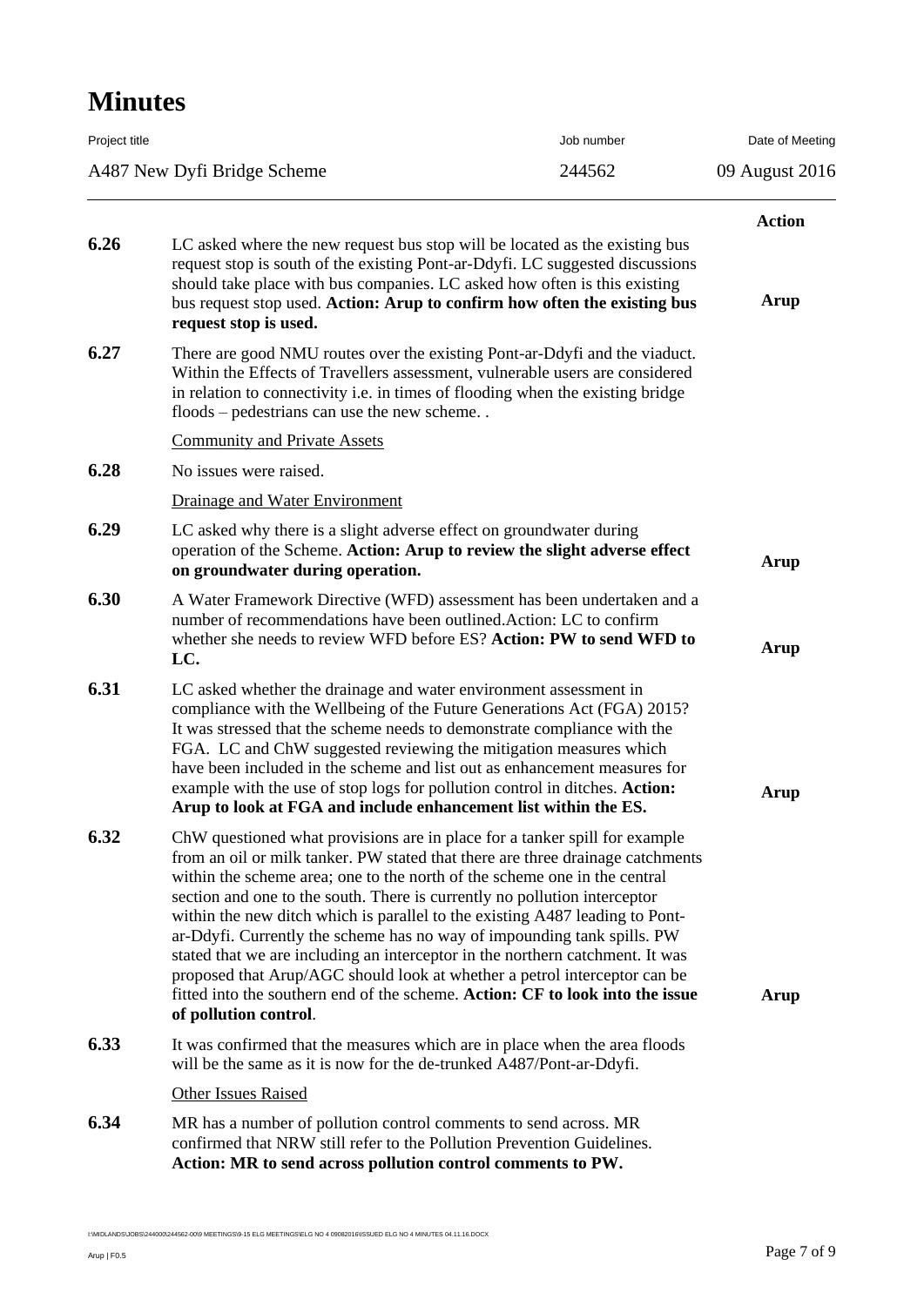# Minutes

| Project title | Job number | Date of Meeting |
|---|---|---|
| A487 New Dyfi Bridge Scheme | 244562 | 09 August 2016 |

| | | **Action** |
|---|---|---|
| **6.26** | LC asked where the new request bus stop will be located as the existing bus request stop is south of the existing Pont-ar-Ddyfi. LC suggested discussions should take place with bus companies. LC asked how often is this existing bus request stop used. **Action: Arup to confirm how often the existing bus request stop is used.** | **Arup** |
| **6.27** | There are good NMU routes over the existing Pont-ar-Ddyfi and the viaduct. Within the Effects of Travellers assessment, vulnerable users are considered in relation to connectivity i.e. in times of flooding when the existing bridge floods – pedestrians can use the new scheme. . | |
| | Community and Private Assets | |
| **6.28** | No issues were raised. | |
| | Drainage and Water Environment | |
| **6.29** | LC asked why there is a slight adverse effect on groundwater during operation of the Scheme. **Action: Arup to review the slight adverse effect on groundwater during operation.** | **Arup** |
| **6.30** | A Water Framework Directive (WFD) assessment has been undertaken and a number of recommendations have been outlined.Action: LC to confirm whether she needs to review WFD before ES? **Action: PW to send WFD to LC.** | **Arup** |
| **6.31** | LC asked whether the drainage and water environment assessment in compliance with the Wellbeing of the Future Generations Act (FGA) 2015? It was stressed that the scheme needs to demonstrate compliance with the FGA. LC and ChW suggested reviewing the mitigation measures which have been included in the scheme and list out as enhancement measures for example with the use of stop logs for pollution control in ditches. **Action: Arup to look at FGA and include enhancement list within the ES.** | **Arup** |
| **6.32** | ChW questioned what provisions are in place for a tanker spill for example from an oil or milk tanker. PW stated that there are three drainage catchments within the scheme area; one to the north of the scheme one in the central section and one to the south. There is currently no pollution interceptor within the new ditch which is parallel to the existing A487 leading to Pont-ar-Ddyfi. Currently the scheme has no way of impounding tank spills. PW stated that we are including an interceptor in the northern catchment. It was proposed that Arup/AGC should look at whether a petrol interceptor can be fitted into the southern end of the scheme. **Action: CF to look into the issue of pollution control**. | **Arup** |
| **6.33** | It was confirmed that the measures which are in place when the area floods will be the same as it is now for the de-trunked A487/Pont-ar-Ddyfi. | |
| | Other Issues Raised | |
| **6.34** | MR has a number of pollution control comments to send across. MR confirmed that NRW still refer to the Pollution Prevention Guidelines. **Action: MR to send across pollution control comments to PW.** | |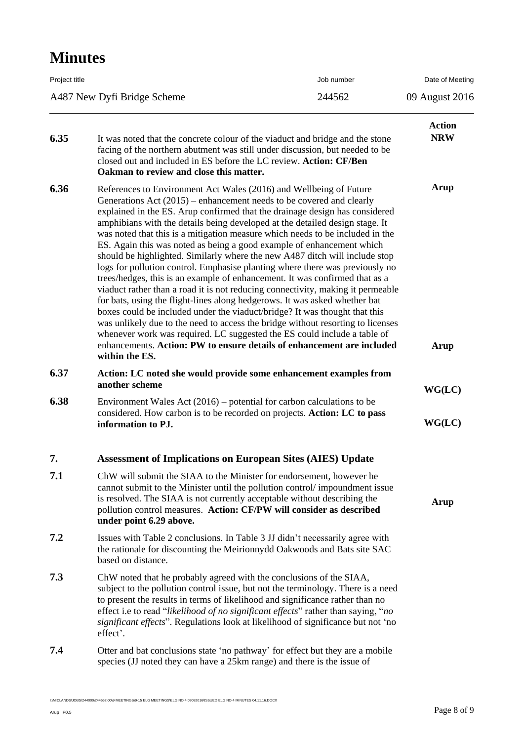# Minutes

| Project title | Job number | Date of Meeting |
|---|---|---|
| A487 New Dyfi Bridge Scheme | 244562 | 09 August 2016 |

| | | Action |
|---|---|---|
| 6.35 | It was noted that the concrete colour of the viaduct and bridge and the stone facing of the northern abutment was still under discussion, but needed to be closed out and included in ES before the LC review. **Action: CF/Ben Oakman to review and close this matter.** | **NRW** |
| 6.36 | References to Environment Act Wales (2016) and Wellbeing of Future Generations Act (2015) – enhancement needs to be covered and clearly explained in the ES. Arup confirmed that the drainage design has considered amphibians with the details being developed at the detailed design stage. It was noted that this is a mitigation measure which needs to be included in the ES. Again this was noted as being a good example of enhancement which should be highlighted. Similarly where the new A487 ditch will include stop logs for pollution control. Emphasise planting where there was previously no trees/hedges, this is an example of enhancement. It was confirmed that as a viaduct rather than a road it is not reducing connectivity, making it permeable for bats, using the flight-lines along hedgerows. It was asked whether bat boxes could be included under the viaduct/bridge? It was thought that this was unlikely due to the need to access the bridge without resorting to licenses whenever work was required. LC suggested the ES could include a table of enhancements. **Action: PW to ensure details of enhancement are included within the ES.** | **Arup**<br><br>**Arup** |
| 6.37 | **Action: LC noted she would provide some enhancement examples from another scheme** | **WG(LC)** |
| 6.38 | Environment Wales Act (2016) – potential for carbon calculations to be considered. How carbon is to be recorded on projects. **Action: LC to pass information to PJ.** | **WG(LC)** |

## 7. Assessment of Implications on European Sites (AIES) Update

| | | |
|---|---|---|
| 7.1 | ChW will submit the SIAA to the Minister for endorsement, however he cannot submit to the Minister until the pollution control/ impoundment issue is resolved. The SIAA is not currently acceptable without describing the pollution control measures. **Action: CF/PW will consider as described under point 6.29 above.** | **Arup** |
| 7.2 | Issues with Table 2 conclusions. In Table 3 JJ didn't necessarily agree with the rationale for discounting the Meirionnydd Oakwoods and Bats site SAC based on distance. | |
| 7.3 | ChW noted that he probably agreed with the conclusions of the SIAA, subject to the pollution control issue, but not the terminology. There is a need to present the results in terms of likelihood and significance rather than no effect i.e to read "*likelihood of no significant effects*" rather than saying, "*no significant effects*". Regulations look at likelihood of significance but not 'no effect'. | |
| 7.4 | Otter and bat conclusions state 'no pathway' for effect but they are a mobile species (JJ noted they can have a 25km range) and there is the issue of | |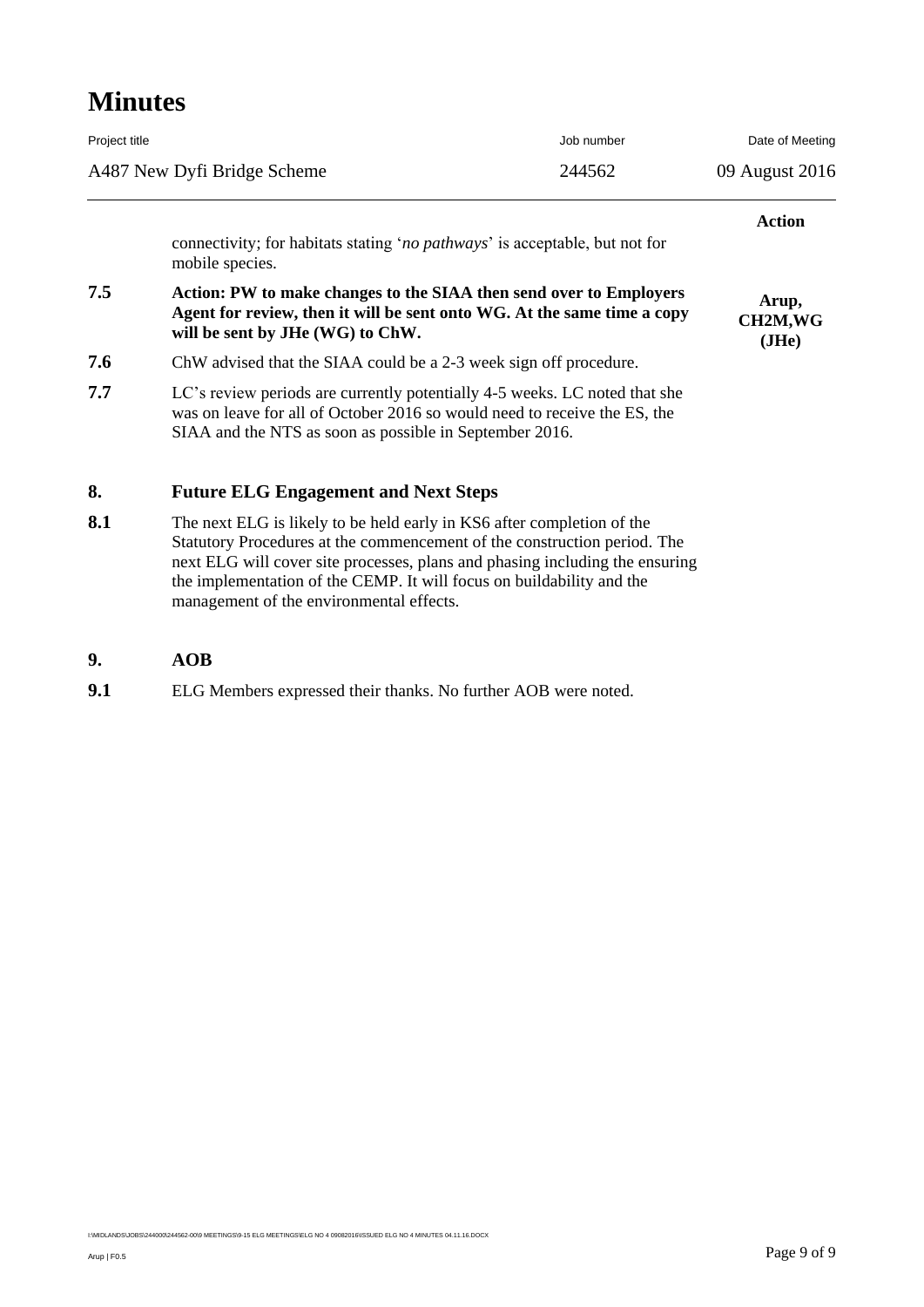| | | Action |
|---|---|---|
| | connectivity; for habitats stating '*no pathways*' is acceptable, but not for mobile species. | |
| **7.5** | **Action: PW to make changes to the SIAA then send over to Employers Agent for review, then it will be sent onto WG. At the same time a copy will be sent by JHe (WG) to ChW.** | **Arup, CH2M,WG (JHe)** |
| **7.6** | ChW advised that the SIAA could be a 2-3 week sign off procedure. | |
| **7.7** | LC's review periods are currently potentially 4-5 weeks. LC noted that she was on leave for all of October 2016 so would need to receive the ES, the SIAA and the NTS as soon as possible in September 2016. | |

## 8. Future ELG Engagement and Next Steps

**8.1** The next ELG is likely to be held early in KS6 after completion of the Statutory Procedures at the commencement of the construction period. The next ELG will cover site processes, plans and phasing including the ensuring the implementation of the CEMP. It will focus on buildability and the management of the environmental effects.

## 9. AOB

**9.1** ELG Members expressed their thanks. No further AOB were noted.